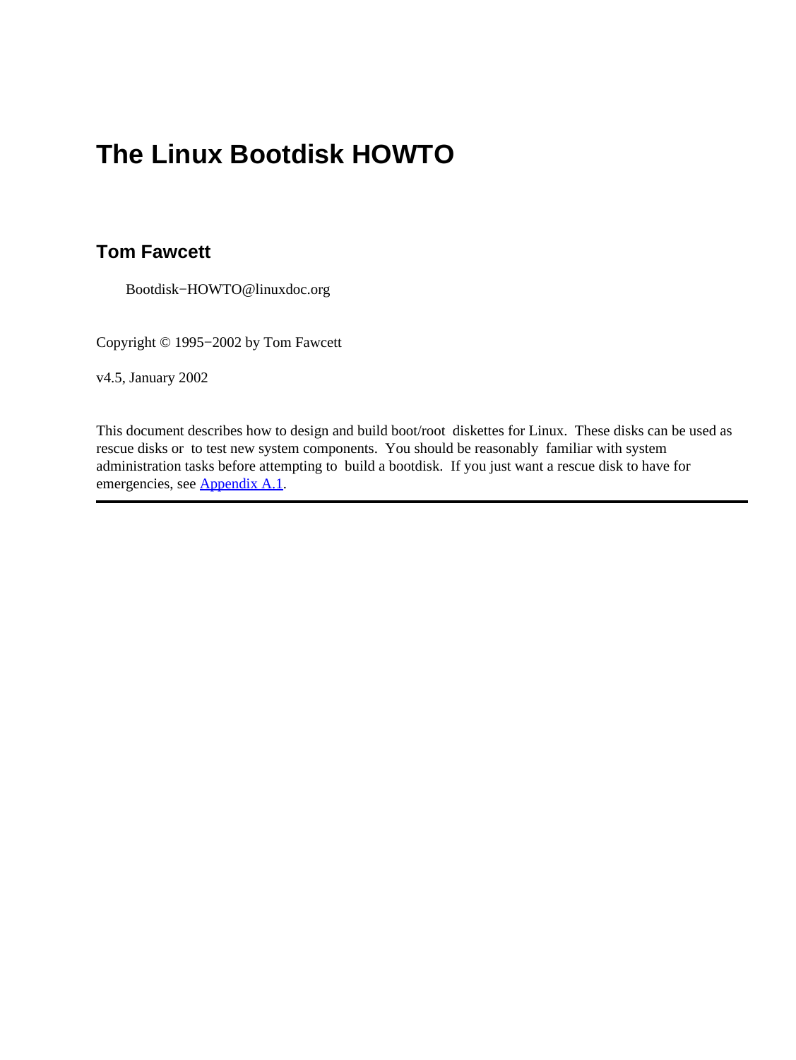# The Linux Bootdisk HOWTO

## Tom Fawcett

Bootdisk−HOWTO@linuxdoc.org

Copyright © 1995−2002 by Tom Fawcett

v4.5, January 2002

This document describes how to design and build boot/root diskettes for Linux. These disks can be used as rescue disks or to test new system components. You should be reasonably familiar with system administration tasks before attempting to build a bootdisk. If you just want a rescue disk to have for emergencies, see Appendix A.1.

---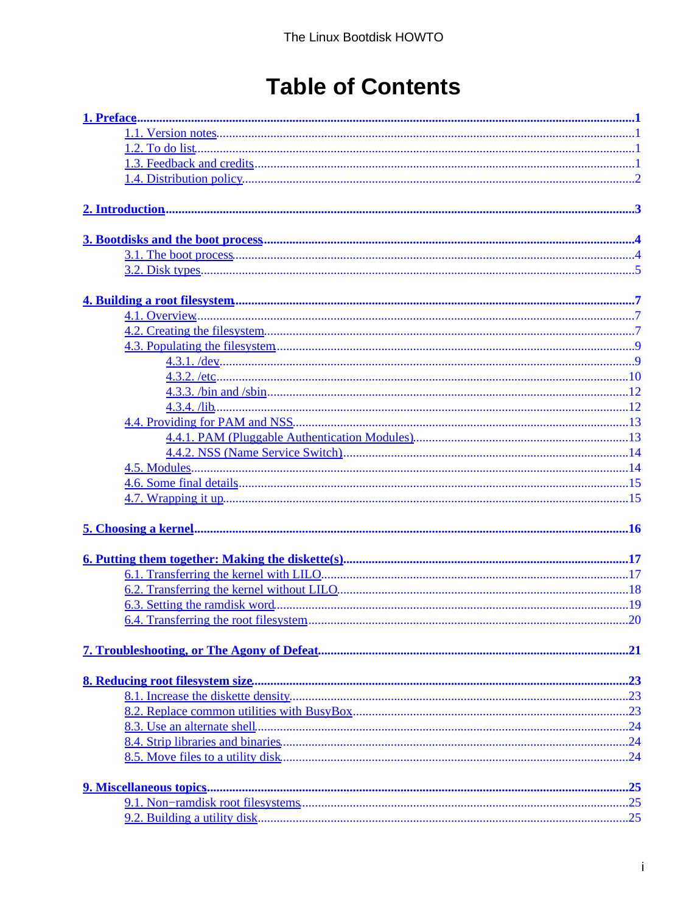# Table of Contents

**1. Preface** ..... 1
- 1.1. Version notes ..... 1
- 1.2. To do list ..... 1
- 1.3. Feedback and credits ..... 1
- 1.4. Distribution policy ..... 2

**2. Introduction** ..... 3

**3. Bootdisks and the boot process** ..... 4
- 3.1. The boot process ..... 4
- 3.2. Disk types ..... 5

**4. Building a root filesystem** ..... 7
- 4.1. Overview ..... 7
- 4.2. Creating the filesystem ..... 7
- 4.3. Populating the filesystem ..... 9
  - 4.3.1. /dev ..... 9
  - 4.3.2. /etc ..... 10
  - 4.3.3. /bin and /sbin ..... 12
  - 4.3.4. /lib ..... 12
- 4.4. Providing for PAM and NSS ..... 13
  - 4.4.1. PAM (Pluggable Authentication Modules) ..... 13
  - 4.4.2. NSS (Name Service Switch) ..... 14
- 4.5. Modules ..... 14
- 4.6. Some final details ..... 15
- 4.7. Wrapping it up ..... 15

**5. Choosing a kernel** ..... 16

**6. Putting them together: Making the diskette(s)** ..... 17
- 6.1. Transferring the kernel with LILO ..... 17
- 6.2. Transferring the kernel without LILO ..... 18
- 6.3. Setting the ramdisk word ..... 19
- 6.4. Transferring the root filesystem ..... 20

**7. Troubleshooting, or The Agony of Defeat** ..... 21

**8. Reducing root filesystem size** ..... 23
- 8.1. Increase the diskette density ..... 23
- 8.2. Replace common utilities with BusyBox ..... 23
- 8.3. Use an alternate shell ..... 24
- 8.4. Strip libraries and binaries ..... 24
- 8.5. Move files to a utility disk ..... 24

**9. Miscellaneous topics** ..... 25
- 9.1. Non−ramdisk root filesystems ..... 25
- 9.2. Building a utility disk ..... 25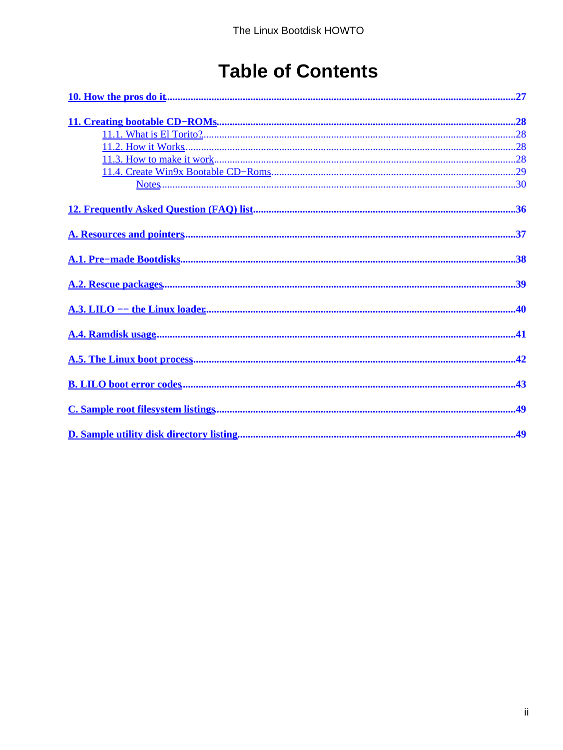# Table of Contents

10. How the pros do it.....27

11. Creating bootable CD−ROMs.....28
   - 11.1. What is El Torito?.....28
   - 11.2. How it Works.....28
   - 11.3. How to make it work.....28
   - 11.4. Create Win9x Bootable CD−Roms.....29
     - Notes.....30

12. Frequently Asked Question (FAQ) list.....36

A. Resources and pointers.....37

A.1. Pre−made Bootdisks.....38

A.2. Rescue packages.....39

A.3. LILO −− the Linux loader.....40

A.4. Ramdisk usage.....41

A.5. The Linux boot process.....42

B. LILO boot error codes.....43

C. Sample root filesystem listings.....49

D. Sample utility disk directory listing.....49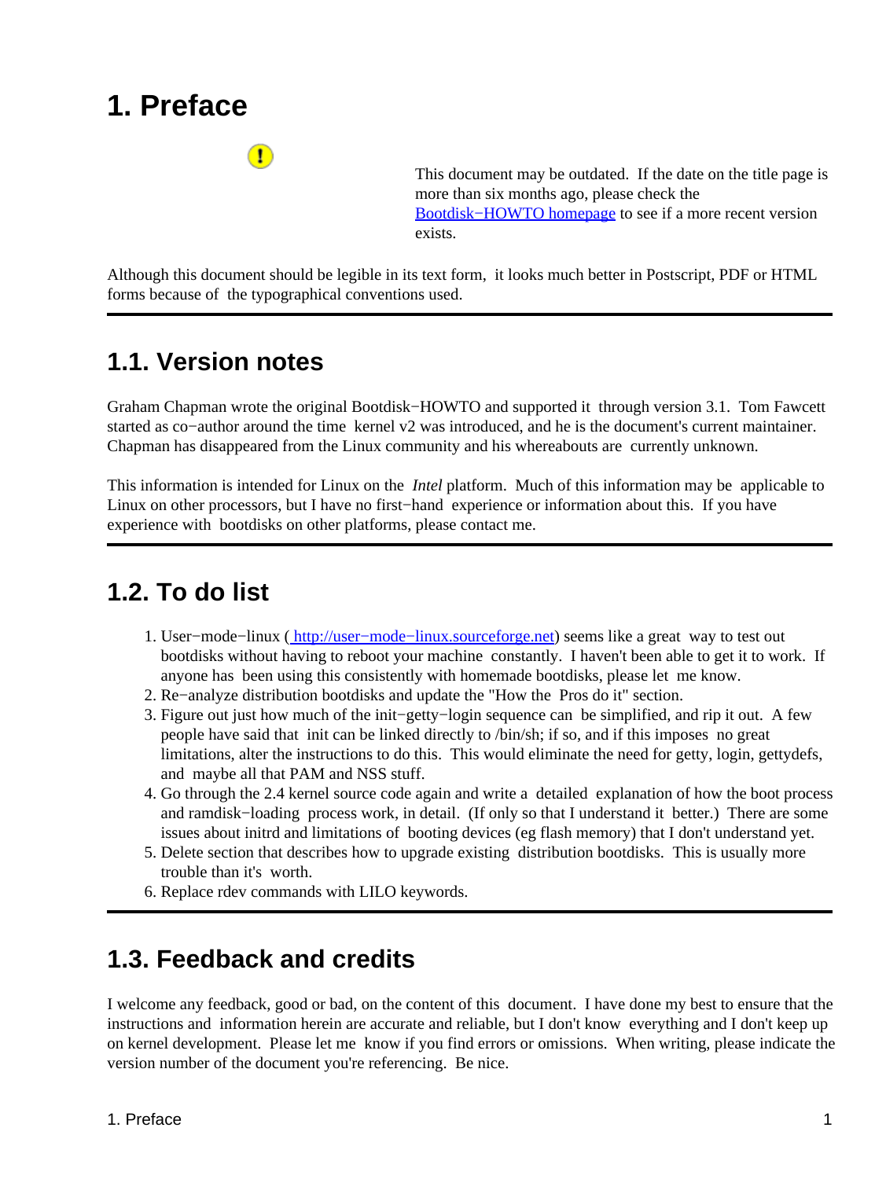# 1. Preface

This document may be outdated. If the date on the title page is more than six months ago, please check the Bootdisk−HOWTO homepage to see if a more recent version exists.

Although this document should be legible in its text form, it looks much better in Postscript, PDF or HTML forms because of the typographical conventions used.

## 1.1. Version notes

Graham Chapman wrote the original Bootdisk−HOWTO and supported it through version 3.1. Tom Fawcett started as co−author around the time kernel v2 was introduced, and he is the document's current maintainer. Chapman has disappeared from the Linux community and his whereabouts are currently unknown.

This information is intended for Linux on the *Intel* platform. Much of this information may be applicable to Linux on other processors, but I have no first−hand experience or information about this. If you have experience with bootdisks on other platforms, please contact me.

## 1.2. To do list

1. User−mode−linux ( http://user−mode−linux.sourceforge.net) seems like a great way to test out bootdisks without having to reboot your machine constantly. I haven't been able to get it to work. If anyone has been using this consistently with homemade bootdisks, please let me know.
2. Re−analyze distribution bootdisks and update the "How the Pros do it" section.
3. Figure out just how much of the init−getty−login sequence can be simplified, and rip it out. A few people have said that init can be linked directly to /bin/sh; if so, and if this imposes no great limitations, alter the instructions to do this. This would eliminate the need for getty, login, gettydefs, and maybe all that PAM and NSS stuff.
4. Go through the 2.4 kernel source code again and write a detailed explanation of how the boot process and ramdisk−loading process work, in detail. (If only so that I understand it better.) There are some issues about initrd and limitations of booting devices (eg flash memory) that I don't understand yet.
5. Delete section that describes how to upgrade existing distribution bootdisks. This is usually more trouble than it's worth.
6. Replace rdev commands with LILO keywords.

## 1.3. Feedback and credits

I welcome any feedback, good or bad, on the content of this document. I have done my best to ensure that the instructions and information herein are accurate and reliable, but I don't know everything and I don't keep up on kernel development. Please let me know if you find errors or omissions. When writing, please indicate the version number of the document you're referencing. Be nice.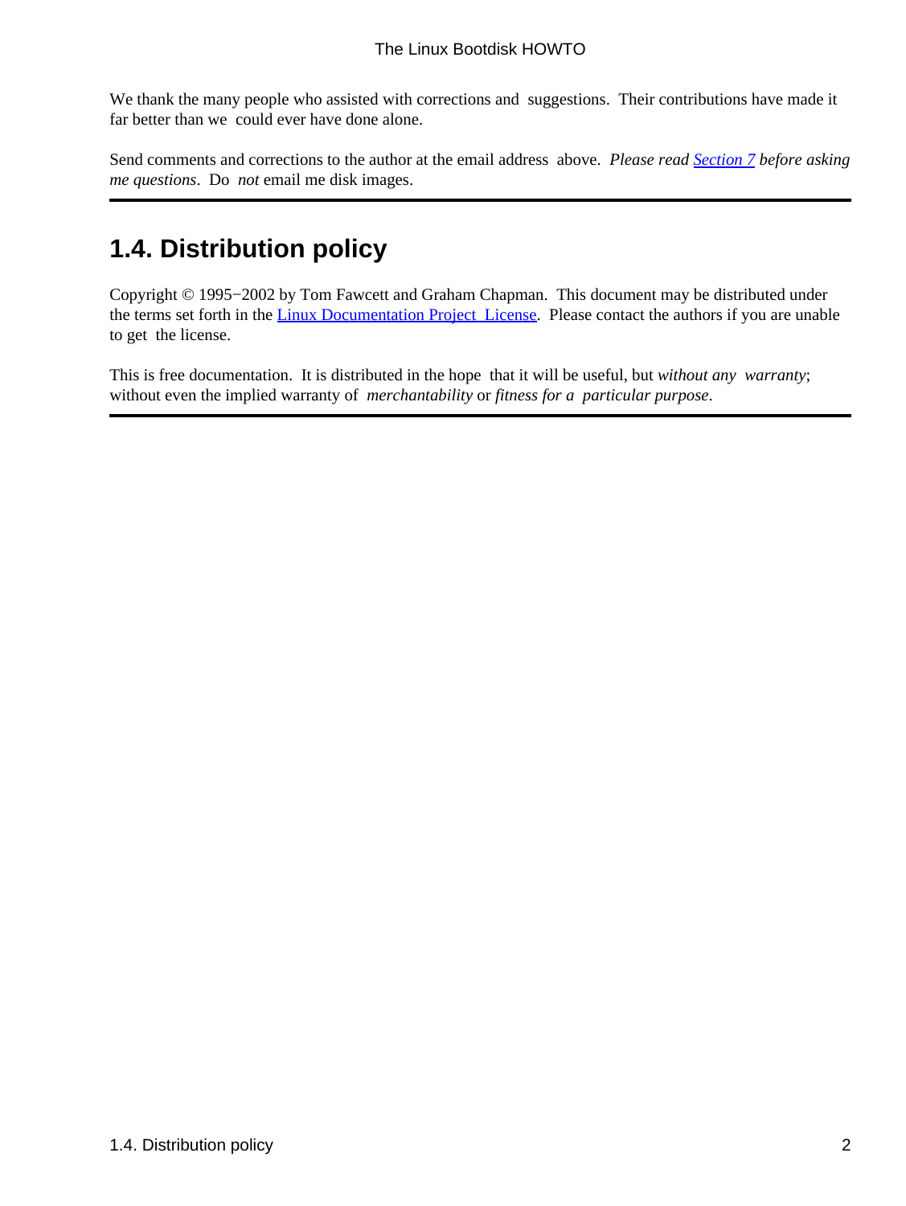We thank the many people who assisted with corrections and suggestions. Their contributions have made it far better than we could ever have done alone.

Send comments and corrections to the author at the email address above. *Please read Section 7 before asking me questions*. Do *not* email me disk images.

## 1.4. Distribution policy

Copyright © 1995−2002 by Tom Fawcett and Graham Chapman. This document may be distributed under the terms set forth in the Linux Documentation Project License. Please contact the authors if you are unable to get the license.

This is free documentation. It is distributed in the hope that it will be useful, but *without any warranty*; without even the implied warranty of *merchantability* or *fitness for a particular purpose*.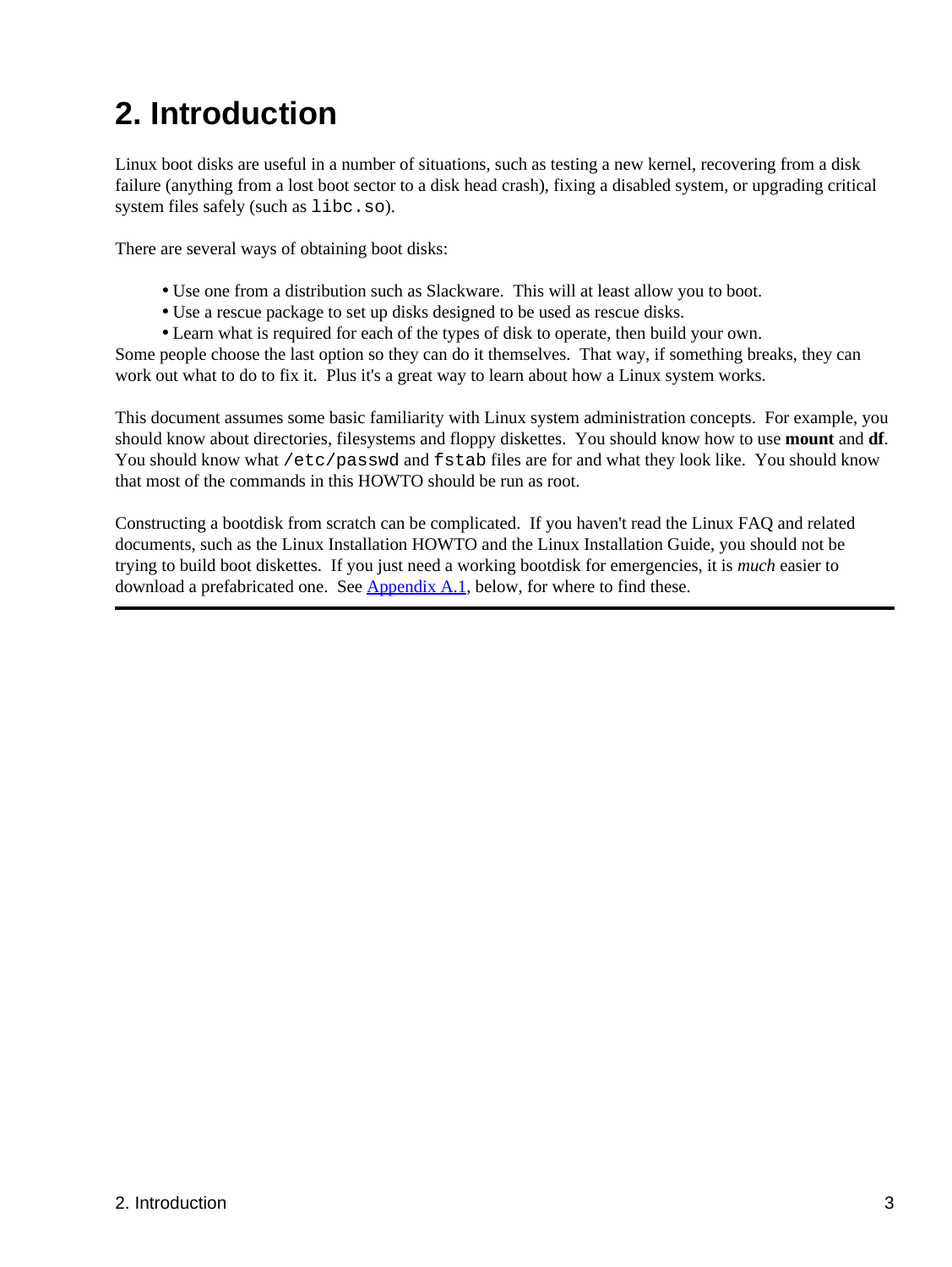# 2. Introduction

Linux boot disks are useful in a number of situations, such as testing a new kernel, recovering from a disk failure (anything from a lost boot sector to a disk head crash), fixing a disabled system, or upgrading critical system files safely (such as `libc.so`).

There are several ways of obtaining boot disks:

- Use one from a distribution such as Slackware. This will at least allow you to boot.
- Use a rescue package to set up disks designed to be used as rescue disks.
- Learn what is required for each of the types of disk to operate, then build your own.

Some people choose the last option so they can do it themselves. That way, if something breaks, they can work out what to do to fix it. Plus it's a great way to learn about how a Linux system works.

This document assumes some basic familiarity with Linux system administration concepts. For example, you should know about directories, filesystems and floppy diskettes. You should know how to use **mount** and **df**. You should know what `/etc/passwd` and `fstab` files are for and what they look like. You should know that most of the commands in this HOWTO should be run as root.

Constructing a bootdisk from scratch can be complicated. If you haven't read the Linux FAQ and related documents, such as the Linux Installation HOWTO and the Linux Installation Guide, you should not be trying to build boot diskettes. If you just need a working bootdisk for emergencies, it is *much* easier to download a prefabricated one. See Appendix A.1, below, for where to find these.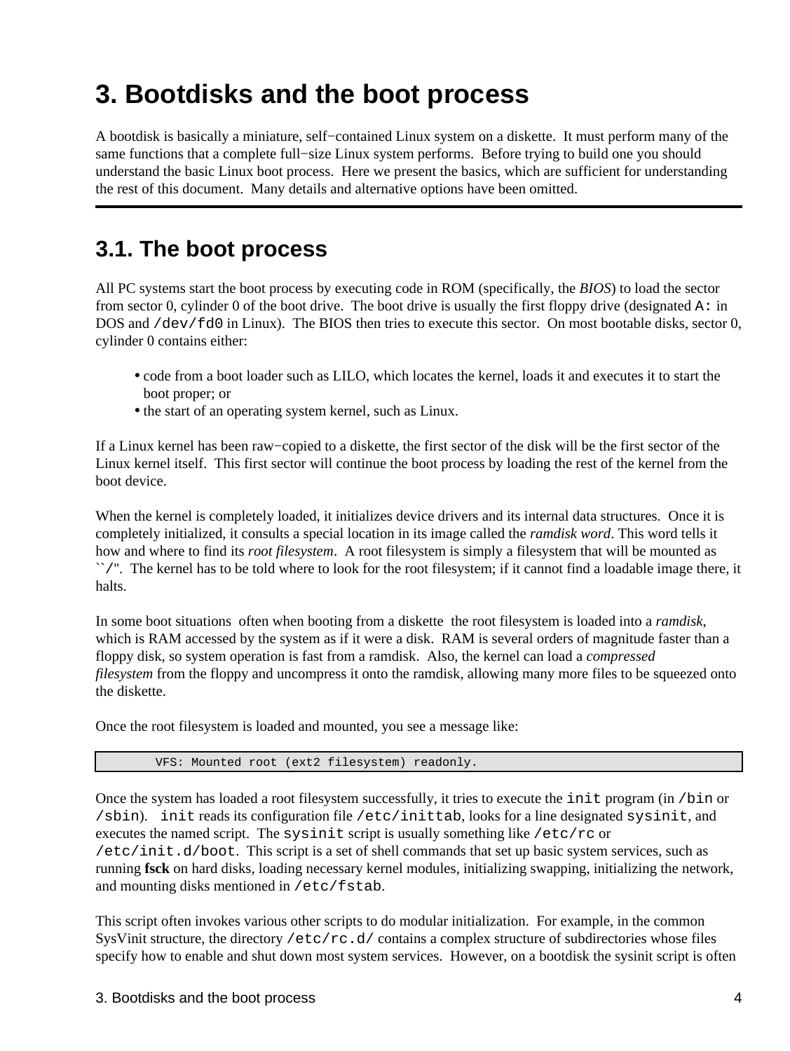# 3. Bootdisks and the boot process

A bootdisk is basically a miniature, self−contained Linux system on a diskette. It must perform many of the same functions that a complete full−size Linux system performs. Before trying to build one you should understand the basic Linux boot process. Here we present the basics, which are sufficient for understanding the rest of this document. Many details and alternative options have been omitted.

## 3.1. The boot process

All PC systems start the boot process by executing code in ROM (specifically, the *BIOS*) to load the sector from sector 0, cylinder 0 of the boot drive. The boot drive is usually the first floppy drive (designated `A:` in DOS and `/dev/fd0` in Linux). The BIOS then tries to execute this sector. On most bootable disks, sector 0, cylinder 0 contains either:

- code from a boot loader such as LILO, which locates the kernel, loads it and executes it to start the boot proper; or
- the start of an operating system kernel, such as Linux.

If a Linux kernel has been raw−copied to a diskette, the first sector of the disk will be the first sector of the Linux kernel itself. This first sector will continue the boot process by loading the rest of the kernel from the boot device.

When the kernel is completely loaded, it initializes device drivers and its internal data structures. Once it is completely initialized, it consults a special location in its image called the *ramdisk word*. This word tells it how and where to find its *root filesystem*. A root filesystem is simply a filesystem that will be mounted as ``/''. The kernel has to be told where to look for the root filesystem; if it cannot find a loadable image there, it halts.

In some boot situations often when booting from a diskette the root filesystem is loaded into a *ramdisk*, which is RAM accessed by the system as if it were a disk. RAM is several orders of magnitude faster than a floppy disk, so system operation is fast from a ramdisk. Also, the kernel can load a *compressed filesystem* from the floppy and uncompress it onto the ramdisk, allowing many more files to be squeezed onto the diskette.

Once the root filesystem is loaded and mounted, you see a message like:

```
        VFS: Mounted root (ext2 filesystem) readonly.
```

Once the system has loaded a root filesystem successfully, it tries to execute the `init` program (in `/bin` or `/sbin`). `init` reads its configuration file `/etc/inittab`, looks for a line designated `sysinit`, and executes the named script. The `sysinit` script is usually something like `/etc/rc` or `/etc/init.d/boot`. This script is a set of shell commands that set up basic system services, such as running **fsck** on hard disks, loading necessary kernel modules, initializing swapping, initializing the network, and mounting disks mentioned in `/etc/fstab`.

This script often invokes various other scripts to do modular initialization. For example, in the common SysVinit structure, the directory `/etc/rc.d/` contains a complex structure of subdirectories whose files specify how to enable and shut down most system services. However, on a bootdisk the sysinit script is often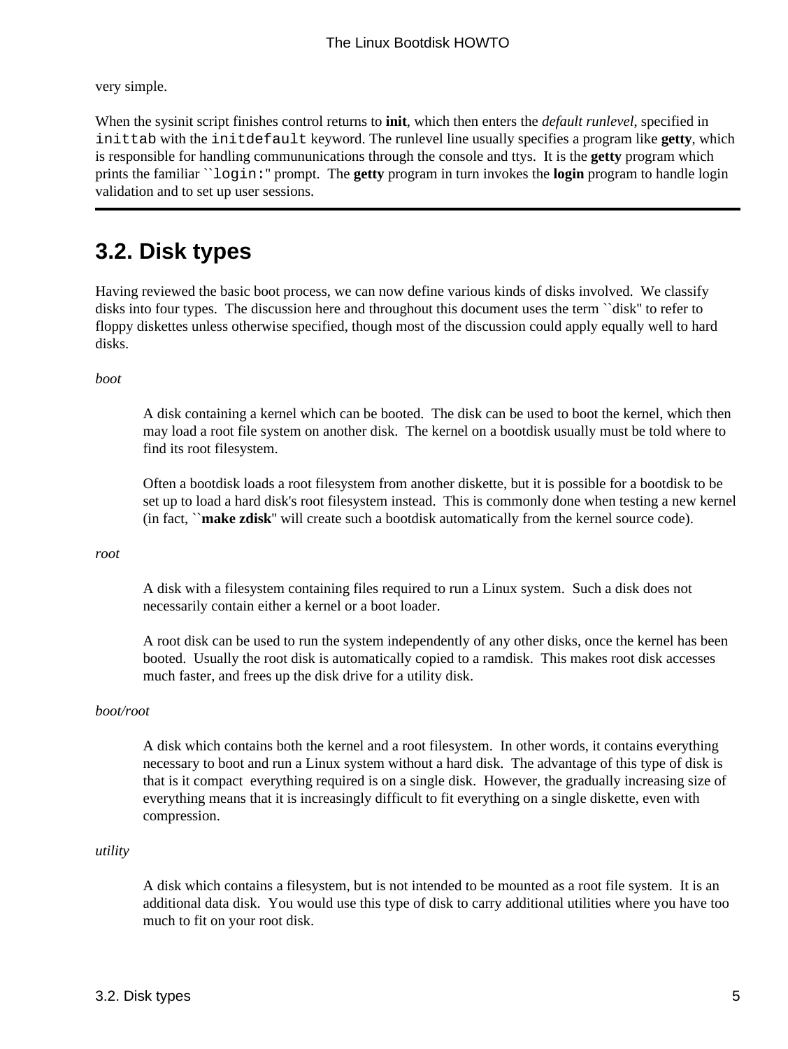very simple.

When the sysinit script finishes control returns to **init**, which then enters the *default runlevel*, specified in `inittab` with the `initdefault` keyword. The runlevel line usually specifies a program like **getty**, which is responsible for handling commununications through the console and ttys. It is the **getty** program which prints the familiar ``login:'' prompt. The **getty** program in turn invokes the **login** program to handle login validation and to set up user sessions.

---

## 3.2. Disk types

Having reviewed the basic boot process, we can now define various kinds of disks involved. We classify disks into four types. The discussion here and throughout this document uses the term ``disk'' to refer to floppy diskettes unless otherwise specified, though most of the discussion could apply equally well to hard disks.

*boot*

A disk containing a kernel which can be booted. The disk can be used to boot the kernel, which then may load a root file system on another disk. The kernel on a bootdisk usually must be told where to find its root filesystem.

Often a bootdisk loads a root filesystem from another diskette, but it is possible for a bootdisk to be set up to load a hard disk's root filesystem instead. This is commonly done when testing a new kernel (in fact, ``**make zdisk**'' will create such a bootdisk automatically from the kernel source code).

*root*

A disk with a filesystem containing files required to run a Linux system. Such a disk does not necessarily contain either a kernel or a boot loader.

A root disk can be used to run the system independently of any other disks, once the kernel has been booted. Usually the root disk is automatically copied to a ramdisk. This makes root disk accesses much faster, and frees up the disk drive for a utility disk.

*boot/root*

A disk which contains both the kernel and a root filesystem. In other words, it contains everything necessary to boot and run a Linux system without a hard disk. The advantage of this type of disk is that is it compact everything required is on a single disk. However, the gradually increasing size of everything means that it is increasingly difficult to fit everything on a single diskette, even with compression.

*utility*

A disk which contains a filesystem, but is not intended to be mounted as a root file system. It is an additional data disk. You would use this type of disk to carry additional utilities where you have too much to fit on your root disk.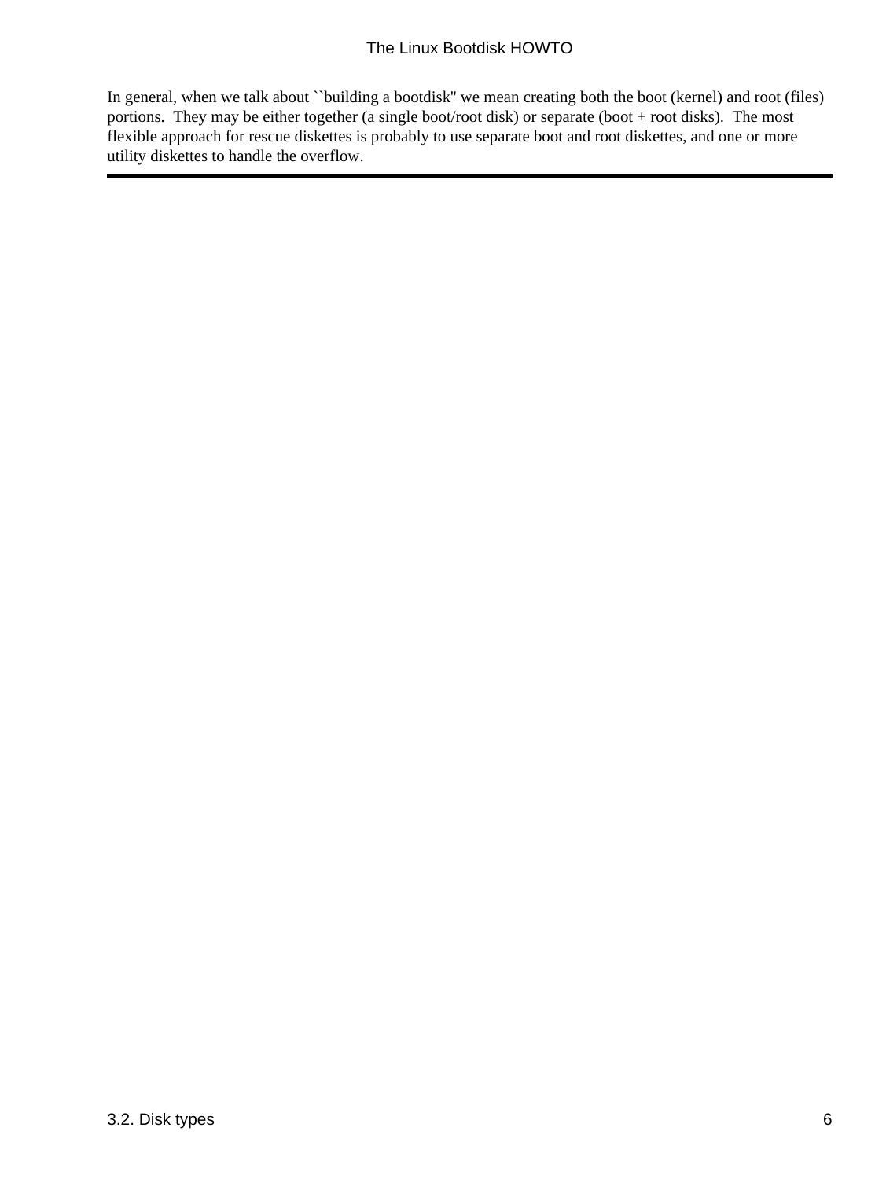In general, when we talk about ``building a bootdisk'' we mean creating both the boot (kernel) and root (files) portions. They may be either together (a single boot/root disk) or separate (boot + root disks). The most flexible approach for rescue diskettes is probably to use separate boot and root diskettes, and one or more utility diskettes to handle the overflow.

---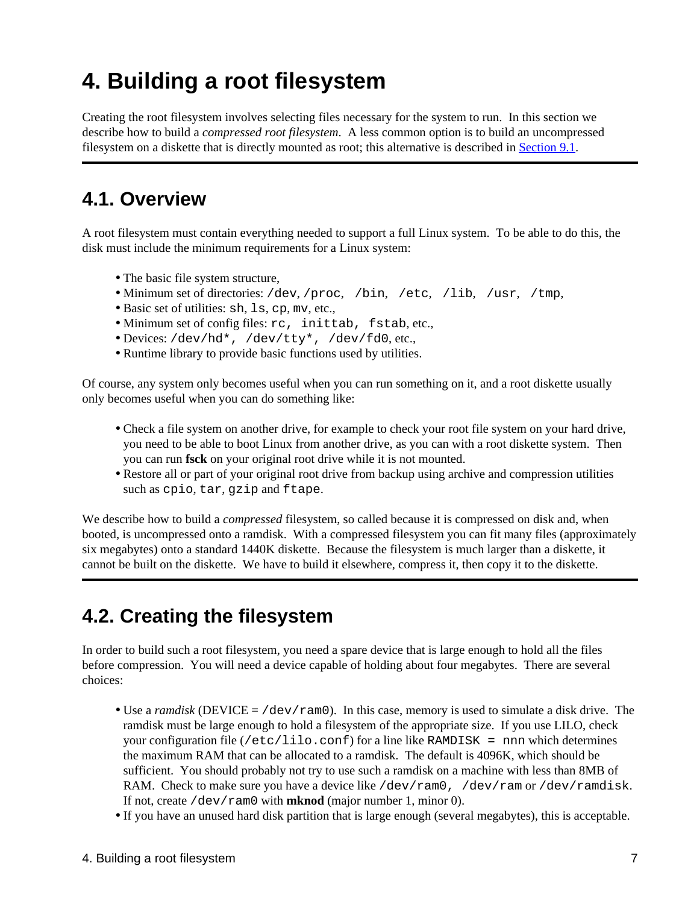# 4. Building a root filesystem

Creating the root filesystem involves selecting files necessary for the system to run. In this section we describe how to build a *compressed root filesystem*. A less common option is to build an uncompressed filesystem on a diskette that is directly mounted as root; this alternative is described in Section 9.1.

## 4.1. Overview

A root filesystem must contain everything needed to support a full Linux system. To be able to do this, the disk must include the minimum requirements for a Linux system:

- The basic file system structure,
- Minimum set of directories: `/dev`, `/proc`, `/bin`, `/etc`, `/lib`, `/usr`, `/tmp`,
- Basic set of utilities: `sh`, `ls`, `cp`, `mv`, etc.,
- Minimum set of config files: `rc`, `inittab`, `fstab`, etc.,
- Devices: `/dev/hd*`, `/dev/tty*`, `/dev/fd0`, etc.,
- Runtime library to provide basic functions used by utilities.

Of course, any system only becomes useful when you can run something on it, and a root diskette usually only becomes useful when you can do something like:

- Check a file system on another drive, for example to check your root file system on your hard drive, you need to be able to boot Linux from another drive, as you can with a root diskette system. Then you can run **fsck** on your original root drive while it is not mounted.
- Restore all or part of your original root drive from backup using archive and compression utilities such as `cpio`, `tar`, `gzip` and `ftape`.

We describe how to build a *compressed* filesystem, so called because it is compressed on disk and, when booted, is uncompressed onto a ramdisk. With a compressed filesystem you can fit many files (approximately six megabytes) onto a standard 1440K diskette. Because the filesystem is much larger than a diskette, it cannot be built on the diskette. We have to build it elsewhere, compress it, then copy it to the diskette.

## 4.2. Creating the filesystem

In order to build such a root filesystem, you need a spare device that is large enough to hold all the files before compression. You will need a device capable of holding about four megabytes. There are several choices:

- Use a *ramdisk* (DEVICE = `/dev/ram0`). In this case, memory is used to simulate a disk drive. The ramdisk must be large enough to hold a filesystem of the appropriate size. If you use LILO, check your configuration file (`/etc/lilo.conf`) for a line like `RAMDISK = nnn` which determines the maximum RAM that can be allocated to a ramdisk. The default is 4096K, which should be sufficient. You should probably not try to use such a ramdisk on a machine with less than 8MB of RAM. Check to make sure you have a device like `/dev/ram0`, `/dev/ram` or `/dev/ramdisk`. If not, create `/dev/ram0` with **mknod** (major number 1, minor 0).
- If you have an unused hard disk partition that is large enough (several megabytes), this is acceptable.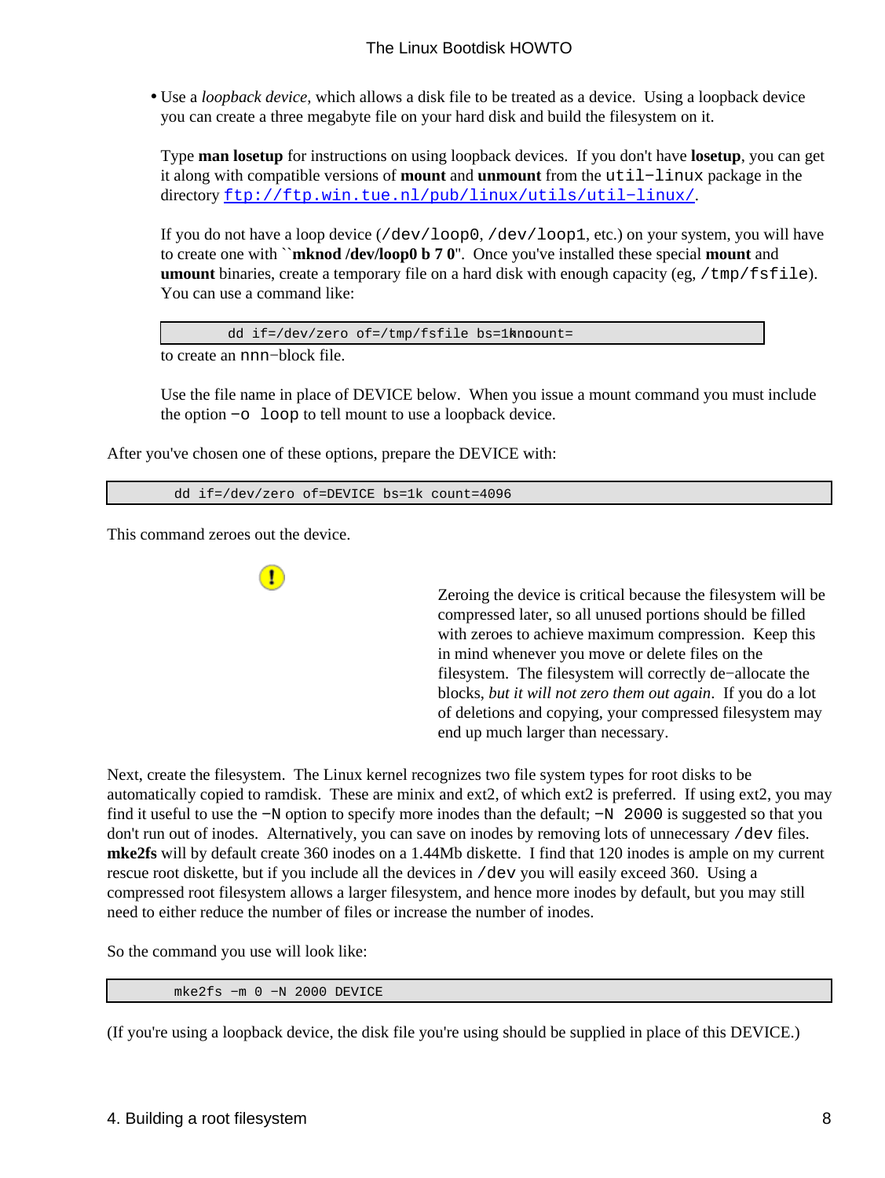- Use a *loopback device*, which allows a disk file to be treated as a device. Using a loopback device you can create a three megabyte file on your hard disk and build the filesystem on it.

  Type **man losetup** for instructions on using loopback devices. If you don't have **losetup**, you can get it along with compatible versions of **mount** and **unmount** from the `util-linux` package in the directory [ftp://ftp.win.tue.nl/pub/linux/utils/util-linux/](ftp://ftp.win.tue.nl/pub/linux/utils/util-linux/).

  If you do not have a loop device (`/dev/loop0`, `/dev/loop1`, etc.) on your system, you will have to create one with ``**mknod /dev/loop0 b 7 0**''. Once you've installed these special **mount** and **umount** binaries, create a temporary file on a hard disk with enough capacity (eg, `/tmp/fsfile`). You can use a command like:

  ```
          dd if=/dev/zero of=/tmp/fsfile bs=1k count=nnn
  ```

  to create an `nnn`-block file.

  Use the file name in place of DEVICE below. When you issue a mount command you must include the option `-o loop` to tell mount to use a loopback device.

After you've chosen one of these options, prepare the DEVICE with:

```
        dd if=/dev/zero of=DEVICE bs=1k count=4096
```

This command zeroes out the device.

> Zeroing the device is critical because the filesystem will be compressed later, so all unused portions should be filled with zeroes to achieve maximum compression. Keep this in mind whenever you move or delete files on the filesystem. The filesystem will correctly de-allocate the blocks, *but it will not zero them out again*. If you do a lot of deletions and copying, your compressed filesystem may end up much larger than necessary.

Next, create the filesystem. The Linux kernel recognizes two file system types for root disks to be automatically copied to ramdisk. These are minix and ext2, of which ext2 is preferred. If using ext2, you may find it useful to use the `-N` option to specify more inodes than the default; `-N 2000` is suggested so that you don't run out of inodes. Alternatively, you can save on inodes by removing lots of unnecessary `/dev` files. **mke2fs** will by default create 360 inodes on a 1.44Mb diskette. I find that 120 inodes is ample on my current rescue root diskette, but if you include all the devices in `/dev` you will easily exceed 360. Using a compressed root filesystem allows a larger filesystem, and hence more inodes by default, but you may still need to either reduce the number of files or increase the number of inodes.

So the command you use will look like:

```
        mke2fs -m 0 -N 2000 DEVICE
```

(If you're using a loopback device, the disk file you're using should be supplied in place of this DEVICE.)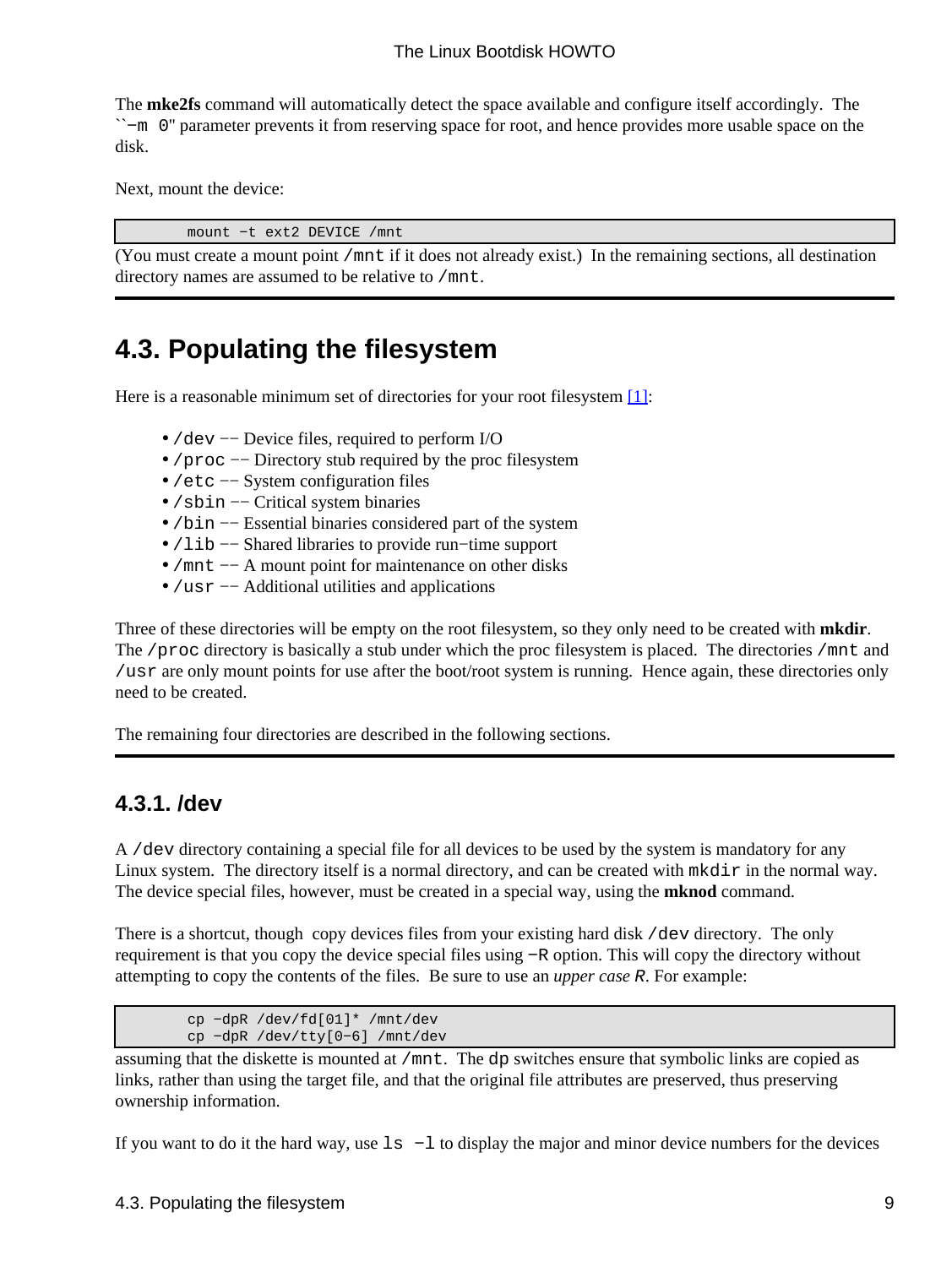The **mke2fs** command will automatically detect the space available and configure itself accordingly. The ``-m 0'' parameter prevents it from reserving space for root, and hence provides more usable space on the disk.

Next, mount the device:

```
mount -t ext2 DEVICE /mnt
```

(You must create a mount point `/mnt` if it does not already exist.) In the remaining sections, all destination directory names are assumed to be relative to `/mnt`.

## 4.3. Populating the filesystem

Here is a reasonable minimum set of directories for your root filesystem [1]:

- `/dev` -- Device files, required to perform I/O
- `/proc` -- Directory stub required by the proc filesystem
- `/etc` -- System configuration files
- `/sbin` -- Critical system binaries
- `/bin` -- Essential binaries considered part of the system
- `/lib` -- Shared libraries to provide run-time support
- `/mnt` -- A mount point for maintenance on other disks
- `/usr` -- Additional utilities and applications

Three of these directories will be empty on the root filesystem, so they only need to be created with **mkdir**. The `/proc` directory is basically a stub under which the proc filesystem is placed. The directories `/mnt` and `/usr` are only mount points for use after the boot/root system is running. Hence again, these directories only need to be created.

The remaining four directories are described in the following sections.

### 4.3.1. /dev

A `/dev` directory containing a special file for all devices to be used by the system is mandatory for any Linux system. The directory itself is a normal directory, and can be created with `mkdir` in the normal way. The device special files, however, must be created in a special way, using the **mknod** command.

There is a shortcut, though copy devices files from your existing hard disk `/dev` directory. The only requirement is that you copy the device special files using `-R` option. This will copy the directory without attempting to copy the contents of the files. Be sure to use an *upper case R*. For example:

```
cp -dpR /dev/fd[01]* /mnt/dev
cp -dpR /dev/tty[0-6] /mnt/dev
```

assuming that the diskette is mounted at `/mnt`. The `dp` switches ensure that symbolic links are copied as links, rather than using the target file, and that the original file attributes are preserved, thus preserving ownership information.

If you want to do it the hard way, use `ls -l` to display the major and minor device numbers for the devices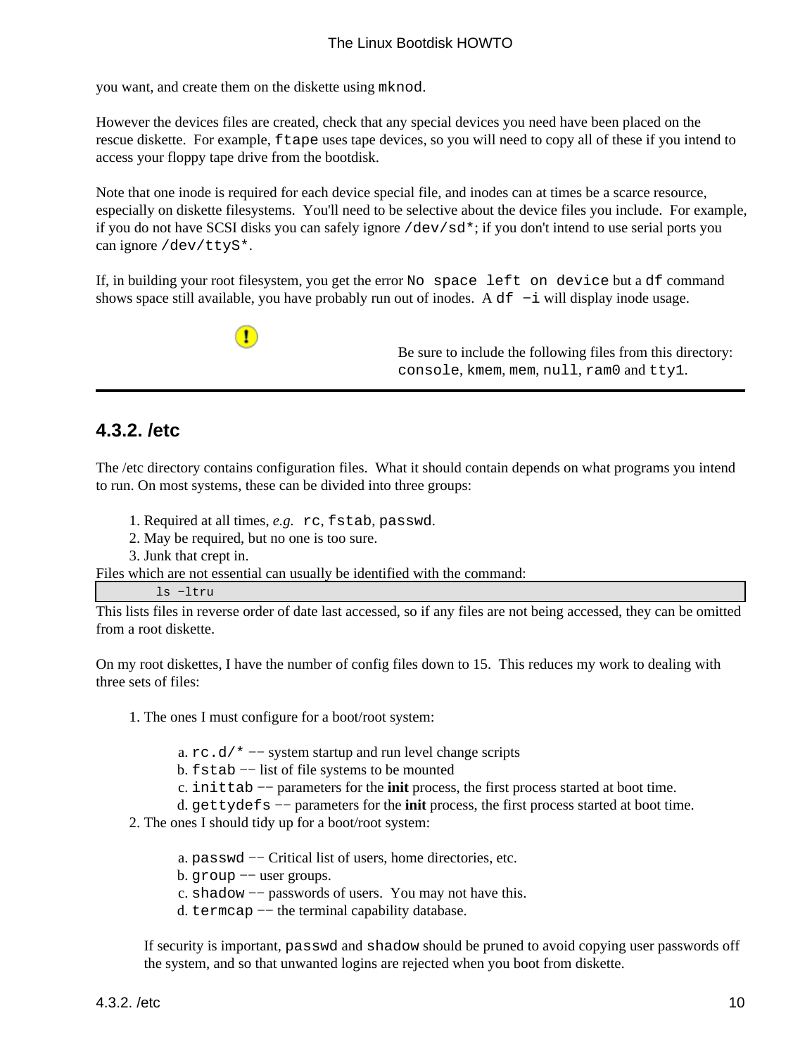you want, and create them on the diskette using `mknod`.

However the devices files are created, check that any special devices you need have been placed on the rescue diskette. For example, `ftape` uses tape devices, so you will need to copy all of these if you intend to access your floppy tape drive from the bootdisk.

Note that one inode is required for each device special file, and inodes can at times be a scarce resource, especially on diskette filesystems. You'll need to be selective about the device files you include. For example, if you do not have SCSI disks you can safely ignore `/dev/sd*`; if you don't intend to use serial ports you can ignore `/dev/ttyS*`.

If, in building your root filesystem, you get the error `No space left on device` but a `df` command shows space still available, you have probably run out of inodes. A `df -i` will display inode usage.

> Be sure to include the following files from this directory: `console`, `kmem`, `mem`, `null`, `ram0` and `tty1`.

---

### 4.3.2. /etc

The /etc directory contains configuration files. What it should contain depends on what programs you intend to run. On most systems, these can be divided into three groups:

1. Required at all times, *e.g.* `rc`, `fstab`, `passwd`.
2. May be required, but no one is too sure.
3. Junk that crept in.

Files which are not essential can usually be identified with the command:

```
ls -ltru
```

This lists files in reverse order of date last accessed, so if any files are not being accessed, they can be omitted from a root diskette.

On my root diskettes, I have the number of config files down to 15. This reduces my work to dealing with three sets of files:

1. The ones I must configure for a boot/root system:
   a. `rc.d/*` -- system startup and run level change scripts
   b. `fstab` -- list of file systems to be mounted
   c. `inittab` -- parameters for the **init** process, the first process started at boot time.
   d. `gettydefs` -- parameters for the **init** process, the first process started at boot time.
2. The ones I should tidy up for a boot/root system:
   a. `passwd` -- Critical list of users, home directories, etc.
   b. `group` -- user groups.
   c. `shadow` -- passwords of users. You may not have this.
   d. `termcap` -- the terminal capability database.

   If security is important, `passwd` and `shadow` should be pruned to avoid copying user passwords off the system, and so that unwanted logins are rejected when you boot from diskette.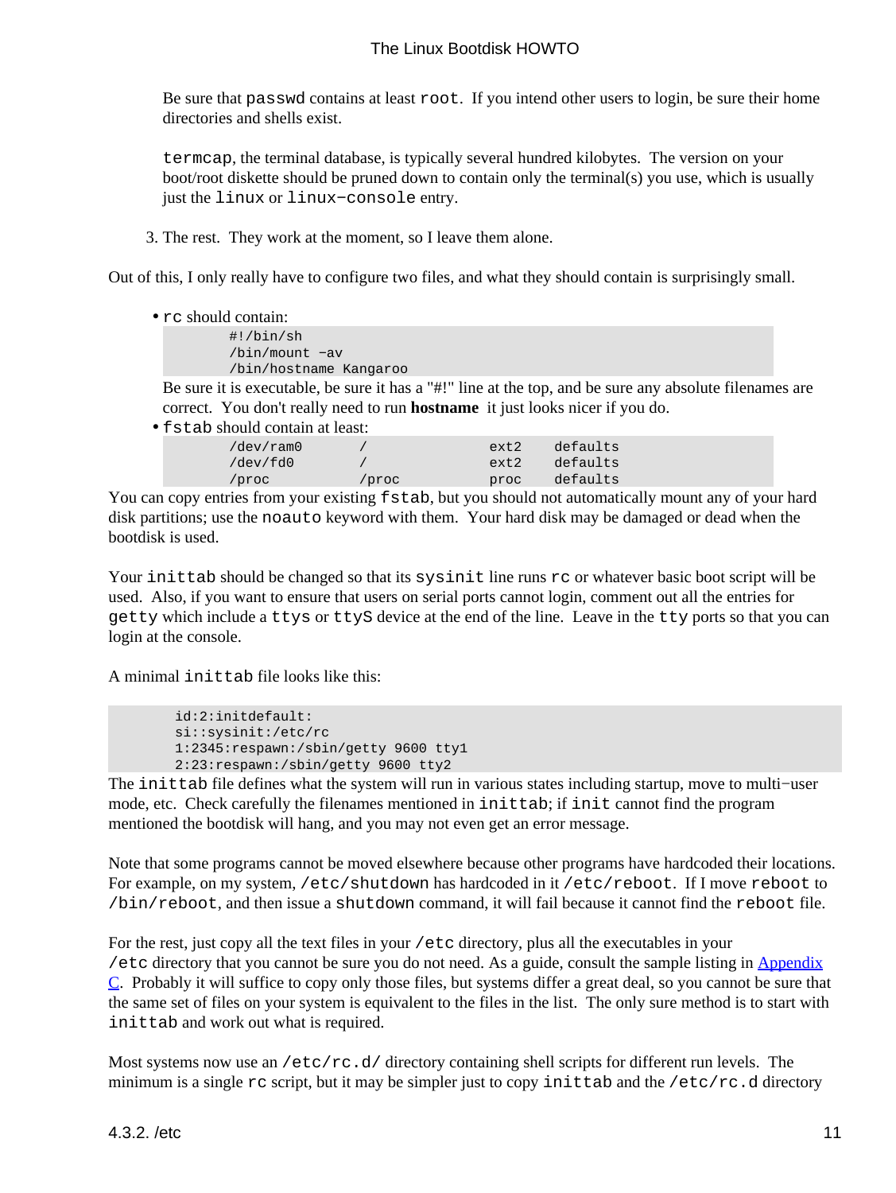Be sure that `passwd` contains at least `root`. If you intend other users to login, be sure their home directories and shells exist.

`termcap`, the terminal database, is typically several hundred kilobytes. The version on your boot/root diskette should be pruned down to contain only the terminal(s) you use, which is usually just the `linux` or `linux−console` entry.

3. The rest. They work at the moment, so I leave them alone.

Out of this, I only really have to configure two files, and what they should contain is surprisingly small.

- `rc` should contain:

  ```
  #!/bin/sh
  /bin/mount −av
  /bin/hostname Kangaroo
  ```

  Be sure it is executable, be sure it has a "#!" line at the top, and be sure any absolute filenames are correct. You don't really need to run **hostname** it just looks nicer if you do.
- `fstab` should contain at least:

  ```
  /dev/ram0       /               ext2    defaults
  /dev/fd0        /               ext2    defaults
  /proc           /proc           proc    defaults
  ```

You can copy entries from your existing `fstab`, but you should not automatically mount any of your hard disk partitions; use the `noauto` keyword with them. Your hard disk may be damaged or dead when the bootdisk is used.

Your `inittab` should be changed so that its `sysinit` line runs `rc` or whatever basic boot script will be used. Also, if you want to ensure that users on serial ports cannot login, comment out all the entries for `getty` which include a `ttys` or `ttyS` device at the end of the line. Leave in the `tty` ports so that you can login at the console.

A minimal `inittab` file looks like this:

```
id:2:initdefault:
si::sysinit:/etc/rc
1:2345:respawn:/sbin/getty 9600 tty1
2:23:respawn:/sbin/getty 9600 tty2
```

The `inittab` file defines what the system will run in various states including startup, move to multi−user mode, etc. Check carefully the filenames mentioned in `inittab`; if `init` cannot find the program mentioned the bootdisk will hang, and you may not even get an error message.

Note that some programs cannot be moved elsewhere because other programs have hardcoded their locations. For example, on my system, `/etc/shutdown` has hardcoded in it `/etc/reboot`. If I move `reboot` to `/bin/reboot`, and then issue a `shutdown` command, it will fail because it cannot find the `reboot` file.

For the rest, just copy all the text files in your `/etc` directory, plus all the executables in your `/etc` directory that you cannot be sure you do not need. As a guide, consult the sample listing in Appendix C. Probably it will suffice to copy only those files, but systems differ a great deal, so you cannot be sure that the same set of files on your system is equivalent to the files in the list. The only sure method is to start with `inittab` and work out what is required.

Most systems now use an `/etc/rc.d/` directory containing shell scripts for different run levels. The minimum is a single `rc` script, but it may be simpler just to copy `inittab` and the `/etc/rc.d` directory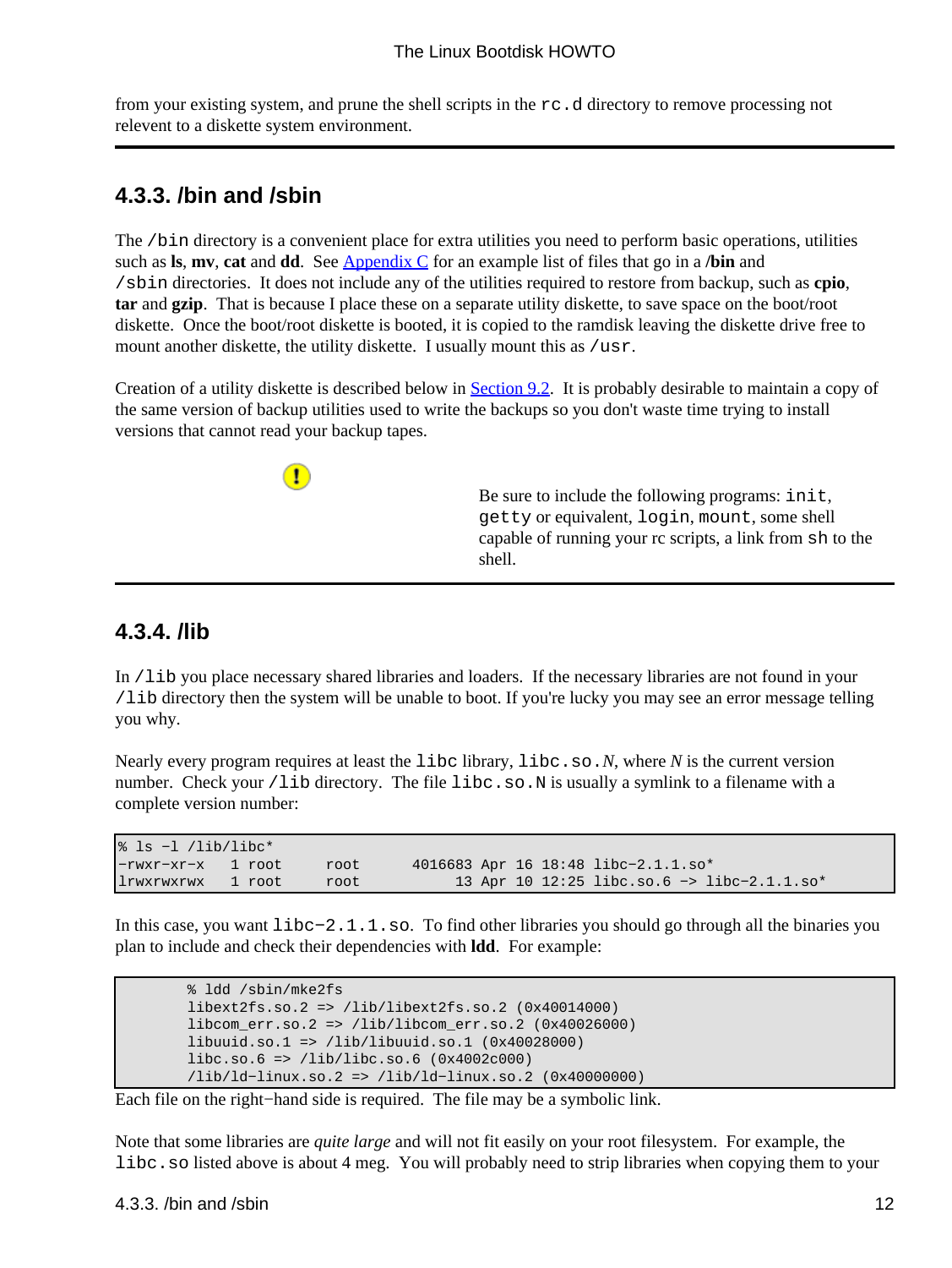from your existing system, and prune the shell scripts in the `rc.d` directory to remove processing not relevent to a diskette system environment.

### 4.3.3. /bin and /sbin

The `/bin` directory is a convenient place for extra utilities you need to perform basic operations, utilities such as **ls**, **mv**, **cat** and **dd**. See Appendix C for an example list of files that go in a **/bin** and `/sbin` directories. It does not include any of the utilities required to restore from backup, such as **cpio**, **tar** and **gzip**. That is because I place these on a separate utility diskette, to save space on the boot/root diskette. Once the boot/root diskette is booted, it is copied to the ramdisk leaving the diskette drive free to mount another diskette, the utility diskette. I usually mount this as `/usr`.

Creation of a utility diskette is described below in Section 9.2. It is probably desirable to maintain a copy of the same version of backup utilities used to write the backups so you don't waste time trying to install versions that cannot read your backup tapes.

> **!** Be sure to include the following programs: `init`, `getty` or equivalent, `login`, `mount`, some shell capable of running your rc scripts, a link from `sh` to the shell.

### 4.3.4. /lib

In `/lib` you place necessary shared libraries and loaders. If the necessary libraries are not found in your `/lib` directory then the system will be unable to boot. If you're lucky you may see an error message telling you why.

Nearly every program requires at least the `libc` library, `libc.so.`*N*, where *N* is the current version number. Check your `/lib` directory. The file `libc.so.N` is usually a symlink to a filename with a complete version number:

```
% ls -l /lib/libc*
-rwxr-xr-x   1 root     root      4016683 Apr 16 18:48 libc-2.1.1.so*
lrwxrwxrwx   1 root     root           13 Apr 10 12:25 libc.so.6 -> libc-2.1.1.so*
```

In this case, you want `libc-2.1.1.so`. To find other libraries you should go through all the binaries you plan to include and check their dependencies with **ldd**. For example:

```
        % ldd /sbin/mke2fs
        libext2fs.so.2 => /lib/libext2fs.so.2 (0x40014000)
        libcom_err.so.2 => /lib/libcom_err.so.2 (0x40026000)
        libuuid.so.1 => /lib/libuuid.so.1 (0x40028000)
        libc.so.6 => /lib/libc.so.6 (0x4002c000)
        /lib/ld-linux.so.2 => /lib/ld-linux.so.2 (0x40000000)
```

Each file on the right-hand side is required. The file may be a symbolic link.

Note that some libraries are *quite large* and will not fit easily on your root filesystem. For example, the `libc.so` listed above is about 4 meg. You will probably need to strip libraries when copying them to your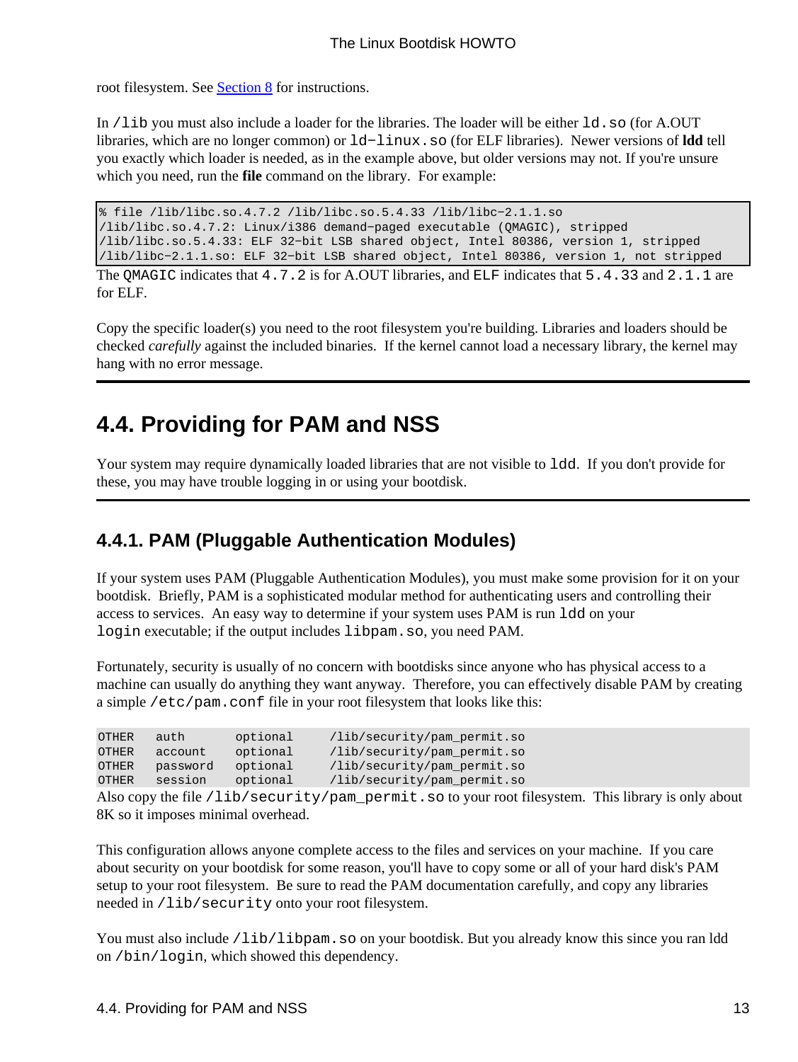root filesystem. See Section 8 for instructions.

In `/lib` you must also include a loader for the libraries. The loader will be either `ld.so` (for A.OUT libraries, which are no longer common) or `ld-linux.so` (for ELF libraries). Newer versions of **ldd** tell you exactly which loader is needed, as in the example above, but older versions may not. If you're unsure which you need, run the **file** command on the library. For example:

```
% file /lib/libc.so.4.7.2 /lib/libc.so.5.4.33 /lib/libc-2.1.1.so
/lib/libc.so.4.7.2: Linux/i386 demand-paged executable (QMAGIC), stripped
/lib/libc.so.5.4.33: ELF 32-bit LSB shared object, Intel 80386, version 1, stripped
/lib/libc-2.1.1.so: ELF 32-bit LSB shared object, Intel 80386, version 1, not stripped
```

The `QMAGIC` indicates that `4.7.2` is for A.OUT libraries, and `ELF` indicates that `5.4.33` and `2.1.1` are for ELF.

Copy the specific loader(s) you need to the root filesystem you're building. Libraries and loaders should be checked *carefully* against the included binaries. If the kernel cannot load a necessary library, the kernel may hang with no error message.

## 4.4. Providing for PAM and NSS

Your system may require dynamically loaded libraries that are not visible to `ldd`. If you don't provide for these, you may have trouble logging in or using your bootdisk.

### 4.4.1. PAM (Pluggable Authentication Modules)

If your system uses PAM (Pluggable Authentication Modules), you must make some provision for it on your bootdisk. Briefly, PAM is a sophisticated modular method for authenticating users and controlling their access to services. An easy way to determine if your system uses PAM is run `ldd` on your `login` executable; if the output includes `libpam.so`, you need PAM.

Fortunately, security is usually of no concern with bootdisks since anyone who has physical access to a machine can usually do anything they want anyway. Therefore, you can effectively disable PAM by creating a simple `/etc/pam.conf` file in your root filesystem that looks like this:

```
OTHER   auth       optional     /lib/security/pam_permit.so
OTHER   account    optional     /lib/security/pam_permit.so
OTHER   password   optional     /lib/security/pam_permit.so
OTHER   session    optional     /lib/security/pam_permit.so
```

Also copy the file `/lib/security/pam_permit.so` to your root filesystem. This library is only about 8K so it imposes minimal overhead.

This configuration allows anyone complete access to the files and services on your machine. If you care about security on your bootdisk for some reason, you'll have to copy some or all of your hard disk's PAM setup to your root filesystem. Be sure to read the PAM documentation carefully, and copy any libraries needed in `/lib/security` onto your root filesystem.

You must also include `/lib/libpam.so` on your bootdisk. But you already know this since you ran ldd on `/bin/login`, which showed this dependency.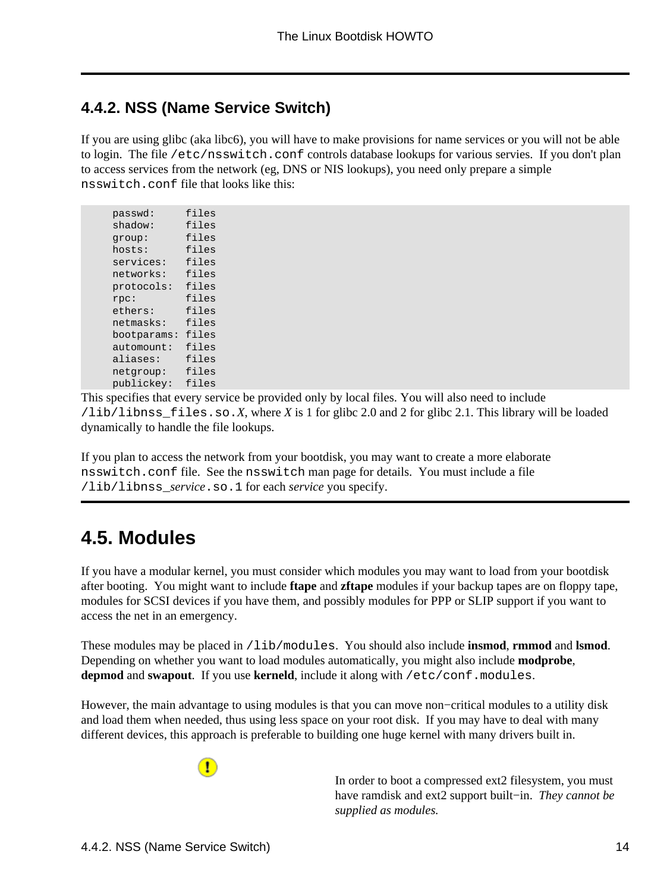### 4.4.2. NSS (Name Service Switch)

If you are using glibc (aka libc6), you will have to make provisions for name services or you will not be able to login. The file `/etc/nsswitch.conf` controls database lookups for various servies. If you don't plan to access services from the network (eg, DNS or NIS lookups), you need only prepare a simple `nsswitch.conf` file that looks like this:

```
passwd:     files
shadow:     files
group:      files
hosts:      files
services:   files
networks:   files
protocols:  files
rpc:        files
ethers:     files
netmasks:   files
bootparams: files
automount:  files
aliases:    files
netgroup:   files
publickey:  files
```

This specifies that every service be provided only by local files. You will also need to include `/lib/libnss_files.so.`*X*, where *X* is 1 for glibc 2.0 and 2 for glibc 2.1. This library will be loaded dynamically to handle the file lookups.

If you plan to access the network from your bootdisk, you may want to create a more elaborate `nsswitch.conf` file. See the `nsswitch` man page for details. You must include a file `/lib/libnss_`*service*`.so.1` for each *service* you specify.

## 4.5. Modules

If you have a modular kernel, you must consider which modules you may want to load from your bootdisk after booting. You might want to include **ftape** and **zftape** modules if your backup tapes are on floppy tape, modules for SCSI devices if you have them, and possibly modules for PPP or SLIP support if you want to access the net in an emergency.

These modules may be placed in `/lib/modules`. You should also include **insmod**, **rmmod** and **lsmod**. Depending on whether you want to load modules automatically, you might also include **modprobe**, **depmod** and **swapout**. If you use **kerneld**, include it along with `/etc/conf.modules`.

However, the main advantage to using modules is that you can move non−critical modules to a utility disk and load them when needed, thus using less space on your root disk. If you may have to deal with many different devices, this approach is preferable to building one huge kernel with many drivers built in.

> In order to boot a compressed ext2 filesystem, you must have ramdisk and ext2 support built−in. *They cannot be supplied as modules.*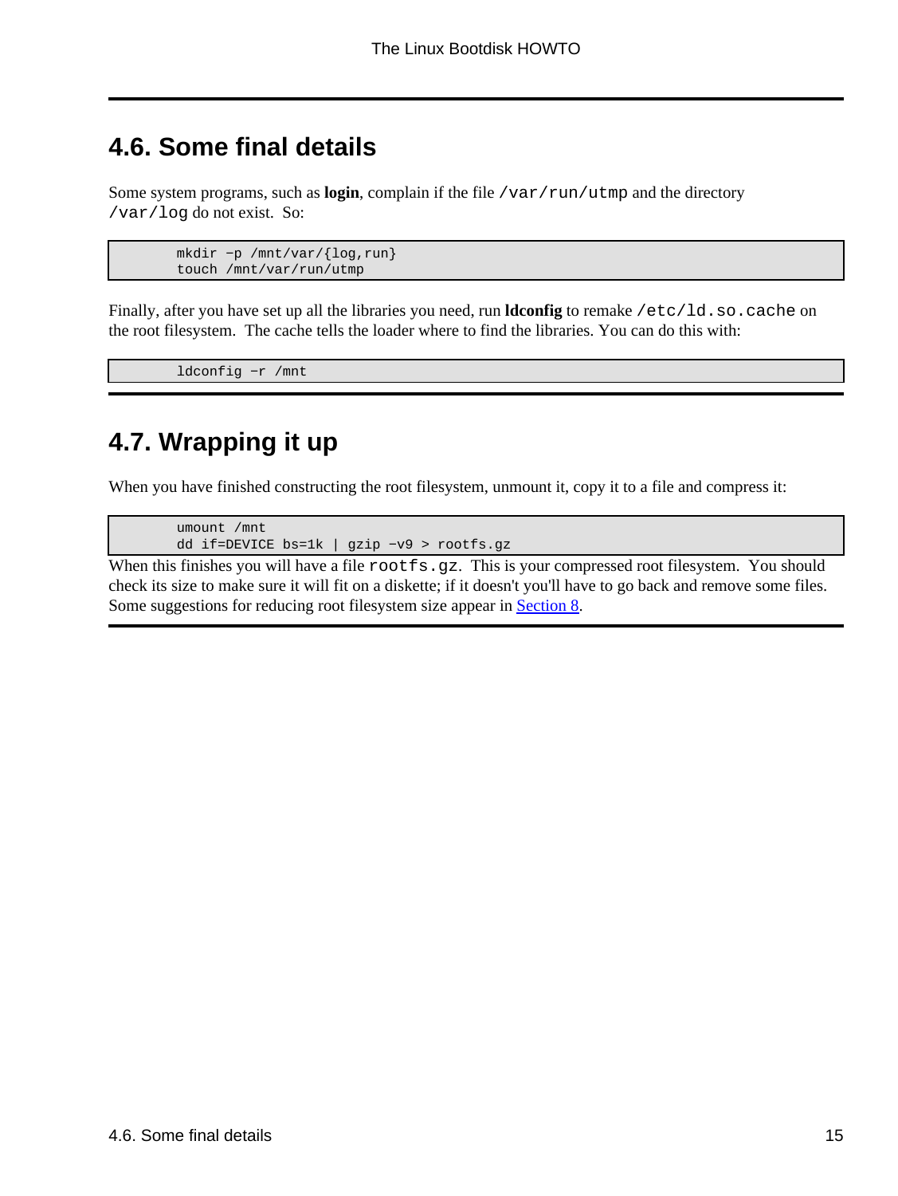## 4.6. Some final details

Some system programs, such as **login**, complain if the file `/var/run/utmp` and the directory `/var/log` do not exist. So:

```
        mkdir −p /mnt/var/{log,run}
        touch /mnt/var/run/utmp
```

Finally, after you have set up all the libraries you need, run **ldconfig** to remake `/etc/ld.so.cache` on the root filesystem. The cache tells the loader where to find the libraries. You can do this with:

```
        ldconfig −r /mnt
```

## 4.7. Wrapping it up

When you have finished constructing the root filesystem, unmount it, copy it to a file and compress it:

```
        umount /mnt
        dd if=DEVICE bs=1k | gzip −v9 > rootfs.gz
```

When this finishes you will have a file `rootfs.gz`. This is your compressed root filesystem. You should check its size to make sure it will fit on a diskette; if it doesn't you'll have to go back and remove some files. Some suggestions for reducing root filesystem size appear in Section 8.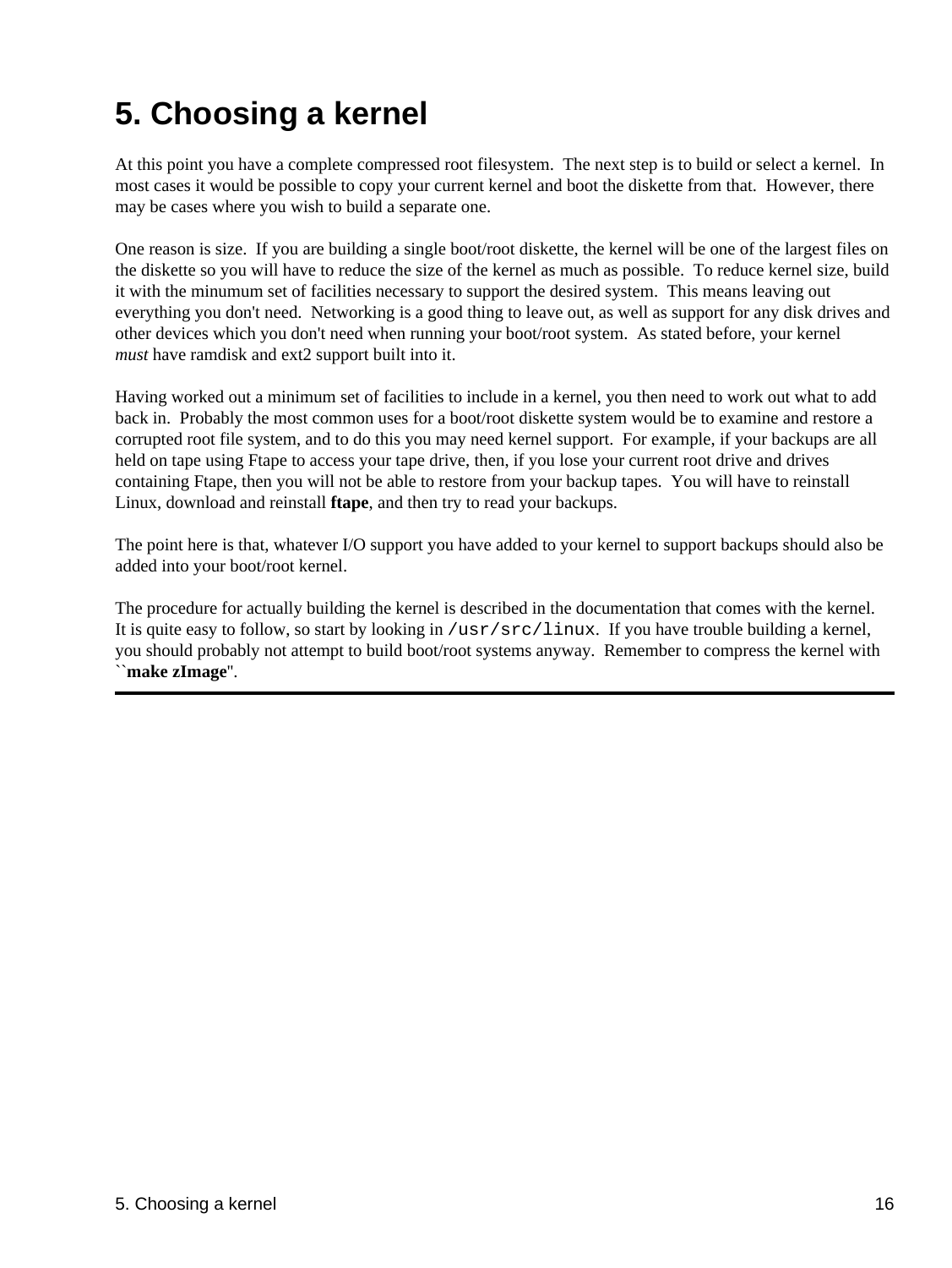# 5. Choosing a kernel

At this point you have a complete compressed root filesystem. The next step is to build or select a kernel. In most cases it would be possible to copy your current kernel and boot the diskette from that. However, there may be cases where you wish to build a separate one.

One reason is size. If you are building a single boot/root diskette, the kernel will be one of the largest files on the diskette so you will have to reduce the size of the kernel as much as possible. To reduce kernel size, build it with the minumum set of facilities necessary to support the desired system. This means leaving out everything you don't need. Networking is a good thing to leave out, as well as support for any disk drives and other devices which you don't need when running your boot/root system. As stated before, your kernel *must* have ramdisk and ext2 support built into it.

Having worked out a minimum set of facilities to include in a kernel, you then need to work out what to add back in. Probably the most common uses for a boot/root diskette system would be to examine and restore a corrupted root file system, and to do this you may need kernel support. For example, if your backups are all held on tape using Ftape to access your tape drive, then, if you lose your current root drive and drives containing Ftape, then you will not be able to restore from your backup tapes. You will have to reinstall Linux, download and reinstall **ftape**, and then try to read your backups.

The point here is that, whatever I/O support you have added to your kernel to support backups should also be added into your boot/root kernel.

The procedure for actually building the kernel is described in the documentation that comes with the kernel. It is quite easy to follow, so start by looking in `/usr/src/linux`. If you have trouble building a kernel, you should probably not attempt to build boot/root systems anyway. Remember to compress the kernel with ``**make zImage**''.

---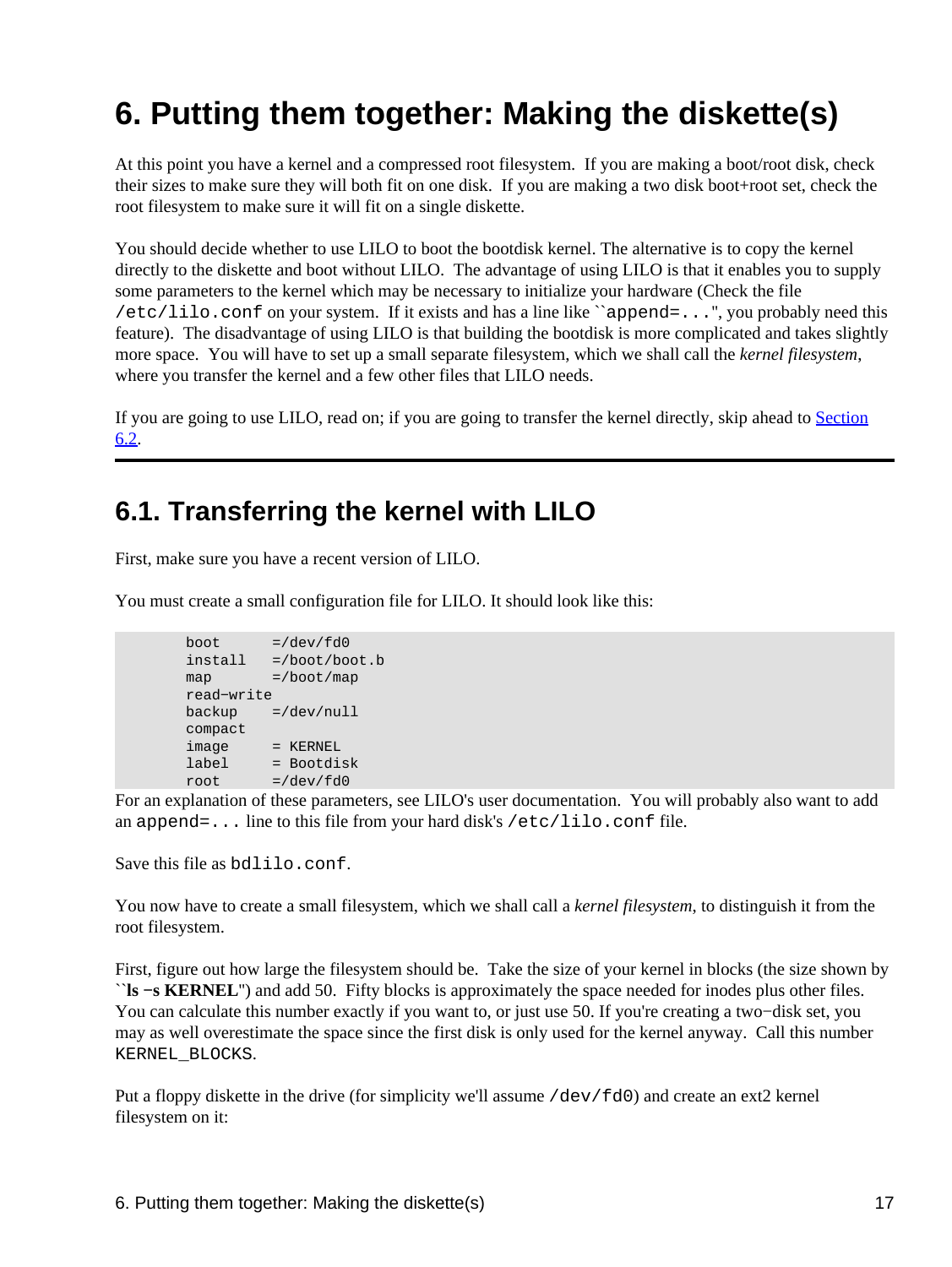# 6. Putting them together: Making the diskette(s)

At this point you have a kernel and a compressed root filesystem. If you are making a boot/root disk, check their sizes to make sure they will both fit on one disk. If you are making a two disk boot+root set, check the root filesystem to make sure it will fit on a single diskette.

You should decide whether to use LILO to boot the bootdisk kernel. The alternative is to copy the kernel directly to the diskette and boot without LILO. The advantage of using LILO is that it enables you to supply some parameters to the kernel which may be necessary to initialize your hardware (Check the file `/etc/lilo.conf` on your system. If it exists and has a line like ``append=...'', you probably need this feature). The disadvantage of using LILO is that building the bootdisk is more complicated and takes slightly more space. You will have to set up a small separate filesystem, which we shall call the *kernel filesystem*, where you transfer the kernel and a few other files that LILO needs.

If you are going to use LILO, read on; if you are going to transfer the kernel directly, skip ahead to Section 6.2.

---

## 6.1. Transferring the kernel with LILO

First, make sure you have a recent version of LILO.

You must create a small configuration file for LILO. It should look like this:

```
        boot      =/dev/fd0
        install   =/boot/boot.b
        map       =/boot/map
        read-write
        backup    =/dev/null
        compact
        image     = KERNEL
        label     = Bootdisk
        root      =/dev/fd0
```

For an explanation of these parameters, see LILO's user documentation. You will probably also want to add an `append=...` line to this file from your hard disk's `/etc/lilo.conf` file.

Save this file as `bdlilo.conf`.

You now have to create a small filesystem, which we shall call a *kernel filesystem*, to distinguish it from the root filesystem.

First, figure out how large the filesystem should be. Take the size of your kernel in blocks (the size shown by ``**ls -s KERNEL**'') and add 50. Fifty blocks is approximately the space needed for inodes plus other files. You can calculate this number exactly if you want to, or just use 50. If you're creating a two-disk set, you may as well overestimate the space since the first disk is only used for the kernel anyway. Call this number `KERNEL_BLOCKS`.

Put a floppy diskette in the drive (for simplicity we'll assume `/dev/fd0`) and create an ext2 kernel filesystem on it: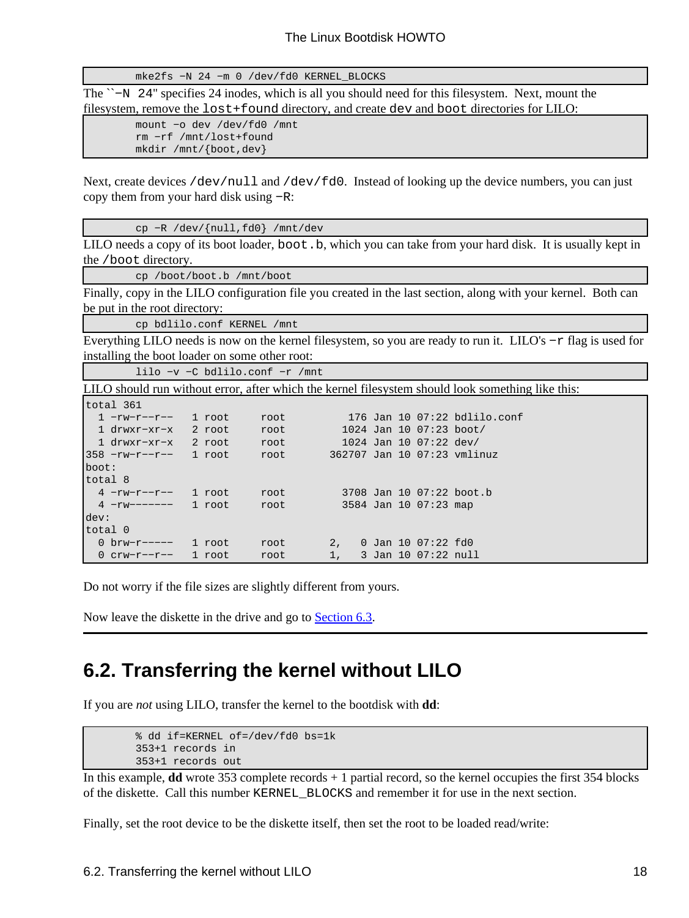```
mke2fs -N 24 -m 0 /dev/fd0 KERNEL_BLOCKS
```

The ``-N 24'' specifies 24 inodes, which is all you should need for this filesystem. Next, mount the filesystem, remove the `lost+found` directory, and create `dev` and `boot` directories for LILO:

```
mount -o dev /dev/fd0 /mnt
rm -rf /mnt/lost+found
mkdir /mnt/{boot,dev}
```

Next, create devices `/dev/null` and `/dev/fd0`. Instead of looking up the device numbers, you can just copy them from your hard disk using `-R`:

```
cp -R /dev/{null,fd0} /mnt/dev
```

LILO needs a copy of its boot loader, `boot.b`, which you can take from your hard disk. It is usually kept in the `/boot` directory.

```
cp /boot/boot.b /mnt/boot
```

Finally, copy in the LILO configuration file you created in the last section, along with your kernel. Both can be put in the root directory:

```
cp bdlilo.conf KERNEL /mnt
```

Everything LILO needs is now on the kernel filesystem, so you are ready to run it. LILO's `-r` flag is used for installing the boot loader on some other root:

```
lilo -v -C bdlilo.conf -r /mnt
```

LILO should run without error, after which the kernel filesystem should look something like this:

```
total 361
  1 -rw-r--r--   1 root     root          176 Jan 10 07:22 bdlilo.conf
  1 drwxr-xr-x   2 root     root         1024 Jan 10 07:23 boot/
  1 drwxr-xr-x   2 root     root         1024 Jan 10 07:22 dev/
358 -rw-r--r--   1 root     root       362707 Jan 10 07:23 vmlinuz
boot:
total 8
  4 -rw-r--r--   1 root     root         3708 Jan 10 07:22 boot.b
  4 -rw-------   1 root     root         3584 Jan 10 07:23 map
dev:
total 0
  0 brw-r-----   1 root     root       2,   0 Jan 10 07:22 fd0
  0 crw-r--r--   1 root     root       1,   3 Jan 10 07:22 null
```

Do not worry if the file sizes are slightly different from yours.

Now leave the diskette in the drive and go to Section 6.3.

## 6.2. Transferring the kernel without LILO

If you are *not* using LILO, transfer the kernel to the bootdisk with **dd**:

```
% dd if=KERNEL of=/dev/fd0 bs=1k
353+1 records in
353+1 records out
```

In this example, **dd** wrote 353 complete records + 1 partial record, so the kernel occupies the first 354 blocks of the diskette. Call this number `KERNEL_BLOCKS` and remember it for use in the next section.

Finally, set the root device to be the diskette itself, then set the root to be loaded read/write: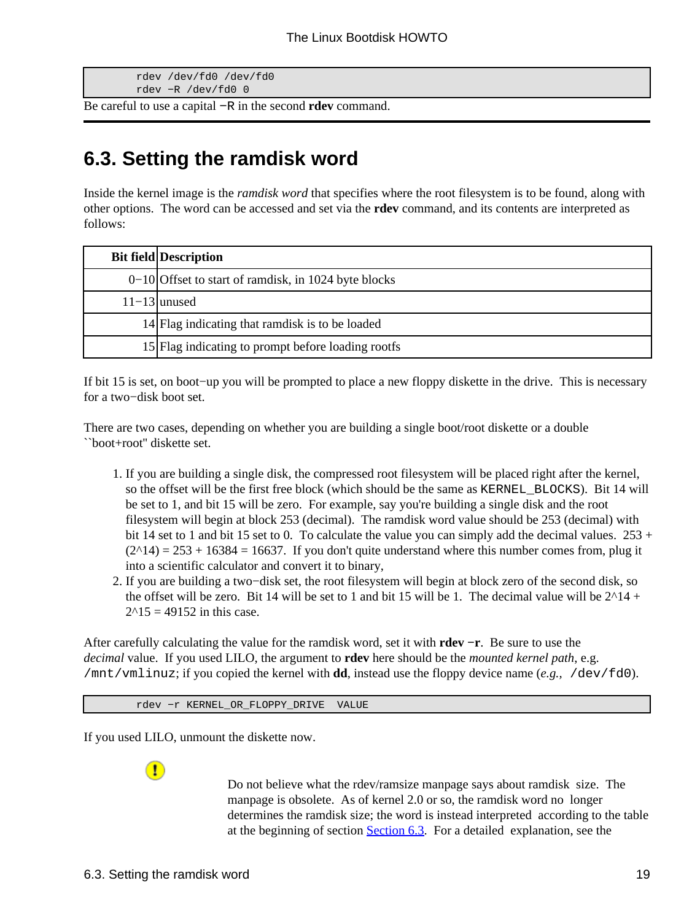```
        rdev /dev/fd0 /dev/fd0
        rdev -R /dev/fd0 0
```

Be careful to use a capital `-R` in the second **rdev** command.

## 6.3. Setting the ramdisk word

Inside the kernel image is the *ramdisk word* that specifies where the root filesystem is to be found, along with other options. The word can be accessed and set via the **rdev** command, and its contents are interpreted as follows:

| Bit field | Description |
|---:|---|
| 0−10 | Offset to start of ramdisk, in 1024 byte blocks |
| 11−13 | unused |
| 14 | Flag indicating that ramdisk is to be loaded |
| 15 | Flag indicating to prompt before loading rootfs |

If bit 15 is set, on boot−up you will be prompted to place a new floppy diskette in the drive. This is necessary for a two−disk boot set.

There are two cases, depending on whether you are building a single boot/root diskette or a double ``boot+root'' diskette set.

1. If you are building a single disk, the compressed root filesystem will be placed right after the kernel, so the offset will be the first free block (which should be the same as `KERNEL_BLOCKS`). Bit 14 will be set to 1, and bit 15 will be zero. For example, say you're building a single disk and the root filesystem will begin at block 253 (decimal). The ramdisk word value should be 253 (decimal) with bit 14 set to 1 and bit 15 set to 0. To calculate the value you can simply add the decimal values. 253 + (2^14) = 253 + 16384 = 16637. If you don't quite understand where this number comes from, plug it into a scientific calculator and convert it to binary,
2. If you are building a two−disk set, the root filesystem will begin at block zero of the second disk, so the offset will be zero. Bit 14 will be set to 1 and bit 15 will be 1. The decimal value will be 2^14 + 2^15 = 49152 in this case.

After carefully calculating the value for the ramdisk word, set it with **rdev −r**. Be sure to use the *decimal* value. If you used LILO, the argument to **rdev** here should be the *mounted kernel path*, e.g. `/mnt/vmlinuz`; if you copied the kernel with **dd**, instead use the floppy device name (*e.g.,* `/dev/fd0`).

```
        rdev -r KERNEL_OR_FLOPPY_DRIVE  VALUE
```

If you used LILO, unmount the diskette now.

Do not believe what the rdev/ramsize manpage says about ramdisk size. The manpage is obsolete. As of kernel 2.0 or so, the ramdisk word no longer determines the ramdisk size; the word is instead interpreted according to the table at the beginning of section Section 6.3. For a detailed explanation, see the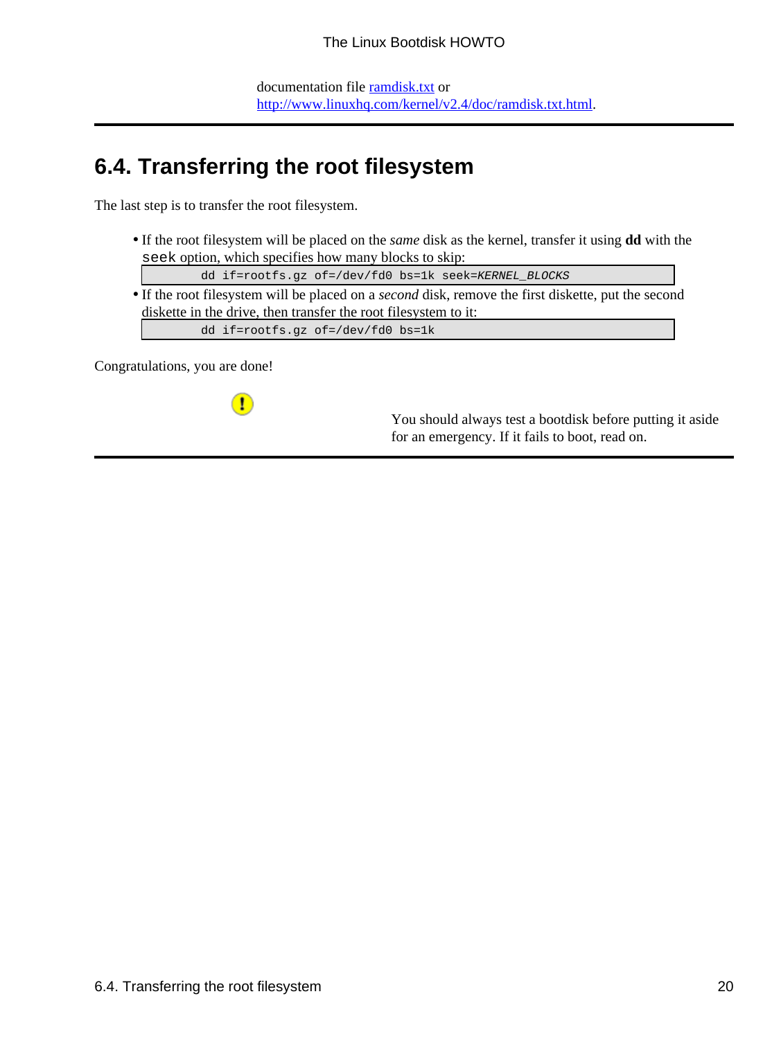documentation file [ramdisk.txt](ramdisk.txt) or [http://www.linuxhq.com/kernel/v2.4/doc/ramdisk.txt.html](http://www.linuxhq.com/kernel/v2.4/doc/ramdisk.txt.html).

## 6.4. Transferring the root filesystem

The last step is to transfer the root filesystem.

- If the root filesystem will be placed on the *same* disk as the kernel, transfer it using **dd** with the `seek` option, which specifies how many blocks to skip:

```
        dd if=rootfs.gz of=/dev/fd0 bs=1k seek=KERNEL_BLOCKS
```

- If the root filesystem will be placed on a *second* disk, remove the first diskette, put the second diskette in the drive, then transfer the root filesystem to it:

```
        dd if=rootfs.gz of=/dev/fd0 bs=1k
```

Congratulations, you are done!

You should always test a bootdisk before putting it aside for an emergency. If it fails to boot, read on.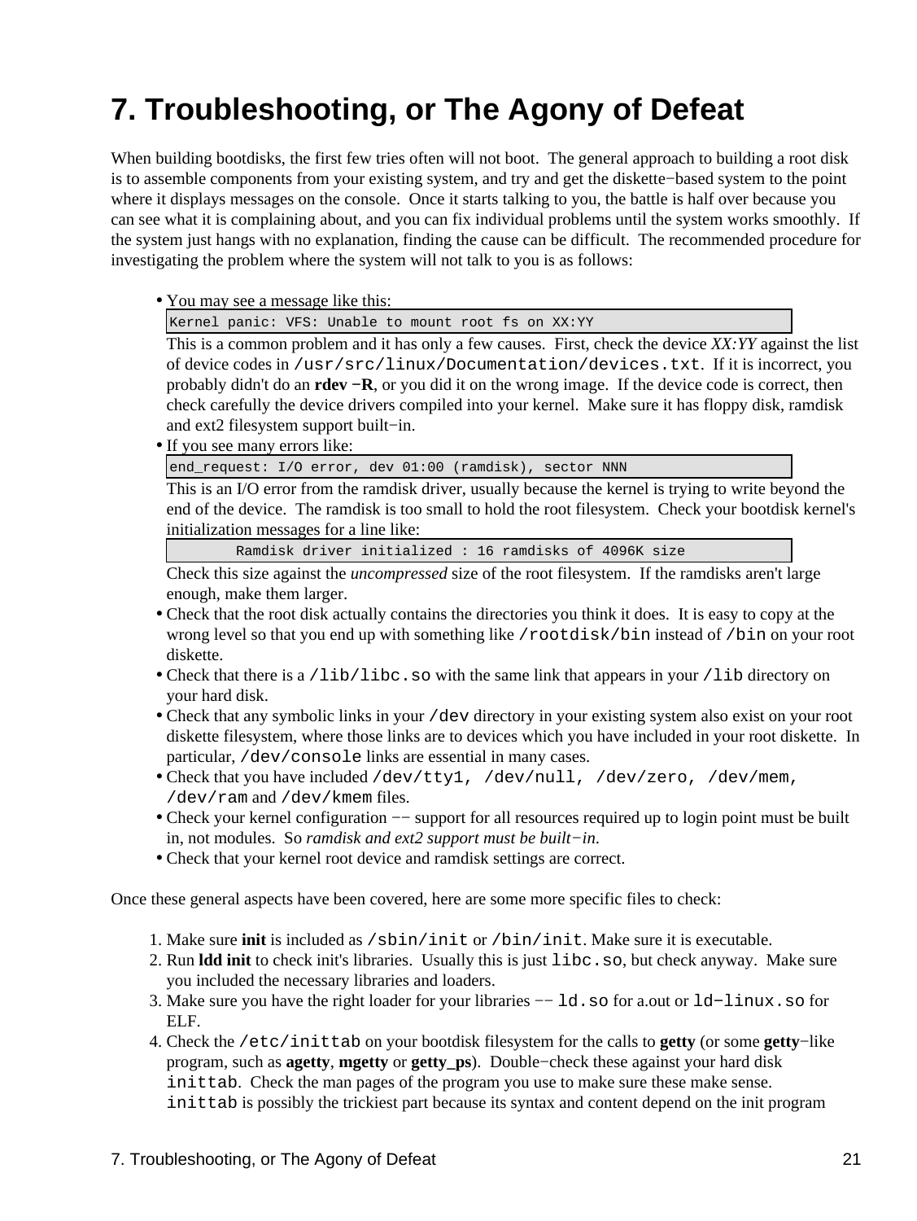# 7. Troubleshooting, or The Agony of Defeat

When building bootdisks, the first few tries often will not boot. The general approach to building a root disk is to assemble components from your existing system, and try and get the diskette−based system to the point where it displays messages on the console. Once it starts talking to you, the battle is half over because you can see what it is complaining about, and you can fix individual problems until the system works smoothly. If the system just hangs with no explanation, finding the cause can be difficult. The recommended procedure for investigating the problem where the system will not talk to you is as follows:

- You may see a message like this:

  ```
  Kernel panic: VFS: Unable to mount root fs on XX:YY
  ```

  This is a common problem and it has only a few causes. First, check the device *XX:YY* against the list of device codes in `/usr/src/linux/Documentation/devices.txt`. If it is incorrect, you probably didn't do an **rdev −R**, or you did it on the wrong image. If the device code is correct, then check carefully the device drivers compiled into your kernel. Make sure it has floppy disk, ramdisk and ext2 filesystem support built−in.
- If you see many errors like:

  ```
  end_request: I/O error, dev 01:00 (ramdisk), sector NNN
  ```

  This is an I/O error from the ramdisk driver, usually because the kernel is trying to write beyond the end of the device. The ramdisk is too small to hold the root filesystem. Check your bootdisk kernel's initialization messages for a line like:

  ```
          Ramdisk driver initialized : 16 ramdisks of 4096K size
  ```

  Check this size against the *uncompressed* size of the root filesystem. If the ramdisks aren't large enough, make them larger.
- Check that the root disk actually contains the directories you think it does. It is easy to copy at the wrong level so that you end up with something like `/rootdisk/bin` instead of `/bin` on your root diskette.
- Check that there is a `/lib/libc.so` with the same link that appears in your `/lib` directory on your hard disk.
- Check that any symbolic links in your `/dev` directory in your existing system also exist on your root diskette filesystem, where those links are to devices which you have included in your root diskette. In particular, `/dev/console` links are essential in many cases.
- Check that you have included `/dev/tty1, /dev/null, /dev/zero, /dev/mem, /dev/ram` and `/dev/kmem` files.
- Check your kernel configuration −− support for all resources required up to login point must be built in, not modules. So *ramdisk and ext2 support must be built−in*.
- Check that your kernel root device and ramdisk settings are correct.

Once these general aspects have been covered, here are some more specific files to check:

1. Make sure **init** is included as `/sbin/init` or `/bin/init`. Make sure it is executable.
2. Run **ldd init** to check init's libraries. Usually this is just `libc.so`, but check anyway. Make sure you included the necessary libraries and loaders.
3. Make sure you have the right loader for your libraries −− `ld.so` for a.out or `ld−linux.so` for ELF.
4. Check the `/etc/inittab` on your bootdisk filesystem for the calls to **getty** (or some **getty**−like program, such as **agetty**, **mgetty** or **getty_ps**). Double−check these against your hard disk `inittab`. Check the man pages of the program you use to make sure these make sense. `inittab` is possibly the trickiest part because its syntax and content depend on the init program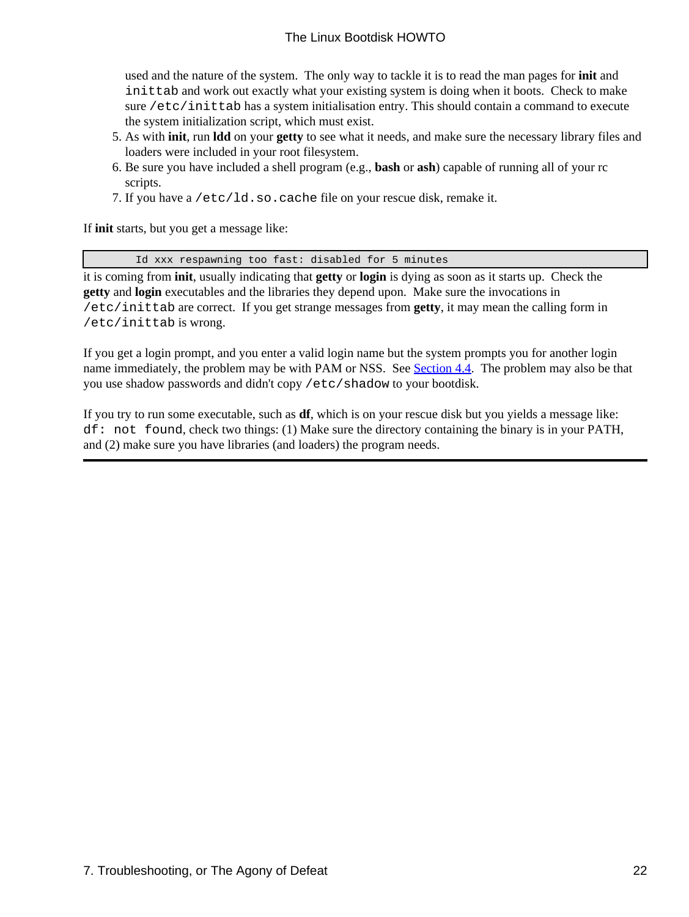used and the nature of the system. The only way to tackle it is to read the man pages for **init** and `inittab` and work out exactly what your existing system is doing when it boots. Check to make sure `/etc/inittab` has a system initialisation entry. This should contain a command to execute the system initialization script, which must exist.

5. As with **init**, run **ldd** on your **getty** to see what it needs, and make sure the necessary library files and loaders were included in your root filesystem.
6. Be sure you have included a shell program (e.g., **bash** or **ash**) capable of running all of your rc scripts.
7. If you have a `/etc/ld.so.cache` file on your rescue disk, remake it.

If **init** starts, but you get a message like:

```
        Id xxx respawning too fast: disabled for 5 minutes
```

it is coming from **init**, usually indicating that **getty** or **login** is dying as soon as it starts up. Check the **getty** and **login** executables and the libraries they depend upon. Make sure the invocations in `/etc/inittab` are correct. If you get strange messages from **getty**, it may mean the calling form in `/etc/inittab` is wrong.

If you get a login prompt, and you enter a valid login name but the system prompts you for another login name immediately, the problem may be with PAM or NSS. See Section 4.4. The problem may also be that you use shadow passwords and didn't copy `/etc/shadow` to your bootdisk.

If you try to run some executable, such as **df**, which is on your rescue disk but you yields a message like: `df: not found`, check two things: (1) Make sure the directory containing the binary is in your PATH, and (2) make sure you have libraries (and loaders) the program needs.

---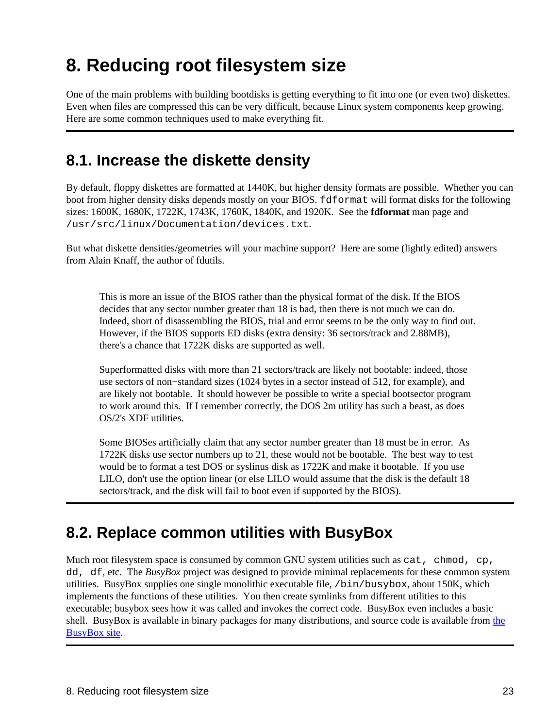# 8. Reducing root filesystem size

One of the main problems with building bootdisks is getting everything to fit into one (or even two) diskettes. Even when files are compressed this can be very difficult, because Linux system components keep growing. Here are some common techniques used to make everything fit.

## 8.1. Increase the diskette density

By default, floppy diskettes are formatted at 1440K, but higher density formats are possible. Whether you can boot from higher density disks depends mostly on your BIOS. `fdformat` will format disks for the following sizes: 1600K, 1680K, 1722K, 1743K, 1760K, 1840K, and 1920K. See the **fdformat** man page and `/usr/src/linux/Documentation/devices.txt`.

But what diskette densities/geometries will your machine support? Here are some (lightly edited) answers from Alain Knaff, the author of fdutils.

> This is more an issue of the BIOS rather than the physical format of the disk. If the BIOS decides that any sector number greater than 18 is bad, then there is not much we can do. Indeed, short of disassembling the BIOS, trial and error seems to be the only way to find out. However, if the BIOS supports ED disks (extra density: 36 sectors/track and 2.88MB), there's a chance that 1722K disks are supported as well.
>
> Superformatted disks with more than 21 sectors/track are likely not bootable: indeed, those use sectors of non−standard sizes (1024 bytes in a sector instead of 512, for example), and are likely not bootable. It should however be possible to write a special bootsector program to work around this. If I remember correctly, the DOS 2m utility has such a beast, as does OS/2's XDF utilities.
>
> Some BIOSes artificially claim that any sector number greater than 18 must be in error. As 1722K disks use sector numbers up to 21, these would not be bootable. The best way to test would be to format a test DOS or syslinus disk as 1722K and make it bootable. If you use LILO, don't use the option linear (or else LILO would assume that the disk is the default 18 sectors/track, and the disk will fail to boot even if supported by the BIOS).

## 8.2. Replace common utilities with BusyBox

Much root filesystem space is consumed by common GNU system utilities such as `cat, chmod, cp, dd, df`, etc. The *BusyBox* project was designed to provide minimal replacements for these common system utilities. BusyBox supplies one single monolithic executable file, `/bin/busybox`, about 150K, which implements the functions of these utilities. You then create symlinks from different utilities to this executable; busybox sees how it was called and invokes the correct code. BusyBox even includes a basic shell. BusyBox is available in binary packages for many distributions, and source code is available from the BusyBox site.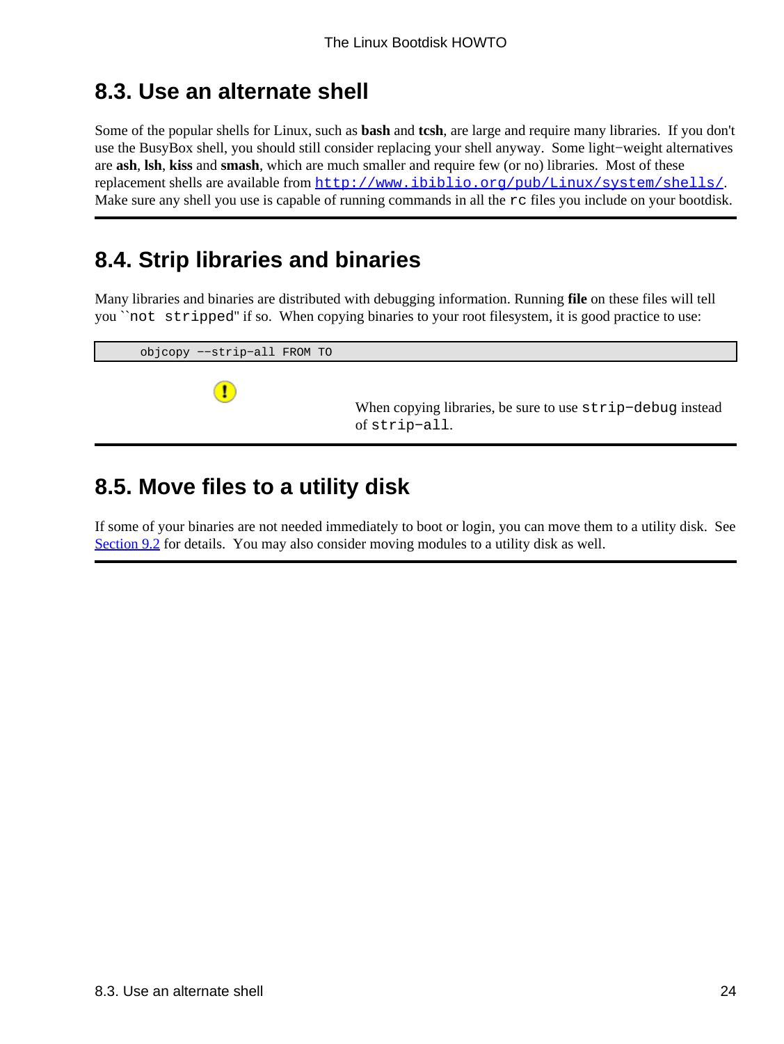## 8.3. Use an alternate shell

Some of the popular shells for Linux, such as **bash** and **tcsh**, are large and require many libraries. If you don't use the BusyBox shell, you should still consider replacing your shell anyway. Some light−weight alternatives are **ash**, **lsh**, **kiss** and **smash**, which are much smaller and require few (or no) libraries. Most of these replacement shells are available from [http://www.ibiblio.org/pub/Linux/system/shells/](http://www.ibiblio.org/pub/Linux/system/shells/). Make sure any shell you use is capable of running commands in all the `rc` files you include on your bootdisk.

## 8.4. Strip libraries and binaries

Many libraries and binaries are distributed with debugging information. Running **file** on these files will tell you ``not stripped'' if so. When copying binaries to your root filesystem, it is good practice to use:

```
objcopy −−strip−all FROM TO
```

When copying libraries, be sure to use `strip−debug` instead of `strip−all`.

## 8.5. Move files to a utility disk

If some of your binaries are not needed immediately to boot or login, you can move them to a utility disk. See Section 9.2 for details. You may also consider moving modules to a utility disk as well.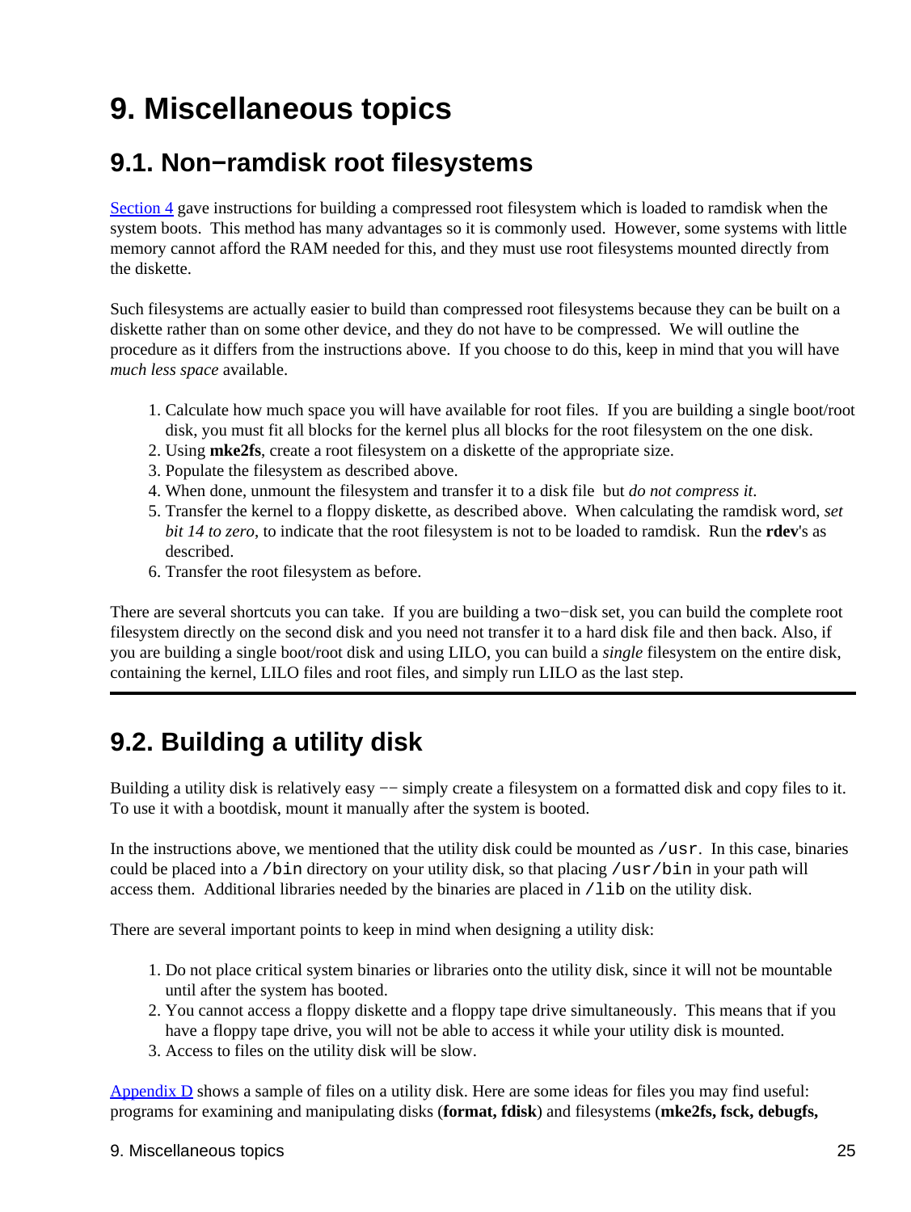# 9. Miscellaneous topics

## 9.1. Non−ramdisk root filesystems

Section 4 gave instructions for building a compressed root filesystem which is loaded to ramdisk when the system boots. This method has many advantages so it is commonly used. However, some systems with little memory cannot afford the RAM needed for this, and they must use root filesystems mounted directly from the diskette.

Such filesystems are actually easier to build than compressed root filesystems because they can be built on a diskette rather than on some other device, and they do not have to be compressed. We will outline the procedure as it differs from the instructions above. If you choose to do this, keep in mind that you will have *much less space* available.

1. Calculate how much space you will have available for root files. If you are building a single boot/root disk, you must fit all blocks for the kernel plus all blocks for the root filesystem on the one disk.
2. Using **mke2fs**, create a root filesystem on a diskette of the appropriate size.
3. Populate the filesystem as described above.
4. When done, unmount the filesystem and transfer it to a disk file but *do not compress it*.
5. Transfer the kernel to a floppy diskette, as described above. When calculating the ramdisk word, *set bit 14 to zero*, to indicate that the root filesystem is not to be loaded to ramdisk. Run the **rdev**'s as described.
6. Transfer the root filesystem as before.

There are several shortcuts you can take. If you are building a two−disk set, you can build the complete root filesystem directly on the second disk and you need not transfer it to a hard disk file and then back. Also, if you are building a single boot/root disk and using LILO, you can build a *single* filesystem on the entire disk, containing the kernel, LILO files and root files, and simply run LILO as the last step.

---

## 9.2. Building a utility disk

Building a utility disk is relatively easy −− simply create a filesystem on a formatted disk and copy files to it. To use it with a bootdisk, mount it manually after the system is booted.

In the instructions above, we mentioned that the utility disk could be mounted as `/usr`. In this case, binaries could be placed into a `/bin` directory on your utility disk, so that placing `/usr/bin` in your path will access them. Additional libraries needed by the binaries are placed in `/lib` on the utility disk.

There are several important points to keep in mind when designing a utility disk:

1. Do not place critical system binaries or libraries onto the utility disk, since it will not be mountable until after the system has booted.
2. You cannot access a floppy diskette and a floppy tape drive simultaneously. This means that if you have a floppy tape drive, you will not be able to access it while your utility disk is mounted.
3. Access to files on the utility disk will be slow.

Appendix D shows a sample of files on a utility disk. Here are some ideas for files you may find useful: programs for examining and manipulating disks (**format, fdisk**) and filesystems (**mke2fs, fsck, debugfs,**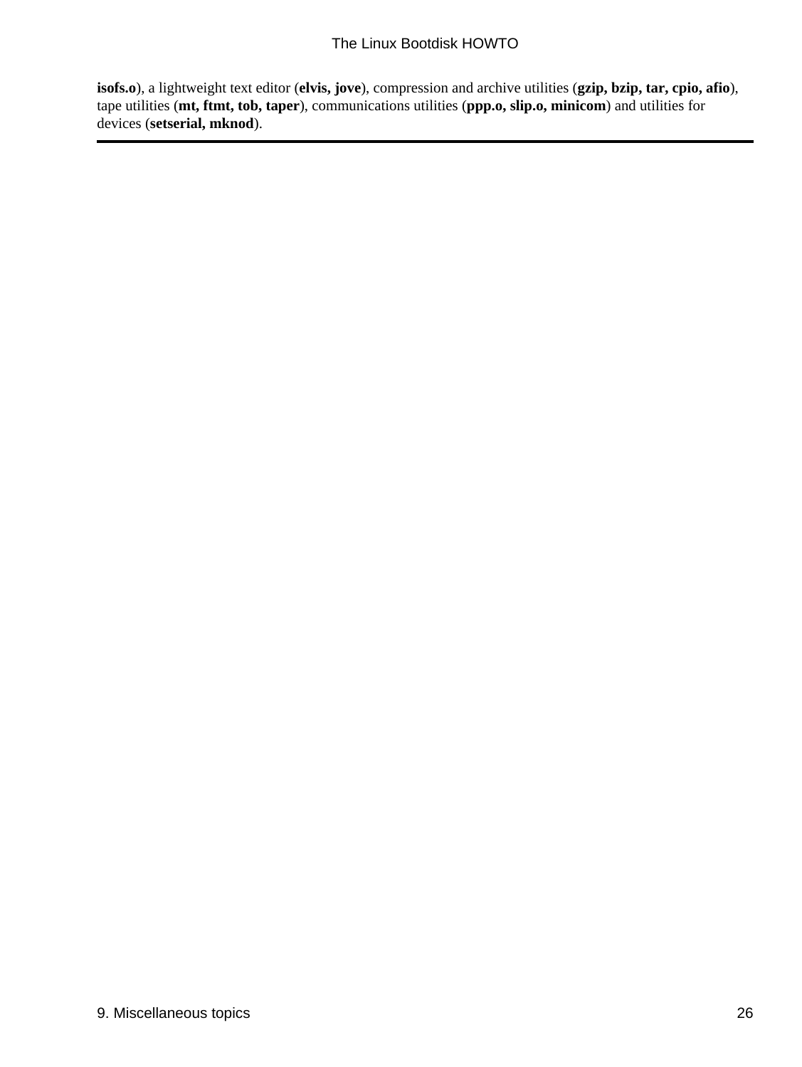**isofs.o**), a lightweight text editor (**elvis, jove**), compression and archive utilities (**gzip, bzip, tar, cpio, afio**), tape utilities (**mt, ftmt, tob, taper**), communications utilities (**ppp.o, slip.o, minicom**) and utilities for devices (**setserial, mknod**).

---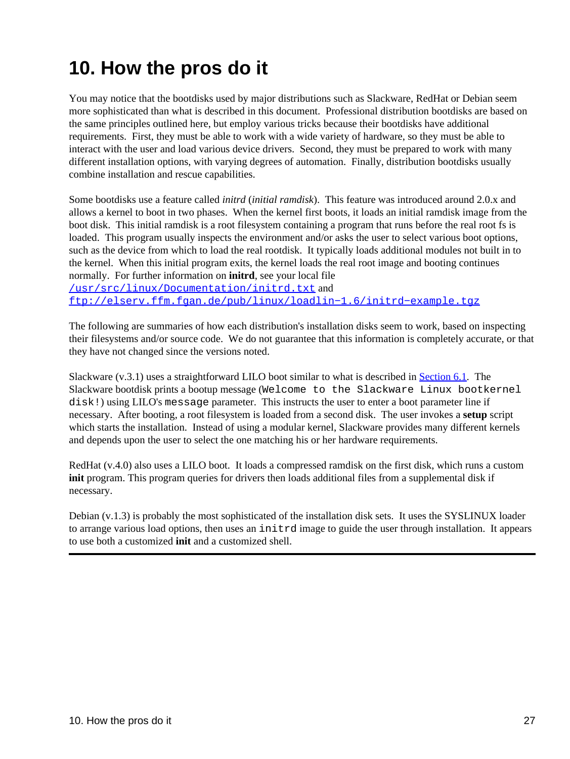# 10. How the pros do it

You may notice that the bootdisks used by major distributions such as Slackware, RedHat or Debian seem more sophisticated than what is described in this document. Professional distribution bootdisks are based on the same principles outlined here, but employ various tricks because their bootdisks have additional requirements. First, they must be able to work with a wide variety of hardware, so they must be able to interact with the user and load various device drivers. Second, they must be prepared to work with many different installation options, with varying degrees of automation. Finally, distribution bootdisks usually combine installation and rescue capabilities.

Some bootdisks use a feature called *initrd* (*initial ramdisk*). This feature was introduced around 2.0.x and allows a kernel to boot in two phases. When the kernel first boots, it loads an initial ramdisk image from the boot disk. This initial ramdisk is a root filesystem containing a program that runs before the real root fs is loaded. This program usually inspects the environment and/or asks the user to select various boot options, such as the device from which to load the real rootdisk. It typically loads additional modules not built in to the kernel. When this initial program exits, the kernel loads the real root image and booting continues normally. For further information on **initrd**, see your local file `/usr/src/linux/Documentation/initrd.txt` and `ftp://elserv.ffm.fgan.de/pub/linux/loadlin-1.6/initrd-example.tgz`

The following are summaries of how each distribution's installation disks seem to work, based on inspecting their filesystems and/or source code. We do not guarantee that this information is completely accurate, or that they have not changed since the versions noted.

Slackware (v.3.1) uses a straightforward LILO boot similar to what is described in Section 6.1. The Slackware bootdisk prints a bootup message (`Welcome to the Slackware Linux bootkernel disk!`) using LILO's `message` parameter. This instructs the user to enter a boot parameter line if necessary. After booting, a root filesystem is loaded from a second disk. The user invokes a **setup** script which starts the installation. Instead of using a modular kernel, Slackware provides many different kernels and depends upon the user to select the one matching his or her hardware requirements.

RedHat (v.4.0) also uses a LILO boot. It loads a compressed ramdisk on the first disk, which runs a custom **init** program. This program queries for drivers then loads additional files from a supplemental disk if necessary.

Debian (v.1.3) is probably the most sophisticated of the installation disk sets. It uses the SYSLINUX loader to arrange various load options, then uses an `initrd` image to guide the user through installation. It appears to use both a customized **init** and a customized shell.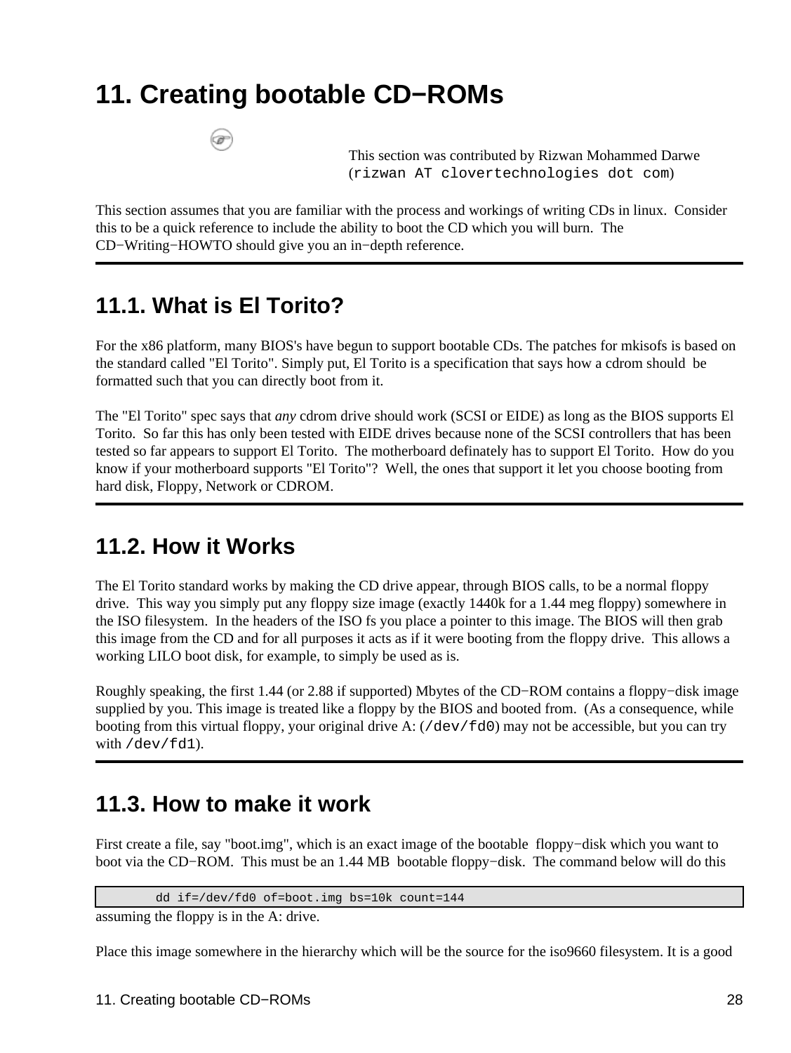# 11. Creating bootable CD−ROMs

This section was contributed by Rizwan Mohammed Darwe (`rizwan AT clovertechnologies dot com`)

This section assumes that you are familiar with the process and workings of writing CDs in linux. Consider this to be a quick reference to include the ability to boot the CD which you will burn. The CD−Writing−HOWTO should give you an in−depth reference.

## 11.1. What is El Torito?

For the x86 platform, many BIOS's have begun to support bootable CDs. The patches for mkisofs is based on the standard called "El Torito". Simply put, El Torito is a specification that says how a cdrom should be formatted such that you can directly boot from it.

The "El Torito" spec says that *any* cdrom drive should work (SCSI or EIDE) as long as the BIOS supports El Torito. So far this has only been tested with EIDE drives because none of the SCSI controllers that has been tested so far appears to support El Torito. The motherboard definately has to support El Torito. How do you know if your motherboard supports "El Torito"? Well, the ones that support it let you choose booting from hard disk, Floppy, Network or CDROM.

## 11.2. How it Works

The El Torito standard works by making the CD drive appear, through BIOS calls, to be a normal floppy drive. This way you simply put any floppy size image (exactly 1440k for a 1.44 meg floppy) somewhere in the ISO filesystem. In the headers of the ISO fs you place a pointer to this image. The BIOS will then grab this image from the CD and for all purposes it acts as if it were booting from the floppy drive. This allows a working LILO boot disk, for example, to simply be used as is.

Roughly speaking, the first 1.44 (or 2.88 if supported) Mbytes of the CD−ROM contains a floppy−disk image supplied by you. This image is treated like a floppy by the BIOS and booted from. (As a consequence, while booting from this virtual floppy, your original drive A: (`/dev/fd0`) may not be accessible, but you can try with `/dev/fd1`).

## 11.3. How to make it work

First create a file, say "boot.img", which is an exact image of the bootable floppy−disk which you want to boot via the CD−ROM. This must be an 1.44 MB bootable floppy−disk. The command below will do this

```
        dd if=/dev/fd0 of=boot.img bs=10k count=144
```

assuming the floppy is in the A: drive.

Place this image somewhere in the hierarchy which will be the source for the iso9660 filesystem. It is a good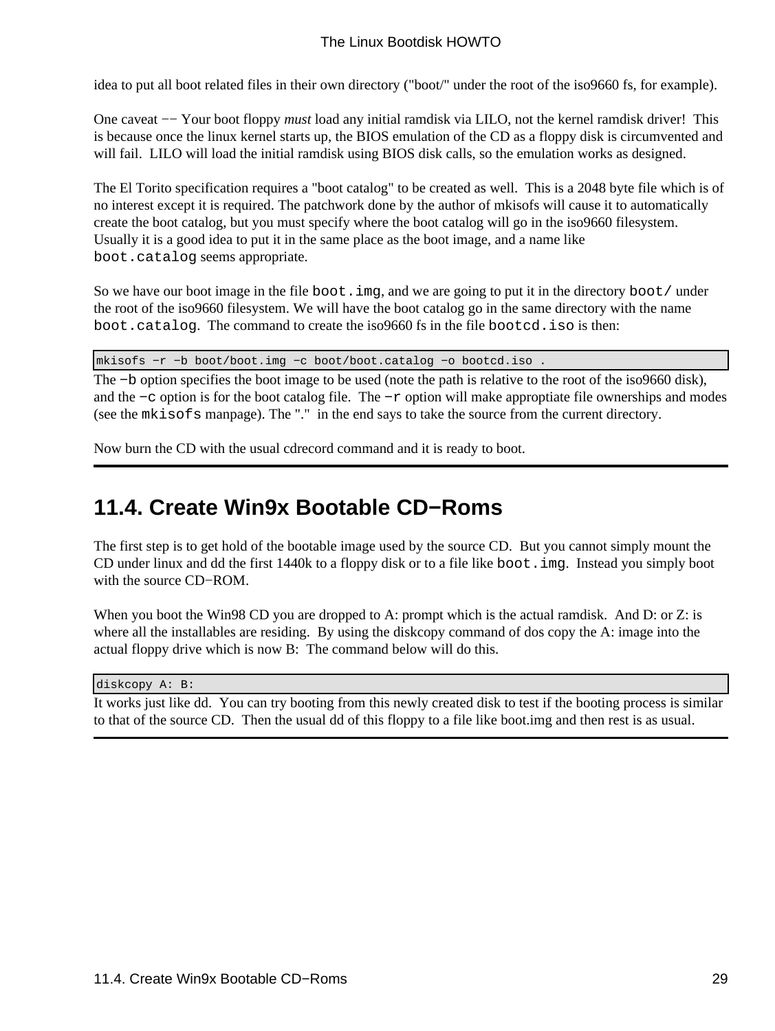idea to put all boot related files in their own directory ("boot/" under the root of the iso9660 fs, for example).

One caveat −− Your boot floppy *must* load any initial ramdisk via LILO, not the kernel ramdisk driver! This is because once the linux kernel starts up, the BIOS emulation of the CD as a floppy disk is circumvented and will fail. LILO will load the initial ramdisk using BIOS disk calls, so the emulation works as designed.

The El Torito specification requires a "boot catalog" to be created as well. This is a 2048 byte file which is of no interest except it is required. The patchwork done by the author of mkisofs will cause it to automatically create the boot catalog, but you must specify where the boot catalog will go in the iso9660 filesystem. Usually it is a good idea to put it in the same place as the boot image, and a name like `boot.catalog` seems appropriate.

So we have our boot image in the file `boot.img`, and we are going to put it in the directory `boot/` under the root of the iso9660 filesystem. We will have the boot catalog go in the same directory with the name `boot.catalog`. The command to create the iso9660 fs in the file `bootcd.iso` is then:

```
mkisofs −r −b boot/boot.img −c boot/boot.catalog −o bootcd.iso .
```

The `−b` option specifies the boot image to be used (note the path is relative to the root of the iso9660 disk), and the `−c` option is for the boot catalog file. The `−r` option will make approptiate file ownerships and modes (see the `mkisofs` manpage). The "." in the end says to take the source from the current directory.

Now burn the CD with the usual cdrecord command and it is ready to boot.

## 11.4. Create Win9x Bootable CD−Roms

The first step is to get hold of the bootable image used by the source CD. But you cannot simply mount the CD under linux and dd the first 1440k to a floppy disk or to a file like `boot.img`. Instead you simply boot with the source CD−ROM.

When you boot the Win98 CD you are dropped to A: prompt which is the actual ramdisk. And D: or Z: is where all the installables are residing. By using the diskcopy command of dos copy the A: image into the actual floppy drive which is now B: The command below will do this.

```
diskcopy A: B:
```

It works just like dd. You can try booting from this newly created disk to test if the booting process is similar to that of the source CD. Then the usual dd of this floppy to a file like boot.img and then rest is as usual.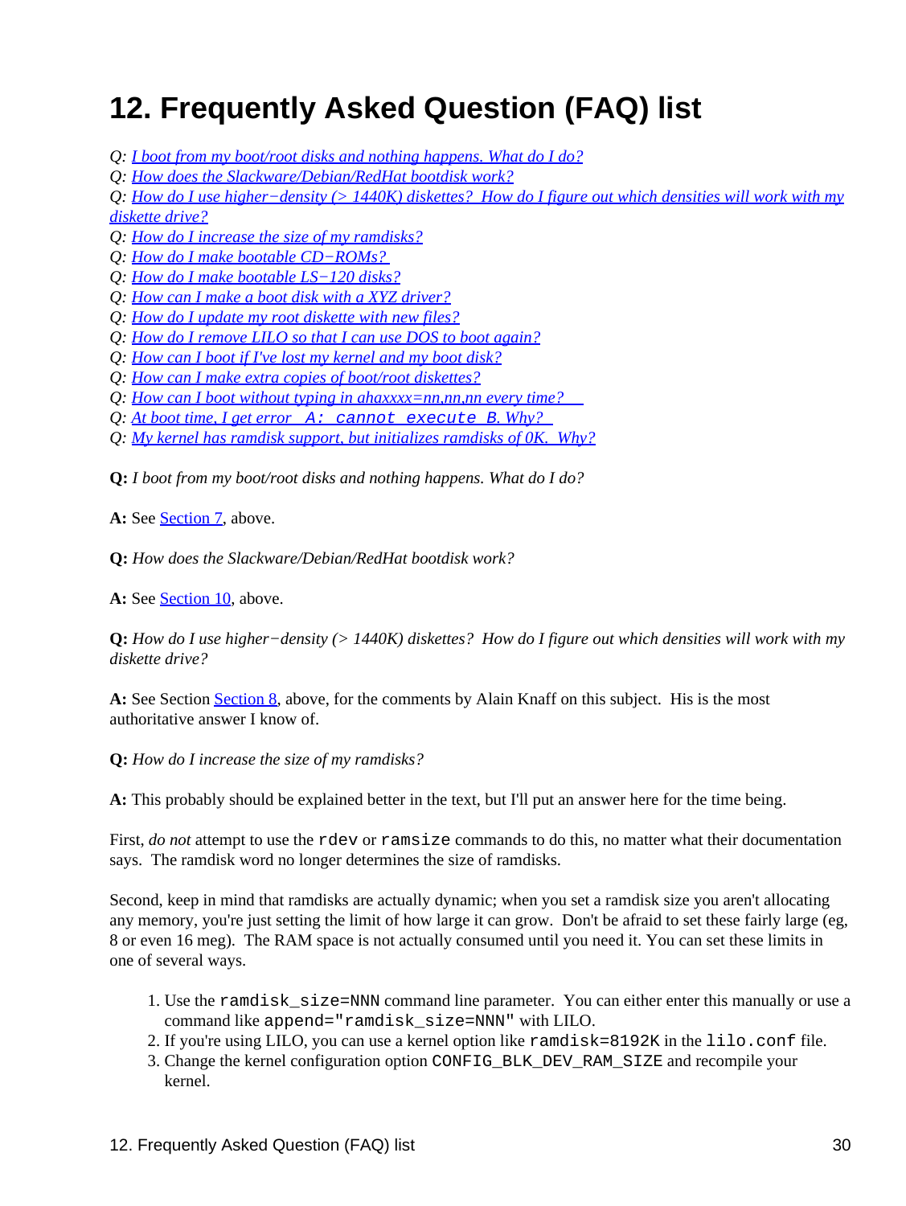# 12. Frequently Asked Question (FAQ) list

Q: *I boot from my boot/root disks and nothing happens. What do I do?*
Q: *How does the Slackware/Debian/RedHat bootdisk work?*
Q: *How do I use higher−density (> 1440K) diskettes? How do I figure out which densities will work with my diskette drive?*
Q: *How do I increase the size of my ramdisks?*
Q: *How do I make bootable CD−ROMs?*
Q: *How do I make bootable LS−120 disks?*
Q: *How can I make a boot disk with a XYZ driver?*
Q: *How do I update my root diskette with new files?*
Q: *How do I remove LILO so that I can use DOS to boot again?*
Q: *How can I boot if I've lost my kernel and my boot disk?*
Q: *How can I make extra copies of boot/root diskettes?*
Q: *How can I boot without typing in ahaxxxx=nn,nn,nn every time?*
Q: *At boot time, I get error `A: cannot execute B`. Why?*
Q: *My kernel has ramdisk support, but initializes ramdisks of 0K. Why?*

**Q:** *I boot from my boot/root disks and nothing happens. What do I do?*

**A:** See Section 7, above.

**Q:** *How does the Slackware/Debian/RedHat bootdisk work?*

**A:** See Section 10, above.

**Q:** *How do I use higher−density (> 1440K) diskettes? How do I figure out which densities will work with my diskette drive?*

**A:** See Section Section 8, above, for the comments by Alain Knaff on this subject. His is the most authoritative answer I know of.

**Q:** *How do I increase the size of my ramdisks?*

**A:** This probably should be explained better in the text, but I'll put an answer here for the time being.

First, *do not* attempt to use the `rdev` or `ramsize` commands to do this, no matter what their documentation says. The ramdisk word no longer determines the size of ramdisks.

Second, keep in mind that ramdisks are actually dynamic; when you set a ramdisk size you aren't allocating any memory, you're just setting the limit of how large it can grow. Don't be afraid to set these fairly large (eg, 8 or even 16 meg). The RAM space is not actually consumed until you need it. You can set these limits in one of several ways.

1. Use the `ramdisk_size=NNN` command line parameter. You can either enter this manually or use a command like `append="ramdisk_size=NNN"` with LILO.
2. If you're using LILO, you can use a kernel option like `ramdisk=8192K` in the `lilo.conf` file.
3. Change the kernel configuration option `CONFIG_BLK_DEV_RAM_SIZE` and recompile your kernel.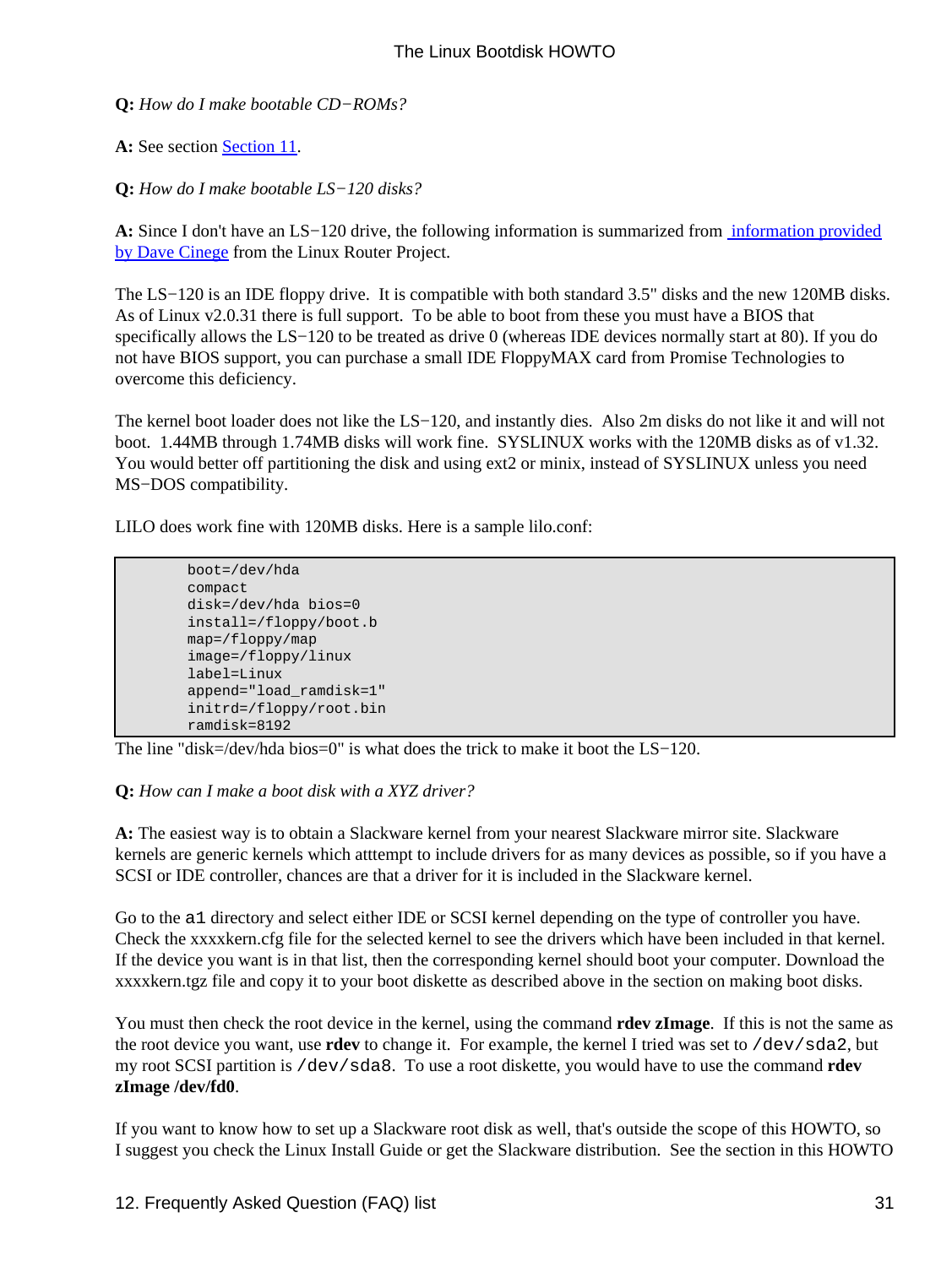**Q:** *How do I make bootable CD−ROMs?*

**A:** See section Section 11.

**Q:** *How do I make bootable LS−120 disks?*

**A:** Since I don't have an LS−120 drive, the following information is summarized from information provided by Dave Cinege from the Linux Router Project.

The LS−120 is an IDE floppy drive. It is compatible with both standard 3.5" disks and the new 120MB disks. As of Linux v2.0.31 there is full support. To be able to boot from these you must have a BIOS that specifically allows the LS−120 to be treated as drive 0 (whereas IDE devices normally start at 80). If you do not have BIOS support, you can purchase a small IDE FloppyMAX card from Promise Technologies to overcome this deficiency.

The kernel boot loader does not like the LS−120, and instantly dies. Also 2m disks do not like it and will not boot. 1.44MB through 1.74MB disks will work fine. SYSLINUX works with the 120MB disks as of v1.32. You would better off partitioning the disk and using ext2 or minix, instead of SYSLINUX unless you need MS−DOS compatibility.

LILO does work fine with 120MB disks. Here is a sample lilo.conf:

```
        boot=/dev/hda
        compact
        disk=/dev/hda bios=0
        install=/floppy/boot.b
        map=/floppy/map
        image=/floppy/linux
        label=Linux
        append="load_ramdisk=1"
        initrd=/floppy/root.bin
        ramdisk=8192
```

The line "disk=/dev/hda bios=0" is what does the trick to make it boot the LS−120.

**Q:** *How can I make a boot disk with a XYZ driver?*

**A:** The easiest way is to obtain a Slackware kernel from your nearest Slackware mirror site. Slackware kernels are generic kernels which atttempt to include drivers for as many devices as possible, so if you have a SCSI or IDE controller, chances are that a driver for it is included in the Slackware kernel.

Go to the `a1` directory and select either IDE or SCSI kernel depending on the type of controller you have. Check the xxxxkern.cfg file for the selected kernel to see the drivers which have been included in that kernel. If the device you want is in that list, then the corresponding kernel should boot your computer. Download the xxxxkern.tgz file and copy it to your boot diskette as described above in the section on making boot disks.

You must then check the root device in the kernel, using the command **rdev zImage**. If this is not the same as the root device you want, use **rdev** to change it. For example, the kernel I tried was set to `/dev/sda2`, but my root SCSI partition is `/dev/sda8`. To use a root diskette, you would have to use the command **rdev zImage /dev/fd0**.

If you want to know how to set up a Slackware root disk as well, that's outside the scope of this HOWTO, so I suggest you check the Linux Install Guide or get the Slackware distribution. See the section in this HOWTO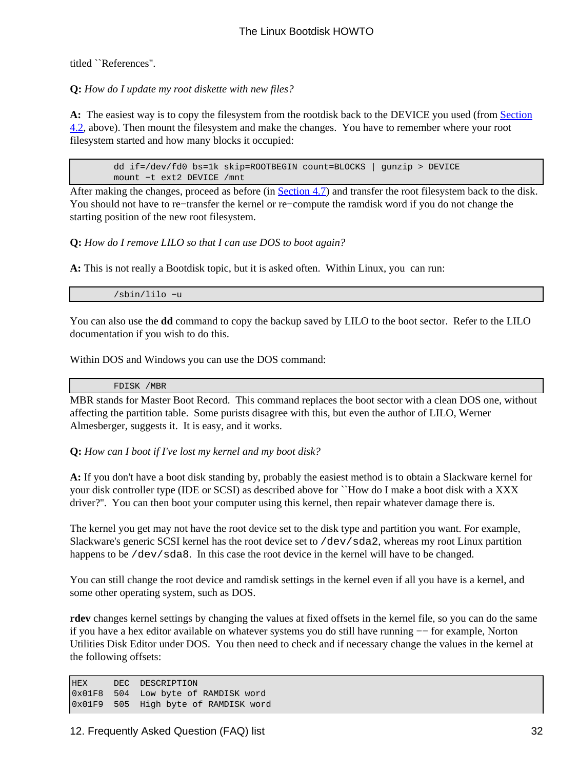titled ``References''.

**Q:** *How do I update my root diskette with new files?*

**A:** The easiest way is to copy the filesystem from the rootdisk back to the DEVICE you used (from Section 4.2, above). Then mount the filesystem and make the changes. You have to remember where your root filesystem started and how many blocks it occupied:

```
        dd if=/dev/fd0 bs=1k skip=ROOTBEGIN count=BLOCKS | gunzip > DEVICE
        mount −t ext2 DEVICE /mnt
```

After making the changes, proceed as before (in Section 4.7) and transfer the root filesystem back to the disk. You should not have to re−transfer the kernel or re−compute the ramdisk word if you do not change the starting position of the new root filesystem.

**Q:** *How do I remove LILO so that I can use DOS to boot again?*

**A:** This is not really a Bootdisk topic, but it is asked often. Within Linux, you can run:

```
        /sbin/lilo −u
```

You can also use the **dd** command to copy the backup saved by LILO to the boot sector. Refer to the LILO documentation if you wish to do this.

Within DOS and Windows you can use the DOS command:

```
        FDISK /MBR
```

MBR stands for Master Boot Record. This command replaces the boot sector with a clean DOS one, without affecting the partition table. Some purists disagree with this, but even the author of LILO, Werner Almesberger, suggests it. It is easy, and it works.

**Q:** *How can I boot if I've lost my kernel and my boot disk?*

**A:** If you don't have a boot disk standing by, probably the easiest method is to obtain a Slackware kernel for your disk controller type (IDE or SCSI) as described above for ``How do I make a boot disk with a XXX driver?''. You can then boot your computer using this kernel, then repair whatever damage there is.

The kernel you get may not have the root device set to the disk type and partition you want. For example, Slackware's generic SCSI kernel has the root device set to `/dev/sda2`, whereas my root Linux partition happens to be `/dev/sda8`. In this case the root device in the kernel will have to be changed.

You can still change the root device and ramdisk settings in the kernel even if all you have is a kernel, and some other operating system, such as DOS.

**rdev** changes kernel settings by changing the values at fixed offsets in the kernel file, so you can do the same if you have a hex editor available on whatever systems you do still have running −− for example, Norton Utilities Disk Editor under DOS. You then need to check and if necessary change the values in the kernel at the following offsets:

```
HEX     DEC  DESCRIPTION
0x01F8  504  Low byte of RAMDISK word
0x01F9  505  High byte of RAMDISK word
```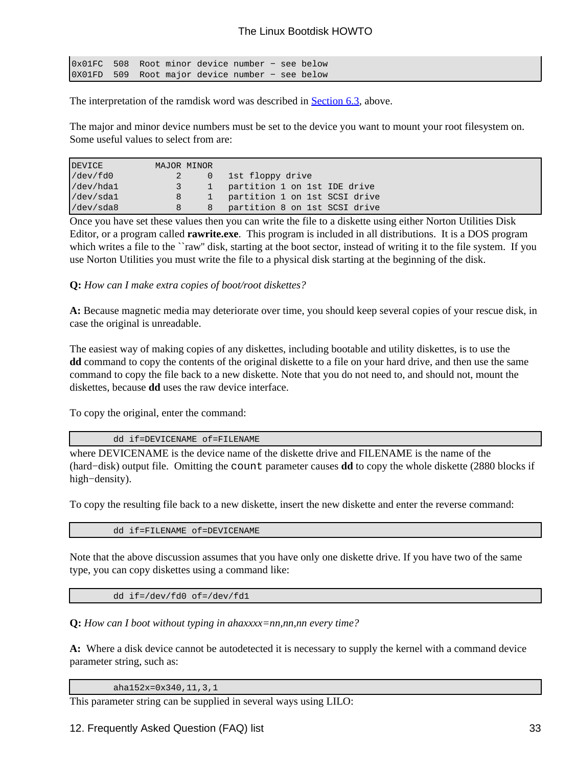```
0x01FC  508  Root minor device number - see below
0X01FD  509  Root major device number - see below
```

The interpretation of the ramdisk word was described in Section 6.3, above.

The major and minor device numbers must be set to the device you want to mount your root filesystem on. Some useful values to select from are:

```
DEVICE          MAJOR MINOR
/dev/fd0            2     0   1st floppy drive
/dev/hda1           3     1   partition 1 on 1st IDE drive
/dev/sda1           8     1   partition 1 on 1st SCSI drive
/dev/sda8           8     8   partition 8 on 1st SCSI drive
```

Once you have set these values then you can write the file to a diskette using either Norton Utilities Disk Editor, or a program called **rawrite.exe**. This program is included in all distributions. It is a DOS program which writes a file to the ``raw'' disk, starting at the boot sector, instead of writing it to the file system. If you use Norton Utilities you must write the file to a physical disk starting at the beginning of the disk.

**Q:** *How can I make extra copies of boot/root diskettes?*

**A:** Because magnetic media may deteriorate over time, you should keep several copies of your rescue disk, in case the original is unreadable.

The easiest way of making copies of any diskettes, including bootable and utility diskettes, is to use the **dd** command to copy the contents of the original diskette to a file on your hard drive, and then use the same command to copy the file back to a new diskette. Note that you do not need to, and should not, mount the diskettes, because **dd** uses the raw device interface.

To copy the original, enter the command:

```
        dd if=DEVICENAME of=FILENAME
```

where DEVICENAME is the device name of the diskette drive and FILENAME is the name of the (hard-disk) output file. Omitting the `count` parameter causes **dd** to copy the whole diskette (2880 blocks if high-density).

To copy the resulting file back to a new diskette, insert the new diskette and enter the reverse command:

```
        dd if=FILENAME of=DEVICENAME
```

Note that the above discussion assumes that you have only one diskette drive. If you have two of the same type, you can copy diskettes using a command like:

```
        dd if=/dev/fd0 of=/dev/fd1
```

**Q:** *How can I boot without typing in ahaxxxx=nn,nn,nn every time?*

**A:** Where a disk device cannot be autodetected it is necessary to supply the kernel with a command device parameter string, such as:

```
        aha152x=0x340,11,3,1
```

This parameter string can be supplied in several ways using LILO: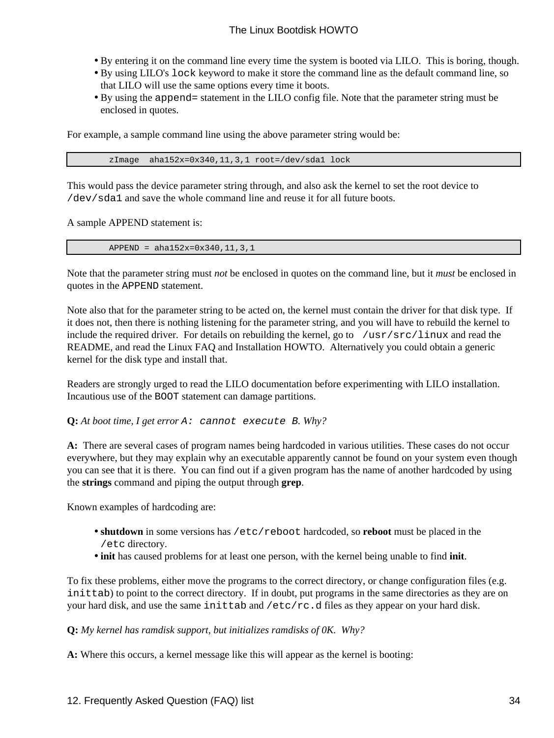- By entering it on the command line every time the system is booted via LILO. This is boring, though.
- By using LILO's `lock` keyword to make it store the command line as the default command line, so that LILO will use the same options every time it boots.
- By using the `append=` statement in the LILO config file. Note that the parameter string must be enclosed in quotes.

For example, a sample command line using the above parameter string would be:

```
        zImage  aha152x=0x340,11,3,1 root=/dev/sda1 lock
```

This would pass the device parameter string through, and also ask the kernel to set the root device to `/dev/sda1` and save the whole command line and reuse it for all future boots.

A sample APPEND statement is:

```
        APPEND = aha152x=0x340,11,3,1
```

Note that the parameter string must *not* be enclosed in quotes on the command line, but it *must* be enclosed in quotes in the `APPEND` statement.

Note also that for the parameter string to be acted on, the kernel must contain the driver for that disk type. If it does not, then there is nothing listening for the parameter string, and you will have to rebuild the kernel to include the required driver. For details on rebuilding the kernel, go to `/usr/src/linux` and read the README, and read the Linux FAQ and Installation HOWTO. Alternatively you could obtain a generic kernel for the disk type and install that.

Readers are strongly urged to read the LILO documentation before experimenting with LILO installation. Incautious use of the `BOOT` statement can damage partitions.

**Q:** *At boot time, I get error* `A: cannot execute B`*. Why?*

**A:** There are several cases of program names being hardcoded in various utilities. These cases do not occur everywhere, but they may explain why an executable apparently cannot be found on your system even though you can see that it is there. You can find out if a given program has the name of another hardcoded by using the **strings** command and piping the output through **grep**.

Known examples of hardcoding are:

- **shutdown** in some versions has `/etc/reboot` hardcoded, so **reboot** must be placed in the `/etc` directory.
- **init** has caused problems for at least one person, with the kernel being unable to find **init**.

To fix these problems, either move the programs to the correct directory, or change configuration files (e.g. `inittab`) to point to the correct directory. If in doubt, put programs in the same directories as they are on your hard disk, and use the same `inittab` and `/etc/rc.d` files as they appear on your hard disk.

**Q:** *My kernel has ramdisk support, but initializes ramdisks of 0K. Why?*

**A:** Where this occurs, a kernel message like this will appear as the kernel is booting: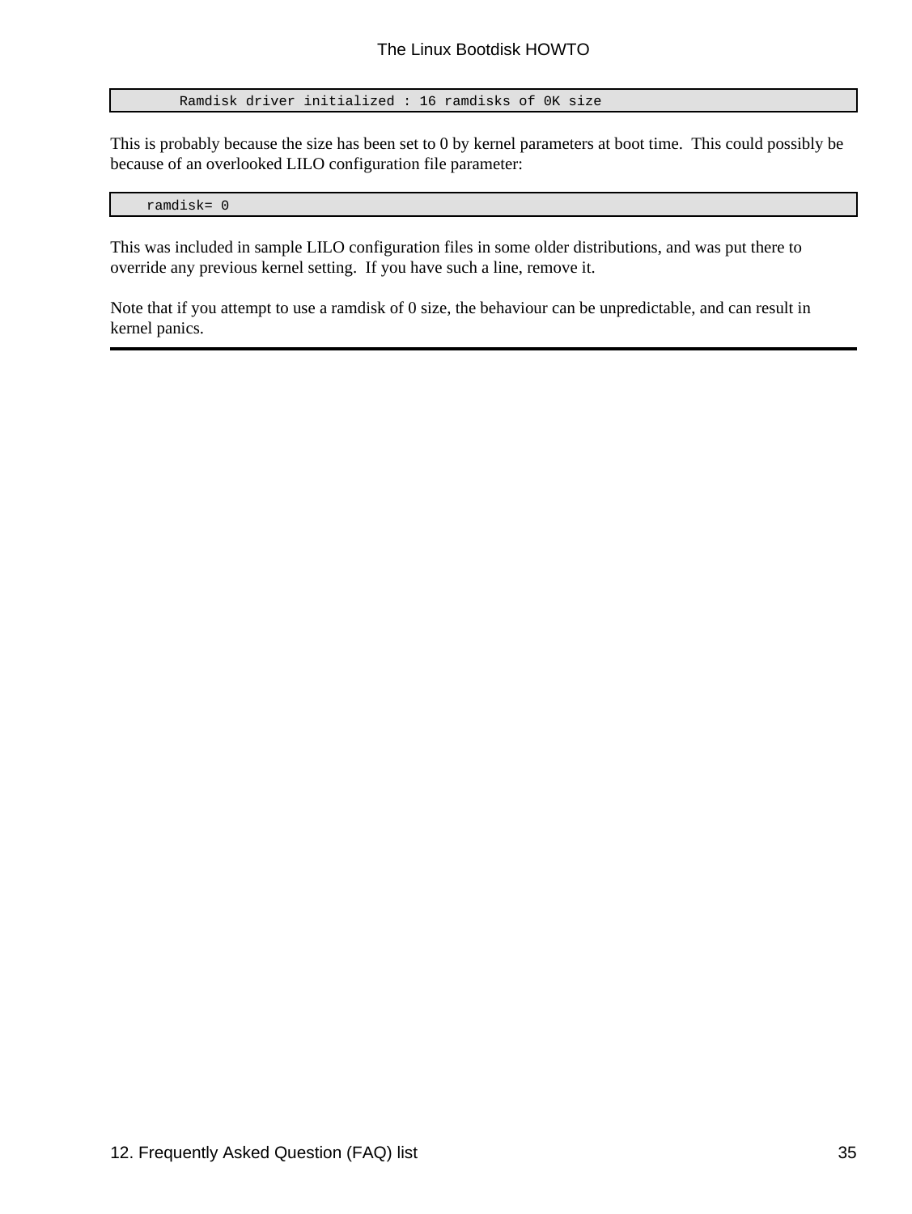```
        Ramdisk driver initialized : 16 ramdisks of 0K size
```

This is probably because the size has been set to 0 by kernel parameters at boot time. This could possibly be because of an overlooked LILO configuration file parameter:

```
    ramdisk= 0
```

This was included in sample LILO configuration files in some older distributions, and was put there to override any previous kernel setting. If you have such a line, remove it.

Note that if you attempt to use a ramdisk of 0 size, the behaviour can be unpredictable, and can result in kernel panics.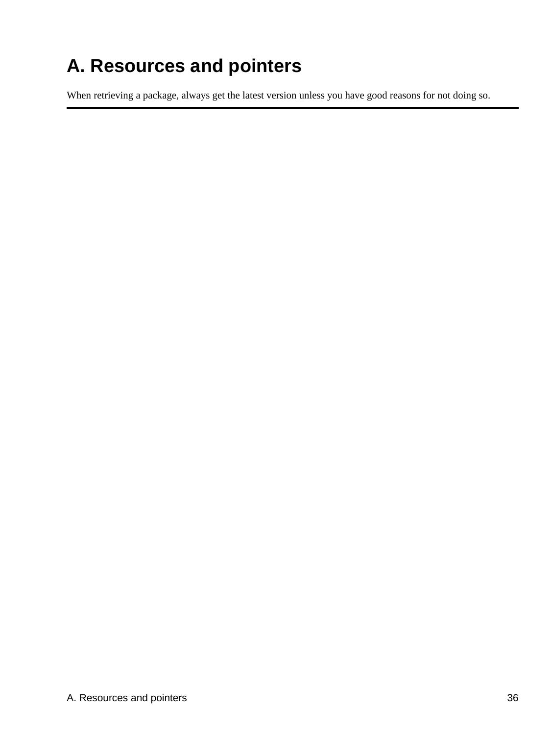# A. Resources and pointers

When retrieving a package, always get the latest version unless you have good reasons for not doing so.

---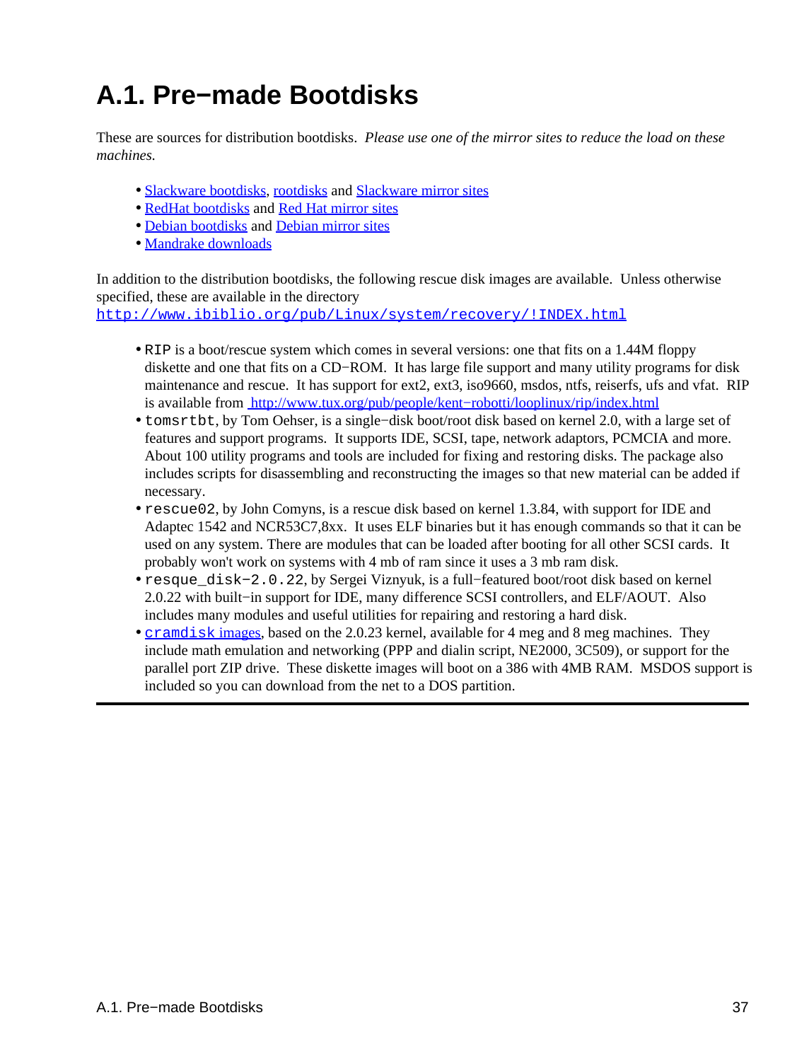# A.1. Pre−made Bootdisks

These are sources for distribution bootdisks. *Please use one of the mirror sites to reduce the load on these machines.*

- Slackware bootdisks, rootdisks and Slackware mirror sites
- RedHat bootdisks and Red Hat mirror sites
- Debian bootdisks and Debian mirror sites
- Mandrake downloads

In addition to the distribution bootdisks, the following rescue disk images are available. Unless otherwise specified, these are available in the directory `http://www.ibiblio.org/pub/Linux/system/recovery/!INDEX.html`

- `RIP` is a boot/rescue system which comes in several versions: one that fits on a 1.44M floppy diskette and one that fits on a CD−ROM. It has large file support and many utility programs for disk maintenance and rescue. It has support for ext2, ext3, iso9660, msdos, ntfs, reiserfs, ufs and vfat. RIP is available from http://www.tux.org/pub/people/kent−robotti/looplinux/rip/index.html
- `tomsrtbt`, by Tom Oehser, is a single−disk boot/root disk based on kernel 2.0, with a large set of features and support programs. It supports IDE, SCSI, tape, network adaptors, PCMCIA and more. About 100 utility programs and tools are included for fixing and restoring disks. The package also includes scripts for disassembling and reconstructing the images so that new material can be added if necessary.
- `rescue02`, by John Comyns, is a rescue disk based on kernel 1.3.84, with support for IDE and Adaptec 1542 and NCR53C7,8xx. It uses ELF binaries but it has enough commands so that it can be used on any system. There are modules that can be loaded after booting for all other SCSI cards. It probably won't work on systems with 4 mb of ram since it uses a 3 mb ram disk.
- `resque_disk−2.0.22`, by Sergei Viznyuk, is a full−featured boot/root disk based on kernel 2.0.22 with built−in support for IDE, many difference SCSI controllers, and ELF/AOUT. Also includes many modules and useful utilities for repairing and restoring a hard disk.
- `cramdisk` images, based on the 2.0.23 kernel, available for 4 meg and 8 meg machines. They include math emulation and networking (PPP and dialin script, NE2000, 3C509), or support for the parallel port ZIP drive. These diskette images will boot on a 386 with 4MB RAM. MSDOS support is included so you can download from the net to a DOS partition.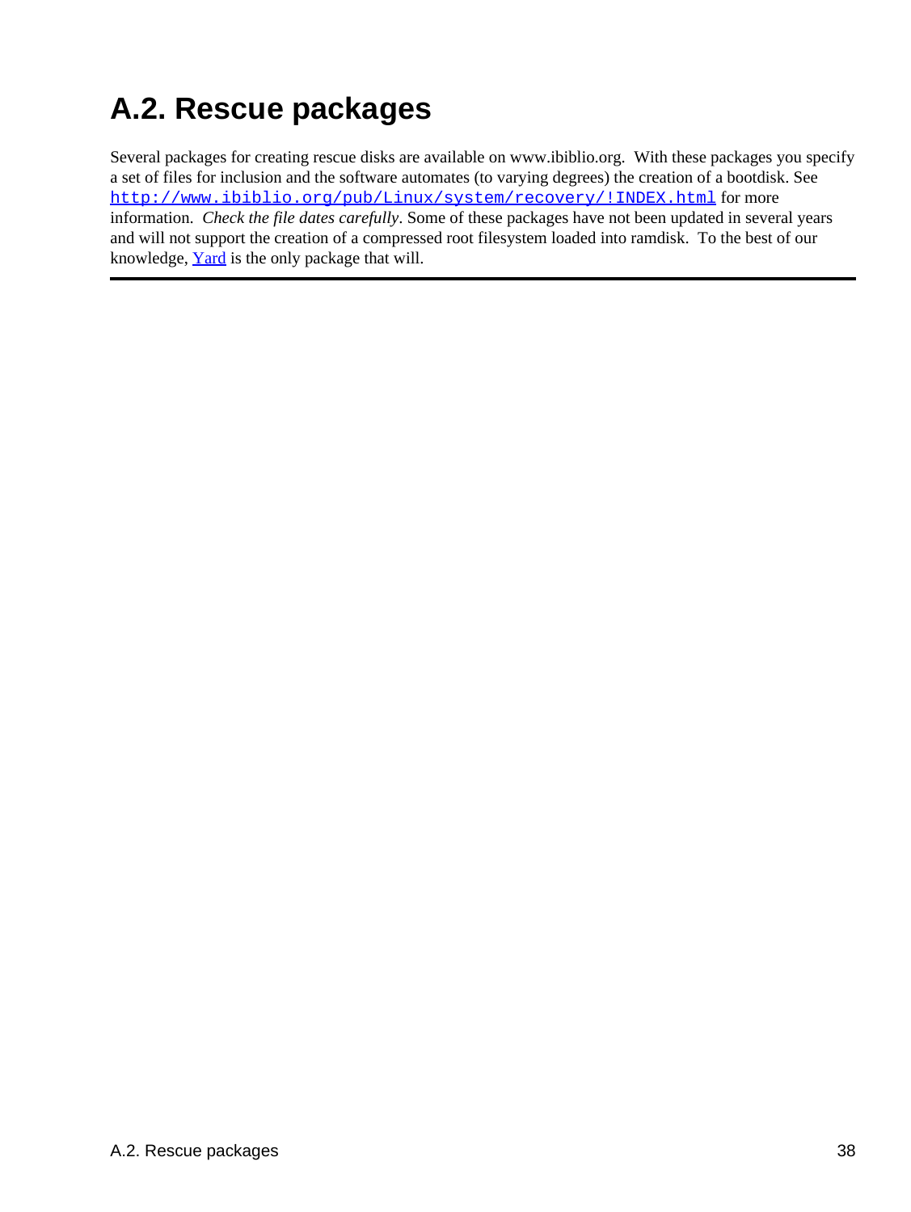# A.2. Rescue packages

Several packages for creating rescue disks are available on www.ibiblio.org. With these packages you specify a set of files for inclusion and the software automates (to varying degrees) the creation of a bootdisk. See `http://www.ibiblio.org/pub/Linux/system/recovery/!INDEX.html` for more information. *Check the file dates carefully*. Some of these packages have not been updated in several years and will not support the creation of a compressed root filesystem loaded into ramdisk. To the best of our knowledge, Yard is the only package that will.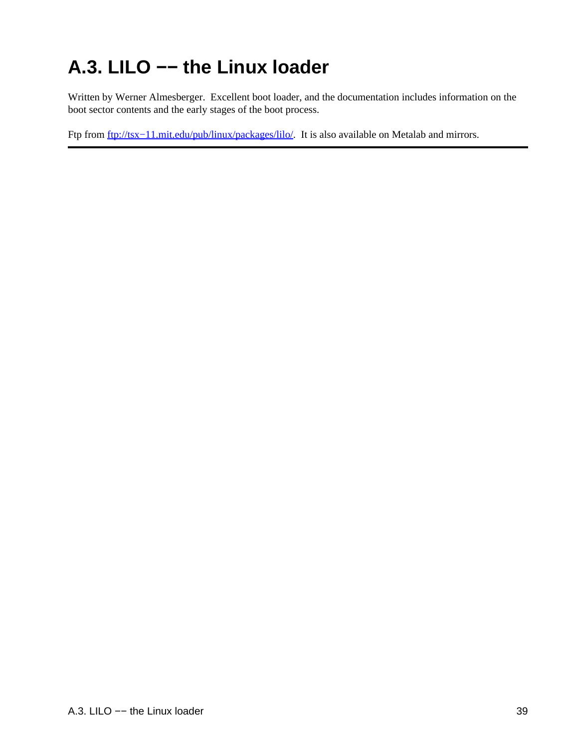## A.3. LILO −− the Linux loader

Written by Werner Almesberger. Excellent boot loader, and the documentation includes information on the boot sector contents and the early stages of the boot process.

Ftp from [ftp://tsx−11.mit.edu/pub/linux/packages/lilo/](ftp://tsx-11.mit.edu/pub/linux/packages/lilo/). It is also available on Metalab and mirrors.

---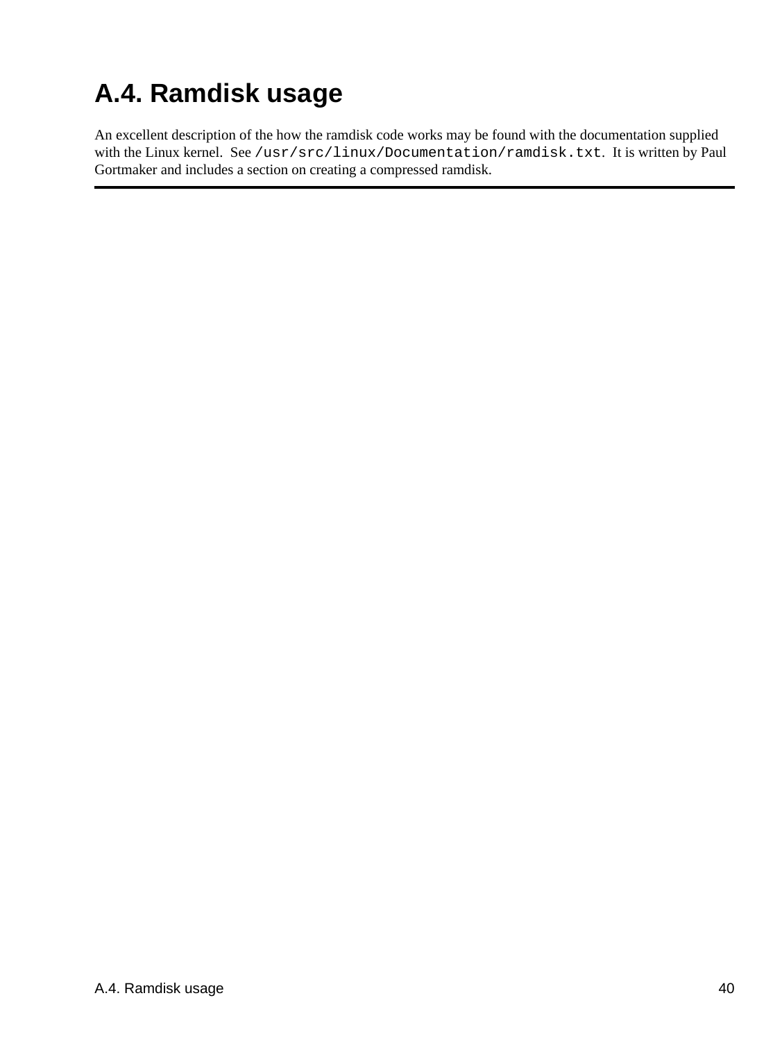## A.4. Ramdisk usage

An excellent description of the how the ramdisk code works may be found with the documentation supplied with the Linux kernel. See `/usr/src/linux/Documentation/ramdisk.txt`. It is written by Paul Gortmaker and includes a section on creating a compressed ramdisk.

---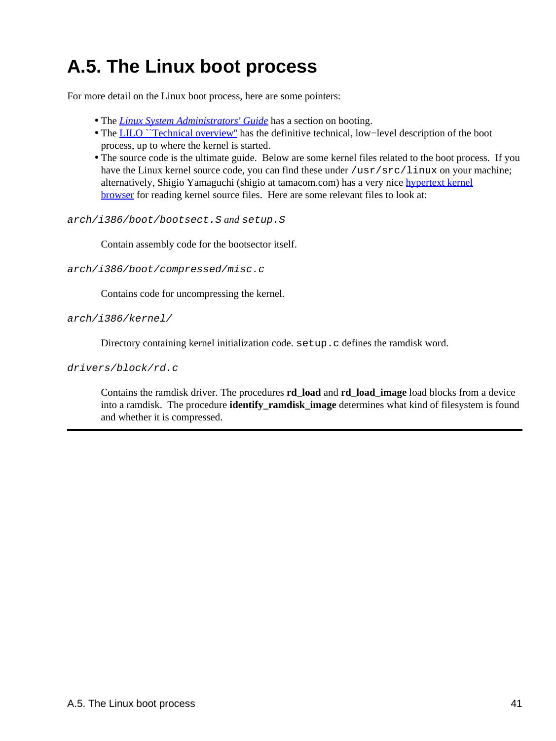## A.5. The Linux boot process

For more detail on the Linux boot process, here are some pointers:

- The *Linux System Administrators' Guide* has a section on booting.
- The LILO ``Technical overview'' has the definitive technical, low−level description of the boot process, up to where the kernel is started.
- The source code is the ultimate guide. Below are some kernel files related to the boot process. If you have the Linux kernel source code, you can find these under `/usr/src/linux` on your machine; alternatively, Shigio Yamaguchi (shigio at tamacom.com) has a very nice hypertext kernel browser for reading kernel source files. Here are some relevant files to look at:

*`arch/i386/boot/bootsect.S`* *and* *`setup.S`*

Contain assembly code for the bootsector itself.

*`arch/i386/boot/compressed/misc.c`*

Contains code for uncompressing the kernel.

*`arch/i386/kernel/`*

Directory containing kernel initialization code. `setup.c` defines the ramdisk word.

*`drivers/block/rd.c`*

Contains the ramdisk driver. The procedures **rd_load** and **rd_load_image** load blocks from a device into a ramdisk. The procedure **identify_ramdisk_image** determines what kind of filesystem is found and whether it is compressed.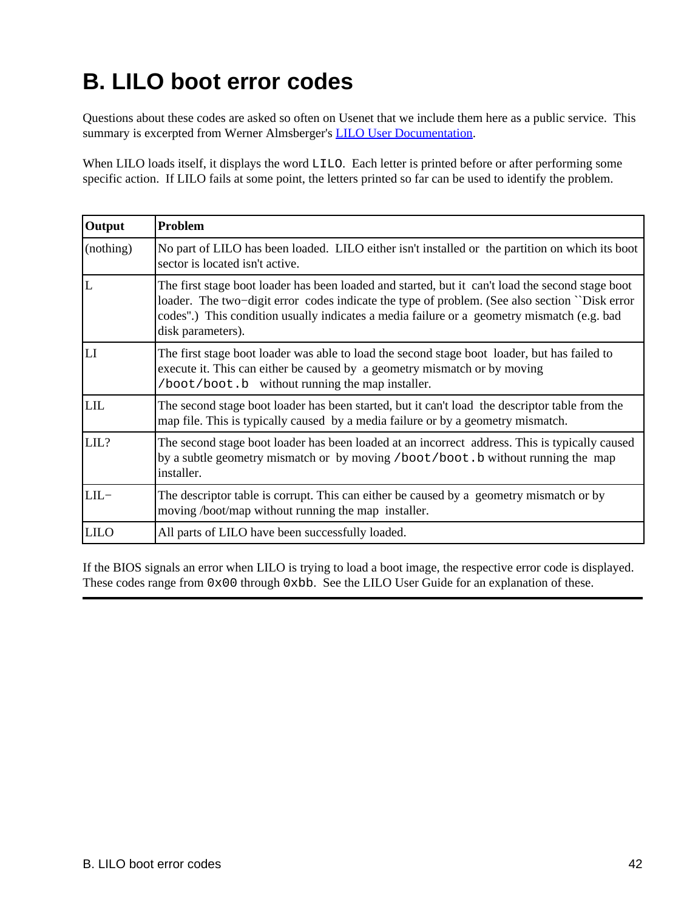# B. LILO boot error codes

Questions about these codes are asked so often on Usenet that we include them here as a public service. This summary is excerpted from Werner Almsberger's LILO User Documentation.

When LILO loads itself, it displays the word `LILO`. Each letter is printed before or after performing some specific action. If LILO fails at some point, the letters printed so far can be used to identify the problem.

| **Output** | **Problem** |
| --- | --- |
| (nothing) | No part of LILO has been loaded. LILO either isn't installed or the partition on which its boot sector is located isn't active. |
| L | The first stage boot loader has been loaded and started, but it can't load the second stage boot loader. The two−digit error codes indicate the type of problem. (See also section ``Disk error codes''.) This condition usually indicates a media failure or a geometry mismatch (e.g. bad disk parameters). |
| LI | The first stage boot loader was able to load the second stage boot loader, but has failed to execute it. This can either be caused by a geometry mismatch or by moving `/boot/boot.b` without running the map installer. |
| LIL | The second stage boot loader has been started, but it can't load the descriptor table from the map file. This is typically caused by a media failure or by a geometry mismatch. |
| LIL? | The second stage boot loader has been loaded at an incorrect address. This is typically caused by a subtle geometry mismatch or by moving `/boot/boot.b` without running the map installer. |
| LIL− | The descriptor table is corrupt. This can either be caused by a geometry mismatch or by moving /boot/map without running the map installer. |
| LILO | All parts of LILO have been successfully loaded. |

If the BIOS signals an error when LILO is trying to load a boot image, the respective error code is displayed. These codes range from `0x00` through `0xbb`. See the LILO User Guide for an explanation of these.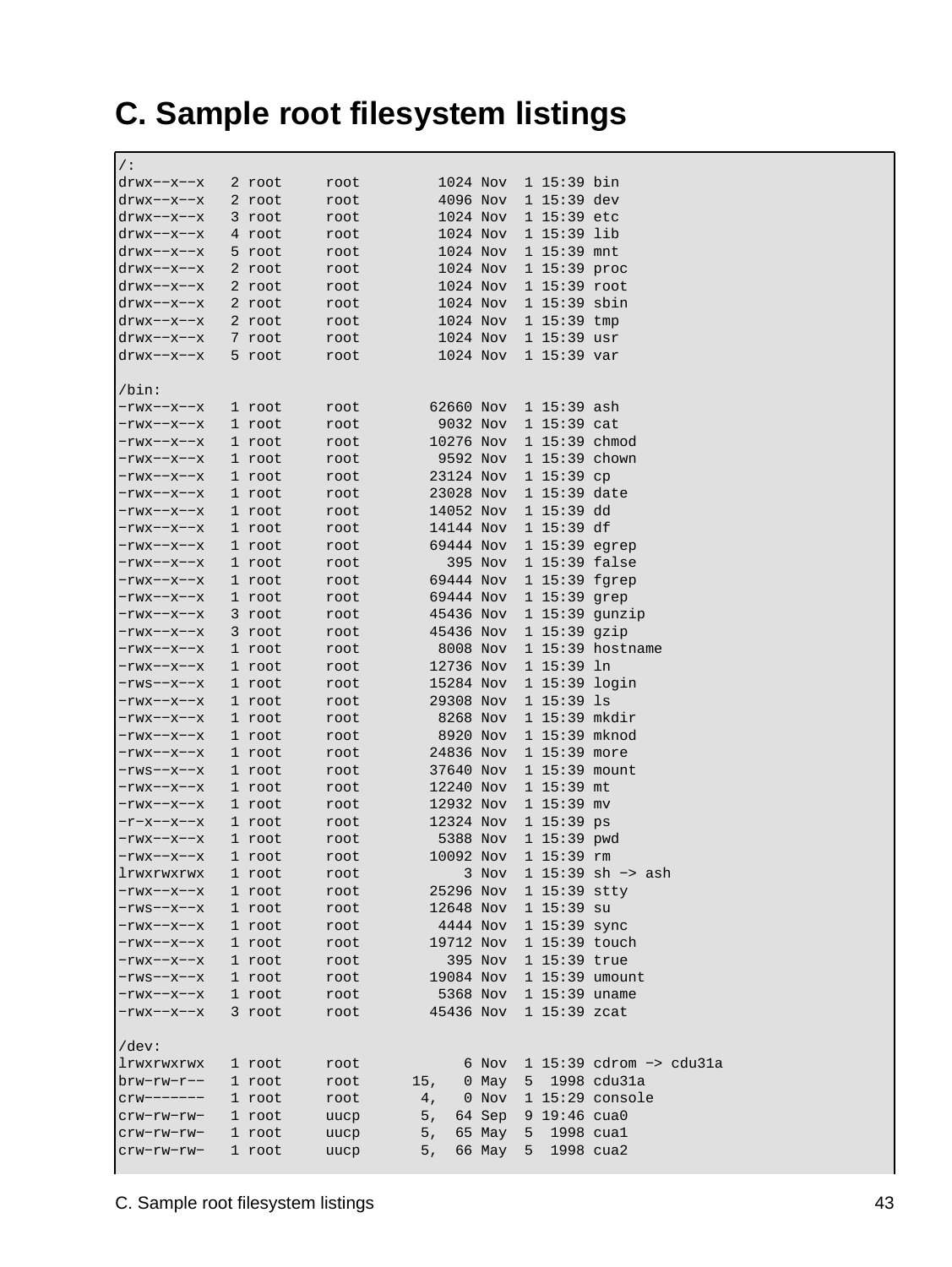# C. Sample root filesystem listings

```
/:
drwx--x--x   2 root     root         1024 Nov  1 15:39 bin
drwx--x--x   2 root     root         4096 Nov  1 15:39 dev
drwx--x--x   3 root     root         1024 Nov  1 15:39 etc
drwx--x--x   4 root     root         1024 Nov  1 15:39 lib
drwx--x--x   5 root     root         1024 Nov  1 15:39 mnt
drwx--x--x   2 root     root         1024 Nov  1 15:39 proc
drwx--x--x   2 root     root         1024 Nov  1 15:39 root
drwx--x--x   2 root     root         1024 Nov  1 15:39 sbin
drwx--x--x   2 root     root         1024 Nov  1 15:39 tmp
drwx--x--x   7 root     root         1024 Nov  1 15:39 usr
drwx--x--x   5 root     root         1024 Nov  1 15:39 var

/bin:
-rwx--x--x   1 root     root        62660 Nov  1 15:39 ash
-rwx--x--x   1 root     root         9032 Nov  1 15:39 cat
-rwx--x--x   1 root     root        10276 Nov  1 15:39 chmod
-rwx--x--x   1 root     root         9592 Nov  1 15:39 chown
-rwx--x--x   1 root     root        23124 Nov  1 15:39 cp
-rwx--x--x   1 root     root        23028 Nov  1 15:39 date
-rwx--x--x   1 root     root        14052 Nov  1 15:39 dd
-rwx--x--x   1 root     root        14144 Nov  1 15:39 df
-rwx--x--x   1 root     root        69444 Nov  1 15:39 egrep
-rwx--x--x   1 root     root          395 Nov  1 15:39 false
-rwx--x--x   1 root     root        69444 Nov  1 15:39 fgrep
-rwx--x--x   1 root     root        69444 Nov  1 15:39 grep
-rwx--x--x   3 root     root        45436 Nov  1 15:39 gunzip
-rwx--x--x   3 root     root        45436 Nov  1 15:39 gzip
-rwx--x--x   1 root     root         8008 Nov  1 15:39 hostname
-rwx--x--x   1 root     root        12736 Nov  1 15:39 ln
-rws--x--x   1 root     root        15284 Nov  1 15:39 login
-rwx--x--x   1 root     root        29308 Nov  1 15:39 ls
-rwx--x--x   1 root     root         8268 Nov  1 15:39 mkdir
-rwx--x--x   1 root     root         8920 Nov  1 15:39 mknod
-rwx--x--x   1 root     root        24836 Nov  1 15:39 more
-rws--x--x   1 root     root        37640 Nov  1 15:39 mount
-rwx--x--x   1 root     root        12240 Nov  1 15:39 mt
-rwx--x--x   1 root     root        12932 Nov  1 15:39 mv
-r-x--x--x   1 root     root        12324 Nov  1 15:39 ps
-rwx--x--x   1 root     root         5388 Nov  1 15:39 pwd
-rwx--x--x   1 root     root        10092 Nov  1 15:39 rm
lrwxrwxrwx   1 root     root            3 Nov  1 15:39 sh -> ash
-rwx--x--x   1 root     root        25296 Nov  1 15:39 stty
-rws--x--x   1 root     root        12648 Nov  1 15:39 su
-rwx--x--x   1 root     root         4444 Nov  1 15:39 sync
-rwx--x--x   1 root     root        19712 Nov  1 15:39 touch
-rwx--x--x   1 root     root          395 Nov  1 15:39 true
-rws--x--x   1 root     root        19084 Nov  1 15:39 umount
-rwx--x--x   1 root     root         5368 Nov  1 15:39 uname
-rwx--x--x   3 root     root        45436 Nov  1 15:39 zcat

/dev:
lrwxrwxrwx   1 root     root            6 Nov  1 15:39 cdrom -> cdu31a
brw-rw-r--   1 root     root      15,   0 May  5  1998 cdu31a
crw-------   1 root     root       4,   0 Nov  1 15:29 console
crw-rw-rw-   1 root     uucp       5,  64 Sep  9 19:46 cua0
crw-rw-rw-   1 root     uucp       5,  65 May  5  1998 cua1
crw-rw-rw-   1 root     uucp       5,  66 May  5  1998 cua2
```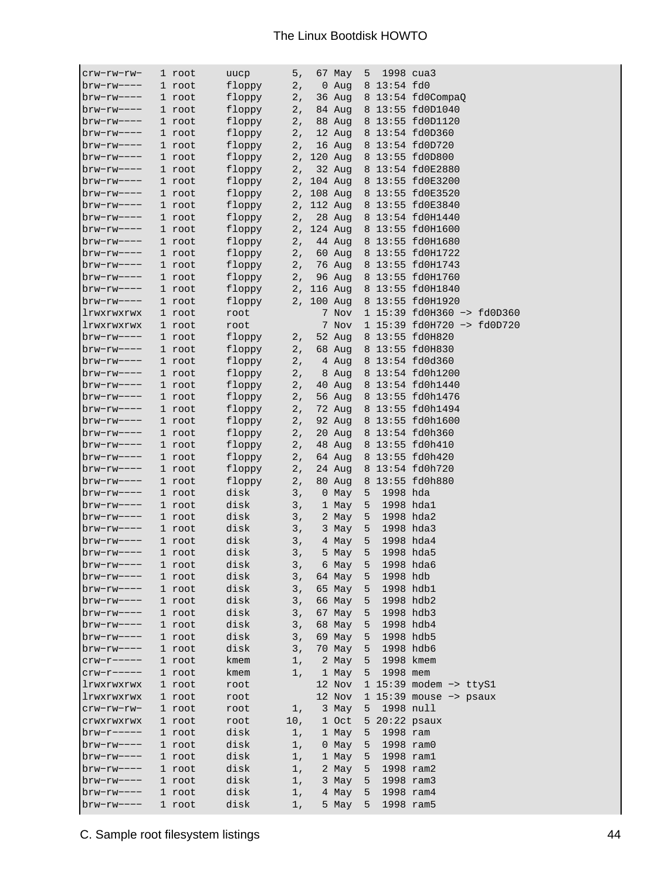```
crw-rw-rw-   1 root     uucp       5,  67 May  5  1998 cua3
brw-rw----   1 root     floppy     2,   0 Aug  8 13:54 fd0
brw-rw----   1 root     floppy     2,  36 Aug  8 13:54 fd0CompaQ
brw-rw----   1 root     floppy     2,  84 Aug  8 13:55 fd0D1040
brw-rw----   1 root     floppy     2,  88 Aug  8 13:55 fd0D1120
brw-rw----   1 root     floppy     2,  12 Aug  8 13:54 fd0D360
brw-rw----   1 root     floppy     2,  16 Aug  8 13:54 fd0D720
brw-rw----   1 root     floppy     2, 120 Aug  8 13:55 fd0D800
brw-rw----   1 root     floppy     2,  32 Aug  8 13:54 fd0E2880
brw-rw----   1 root     floppy     2, 104 Aug  8 13:55 fd0E3200
brw-rw----   1 root     floppy     2, 108 Aug  8 13:55 fd0E3520
brw-rw----   1 root     floppy     2, 112 Aug  8 13:55 fd0E3840
brw-rw----   1 root     floppy     2,  28 Aug  8 13:54 fd0H1440
brw-rw----   1 root     floppy     2, 124 Aug  8 13:55 fd0H1600
brw-rw----   1 root     floppy     2,  44 Aug  8 13:55 fd0H1680
brw-rw----   1 root     floppy     2,  60 Aug  8 13:55 fd0H1722
brw-rw----   1 root     floppy     2,  76 Aug  8 13:55 fd0H1743
brw-rw----   1 root     floppy     2,  96 Aug  8 13:55 fd0H1760
brw-rw----   1 root     floppy     2, 116 Aug  8 13:55 fd0H1840
brw-rw----   1 root     floppy     2, 100 Aug  8 13:55 fd0H1920
lrwxrwxrwx   1 root     root            7 Nov  1 15:39 fd0H360 -> fd0D360
lrwxrwxrwx   1 root     root            7 Nov  1 15:39 fd0H720 -> fd0D720
brw-rw----   1 root     floppy     2,  52 Aug  8 13:55 fd0H820
brw-rw----   1 root     floppy     2,  68 Aug  8 13:55 fd0H830
brw-rw----   1 root     floppy     2,   4 Aug  8 13:54 fd0d360
brw-rw----   1 root     floppy     2,   8 Aug  8 13:54 fd0h1200
brw-rw----   1 root     floppy     2,  40 Aug  8 13:54 fd0h1440
brw-rw----   1 root     floppy     2,  56 Aug  8 13:55 fd0h1476
brw-rw----   1 root     floppy     2,  72 Aug  8 13:55 fd0h1494
brw-rw----   1 root     floppy     2,  92 Aug  8 13:55 fd0h1600
brw-rw----   1 root     floppy     2,  20 Aug  8 13:54 fd0h360
brw-rw----   1 root     floppy     2,  48 Aug  8 13:55 fd0h410
brw-rw----   1 root     floppy     2,  64 Aug  8 13:55 fd0h420
brw-rw----   1 root     floppy     2,  24 Aug  8 13:54 fd0h720
brw-rw----   1 root     floppy     2,  80 Aug  8 13:55 fd0h880
brw-rw----   1 root     disk       3,   0 May  5  1998 hda
brw-rw----   1 root     disk       3,   1 May  5  1998 hda1
brw-rw----   1 root     disk       3,   2 May  5  1998 hda2
brw-rw----   1 root     disk       3,   3 May  5  1998 hda3
brw-rw----   1 root     disk       3,   4 May  5  1998 hda4
brw-rw----   1 root     disk       3,   5 May  5  1998 hda5
brw-rw----   1 root     disk       3,   6 May  5  1998 hda6
brw-rw----   1 root     disk       3,  64 May  5  1998 hdb
brw-rw----   1 root     disk       3,  65 May  5  1998 hdb1
brw-rw----   1 root     disk       3,  66 May  5  1998 hdb2
brw-rw----   1 root     disk       3,  67 May  5  1998 hdb3
brw-rw----   1 root     disk       3,  68 May  5  1998 hdb4
brw-rw----   1 root     disk       3,  69 May  5  1998 hdb5
brw-rw----   1 root     disk       3,  70 May  5  1998 hdb6
crw-r-----   1 root     kmem       1,   2 May  5  1998 kmem
crw-r-----   1 root     kmem       1,   1 May  5  1998 mem
lrwxrwxrwx   1 root     root           12 Nov  1 15:39 modem -> ttyS1
lrwxrwxrwx   1 root     root           12 Nov  1 15:39 mouse -> psaux
crw-rw-rw-   1 root     root       1,   3 May  5  1998 null
crwxrwxrwx   1 root     root      10,   1 Oct  5 20:22 psaux
brw-r-----   1 root     disk       1,   1 May  5  1998 ram
brw-rw----   1 root     disk       1,   0 May  5  1998 ram0
brw-rw----   1 root     disk       1,   1 May  5  1998 ram1
brw-rw----   1 root     disk       1,   2 May  5  1998 ram2
brw-rw----   1 root     disk       1,   3 May  5  1998 ram3
brw-rw----   1 root     disk       1,   4 May  5  1998 ram4
brw-rw----   1 root     disk       1,   5 May  5  1998 ram5
```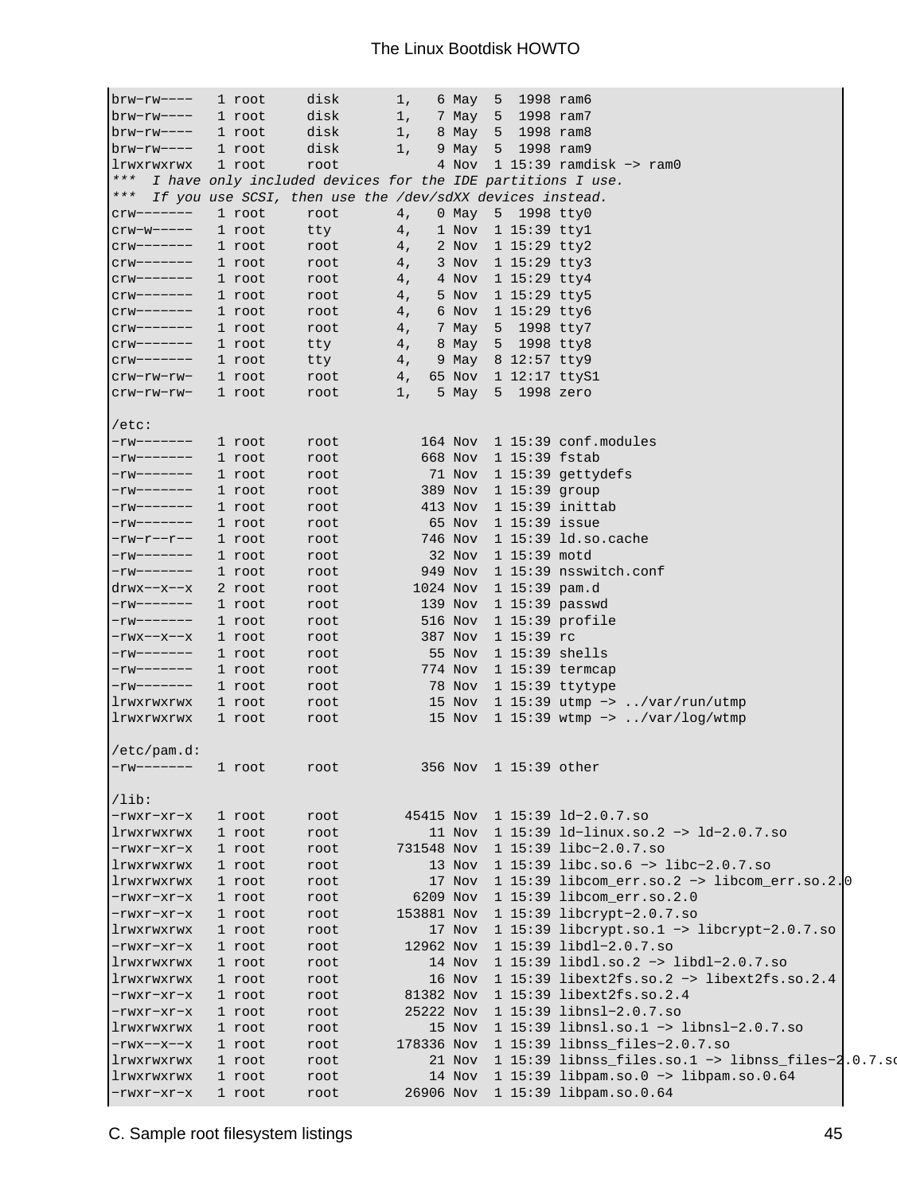```
brw-rw----   1 root     disk       1,   6 May  5  1998 ram6
brw-rw----   1 root     disk       1,   7 May  5  1998 ram7
brw-rw----   1 root     disk       1,   8 May  5  1998 ram8
brw-rw----   1 root     disk       1,   9 May  5  1998 ram9
lrwxrwxrwx   1 root     root            4 Nov  1 15:39 ramdisk -> ram0
***  I have only included devices for the IDE partitions I use.
***  If you use SCSI, then use the /dev/sdXX devices instead.
crw-------   1 root     root       4,   0 May  5  1998 tty0
crw--w----   1 root     tty        4,   1 Nov  1 15:39 tty1
crw-------   1 root     root       4,   2 Nov  1 15:29 tty2
crw-------   1 root     root       4,   3 Nov  1 15:29 tty3
crw-------   1 root     root       4,   4 Nov  1 15:29 tty4
crw-------   1 root     root       4,   5 Nov  1 15:29 tty5
crw-------   1 root     root       4,   6 Nov  1 15:29 tty6
crw-------   1 root     root       4,   7 May  5  1998 tty7
crw-------   1 root     tty        4,   8 May  5  1998 tty8
crw-------   1 root     tty        4,   9 May  8 12:57 tty9
crw-rw-rw-   1 root     root       4,  65 Nov  1 12:17 ttyS1
crw-rw-rw-   1 root     root       1,   5 May  5  1998 zero

/etc:
-rw-------   1 root     root          164 Nov  1 15:39 conf.modules
-rw-------   1 root     root          668 Nov  1 15:39 fstab
-rw-------   1 root     root           71 Nov  1 15:39 gettydefs
-rw-------   1 root     root          389 Nov  1 15:39 group
-rw-------   1 root     root          413 Nov  1 15:39 inittab
-rw-------   1 root     root           65 Nov  1 15:39 issue
-rw-r--r--   1 root     root          746 Nov  1 15:39 ld.so.cache
-rw-------   1 root     root           32 Nov  1 15:39 motd
-rw-------   1 root     root          949 Nov  1 15:39 nsswitch.conf
drwx--x--x   2 root     root         1024 Nov  1 15:39 pam.d
-rw-------   1 root     root          139 Nov  1 15:39 passwd
-rw-------   1 root     root          516 Nov  1 15:39 profile
-rwx--x--x   1 root     root          387 Nov  1 15:39 rc
-rw-------   1 root     root           55 Nov  1 15:39 shells
-rw-------   1 root     root          774 Nov  1 15:39 termcap
-rw-------   1 root     root           78 Nov  1 15:39 ttytype
lrwxrwxrwx   1 root     root           15 Nov  1 15:39 utmp -> ../var/run/utmp
lrwxrwxrwx   1 root     root           15 Nov  1 15:39 wtmp -> ../var/log/wtmp

/etc/pam.d:
-rw-------   1 root     root          356 Nov  1 15:39 other

/lib:
-rwxr-xr-x   1 root     root        45415 Nov  1 15:39 ld-2.0.7.so
lrwxrwxrwx   1 root     root           11 Nov  1 15:39 ld-linux.so.2 -> ld-2.0.7.so
-rwxr-xr-x   1 root     root       731548 Nov  1 15:39 libc-2.0.7.so
lrwxrwxrwx   1 root     root           13 Nov  1 15:39 libc.so.6 -> libc-2.0.7.so
lrwxrwxrwx   1 root     root           17 Nov  1 15:39 libcom_err.so.2 -> libcom_err.so.2.0
-rwxr-xr-x   1 root     root         6209 Nov  1 15:39 libcom_err.so.2.0
-rwxr-xr-x   1 root     root       153881 Nov  1 15:39 libcrypt-2.0.7.so
lrwxrwxrwx   1 root     root           17 Nov  1 15:39 libcrypt.so.1 -> libcrypt-2.0.7.so
-rwxr-xr-x   1 root     root        12962 Nov  1 15:39 libdl-2.0.7.so
lrwxrwxrwx   1 root     root           14 Nov  1 15:39 libdl.so.2 -> libdl-2.0.7.so
lrwxrwxrwx   1 root     root           16 Nov  1 15:39 libext2fs.so.2 -> libext2fs.so.2.4
-rwxr-xr-x   1 root     root        81382 Nov  1 15:39 libext2fs.so.2.4
-rwxr-xr-x   1 root     root        25222 Nov  1 15:39 libnsl-2.0.7.so
lrwxrwxrwx   1 root     root           15 Nov  1 15:39 libnsl.so.1 -> libnsl-2.0.7.so
-rwx--x--x   1 root     root       178336 Nov  1 15:39 libnss_files-2.0.7.so
lrwxrwxrwx   1 root     root           21 Nov  1 15:39 libnss_files.so.1 -> libnss_files-2.0.7.so
lrwxrwxrwx   1 root     root           14 Nov  1 15:39 libpam.so.0 -> libpam.so.0.64
-rwxr-xr-x   1 root     root        26906 Nov  1 15:39 libpam.so.0.64
```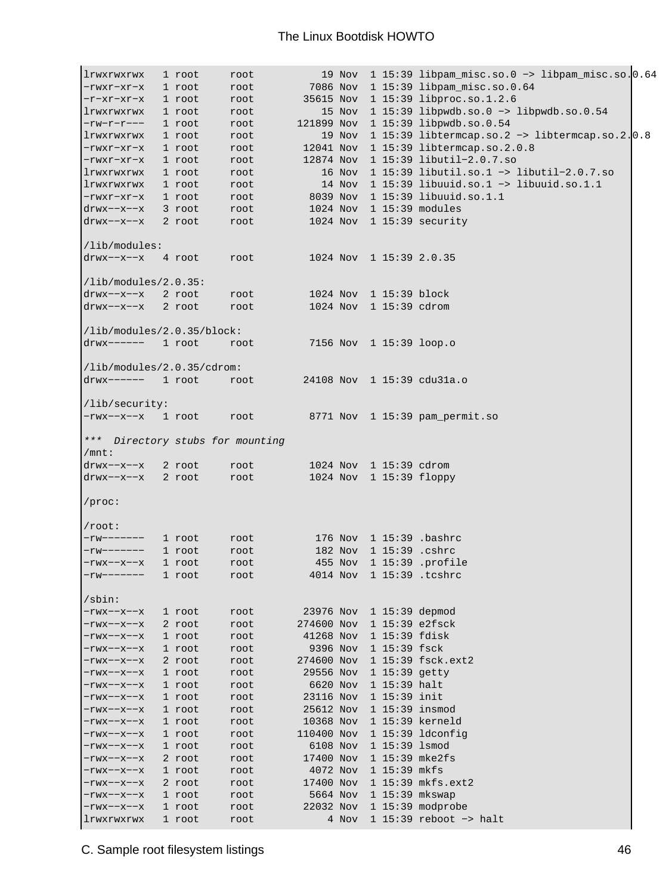```
lrwxrwxrwx   1 root     root           19 Nov  1 15:39 libpam_misc.so.0 -> libpam_misc.so.0.64
-rwxr-xr-x   1 root     root         7086 Nov  1 15:39 libpam_misc.so.0.64
-r-xr-xr-x   1 root     root        35615 Nov  1 15:39 libproc.so.1.2.6
lrwxrwxrwx   1 root     root           15 Nov  1 15:39 libpwdb.so.0 -> libpwdb.so.0.54
-rw-r--r--   1 root     root       121899 Nov  1 15:39 libpwdb.so.0.54
lrwxrwxrwx   1 root     root           19 Nov  1 15:39 libtermcap.so.2 -> libtermcap.so.2.0.8
-rwxr-xr-x   1 root     root        12041 Nov  1 15:39 libtermcap.so.2.0.8
-rwxr-xr-x   1 root     root        12874 Nov  1 15:39 libutil-2.0.7.so
lrwxrwxrwx   1 root     root           16 Nov  1 15:39 libutil.so.1 -> libutil-2.0.7.so
lrwxrwxrwx   1 root     root           14 Nov  1 15:39 libuuid.so.1 -> libuuid.so.1.1
-rwxr-xr-x   1 root     root         8039 Nov  1 15:39 libuuid.so.1.1
drwx--x--x   3 root     root         1024 Nov  1 15:39 modules
drwx--x--x   2 root     root         1024 Nov  1 15:39 security

/lib/modules:
drwx--x--x   4 root     root         1024 Nov  1 15:39 2.0.35

/lib/modules/2.0.35:
drwx--x--x   2 root     root         1024 Nov  1 15:39 block
drwx--x--x   2 root     root         1024 Nov  1 15:39 cdrom

/lib/modules/2.0.35/block:
drwx------   1 root     root         7156 Nov  1 15:39 loop.o

/lib/modules/2.0.35/cdrom:
drwx------   1 root     root        24108 Nov  1 15:39 cdu31a.o

/lib/security:
-rwx--x--x   1 root     root         8771 Nov  1 15:39 pam_permit.so

***  Directory stubs for mounting
/mnt:
drwx--x--x   2 root     root         1024 Nov  1 15:39 cdrom
drwx--x--x   2 root     root         1024 Nov  1 15:39 floppy

/proc:

/root:
-rw-------   1 root     root          176 Nov  1 15:39 .bashrc
-rw-------   1 root     root          182 Nov  1 15:39 .cshrc
-rwx--x--x   1 root     root          455 Nov  1 15:39 .profile
-rw-------   1 root     root         4014 Nov  1 15:39 .tcshrc

/sbin:
-rwx--x--x   1 root     root        23976 Nov  1 15:39 depmod
-rwx--x--x   2 root     root       274600 Nov  1 15:39 e2fsck
-rwx--x--x   1 root     root        41268 Nov  1 15:39 fdisk
-rwx--x--x   1 root     root         9396 Nov  1 15:39 fsck
-rwx--x--x   2 root     root       274600 Nov  1 15:39 fsck.ext2
-rwx--x--x   1 root     root        29556 Nov  1 15:39 getty
-rwx--x--x   1 root     root         6620 Nov  1 15:39 halt
-rwx--x--x   1 root     root        23116 Nov  1 15:39 init
-rwx--x--x   1 root     root        25612 Nov  1 15:39 insmod
-rwx--x--x   1 root     root        10368 Nov  1 15:39 kerneld
-rwx--x--x   1 root     root       110400 Nov  1 15:39 ldconfig
-rwx--x--x   1 root     root         6108 Nov  1 15:39 lsmod
-rwx--x--x   2 root     root        17400 Nov  1 15:39 mke2fs
-rwx--x--x   1 root     root         4072 Nov  1 15:39 mkfs
-rwx--x--x   2 root     root        17400 Nov  1 15:39 mkfs.ext2
-rwx--x--x   1 root     root         5664 Nov  1 15:39 mkswap
-rwx--x--x   1 root     root        22032 Nov  1 15:39 modprobe
lrwxrwxrwx   1 root     root            4 Nov  1 15:39 reboot -> halt
```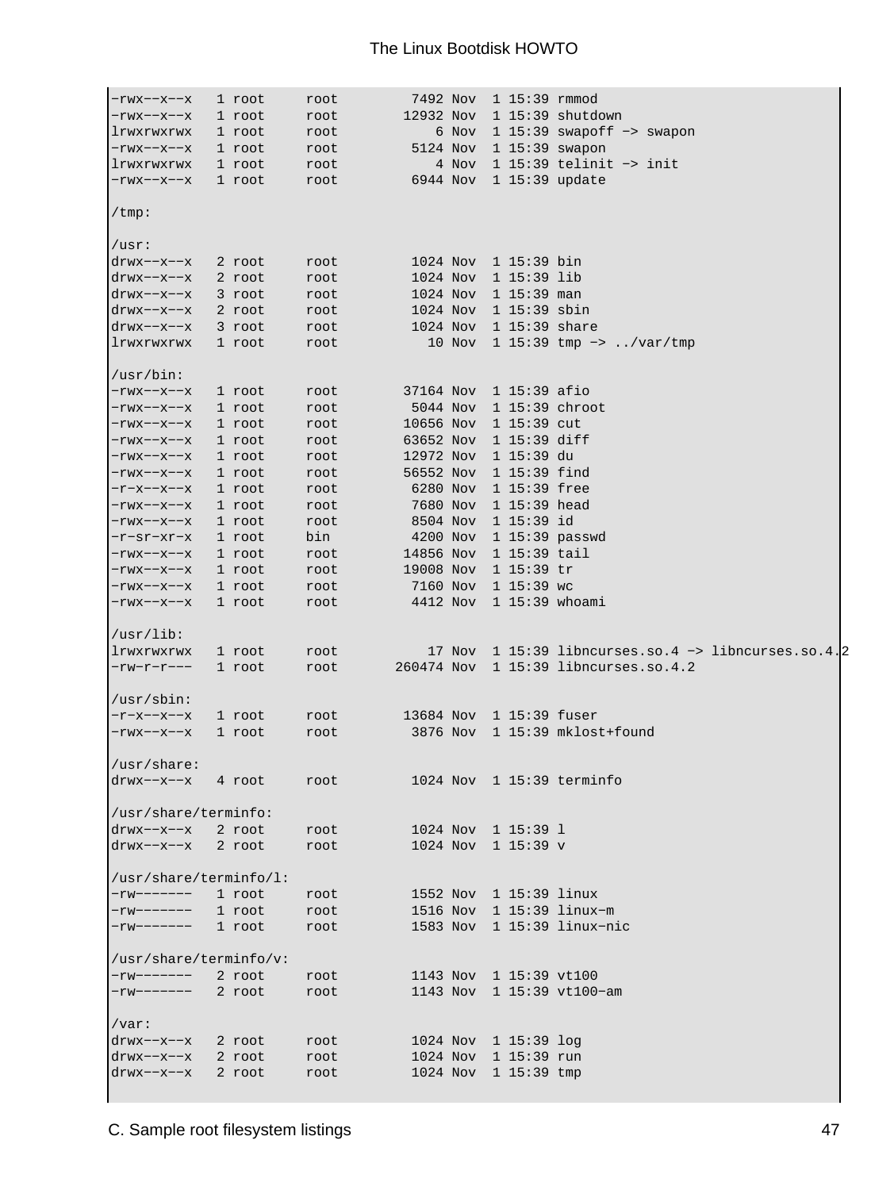```
-rwx--x--x   1 root     root         7492 Nov  1 15:39 rmmod
-rwx--x--x   1 root     root        12932 Nov  1 15:39 shutdown
lrwxrwxrwx   1 root     root            6 Nov  1 15:39 swapoff -> swapon
-rwx--x--x   1 root     root         5124 Nov  1 15:39 swapon
lrwxrwxrwx   1 root     root            4 Nov  1 15:39 telinit -> init
-rwx--x--x   1 root     root         6944 Nov  1 15:39 update

/tmp:

/usr:
drwx--x--x   2 root     root         1024 Nov  1 15:39 bin
drwx--x--x   2 root     root         1024 Nov  1 15:39 lib
drwx--x--x   3 root     root         1024 Nov  1 15:39 man
drwx--x--x   2 root     root         1024 Nov  1 15:39 sbin
drwx--x--x   3 root     root         1024 Nov  1 15:39 share
lrwxrwxrwx   1 root     root           10 Nov  1 15:39 tmp -> ../var/tmp

/usr/bin:
-rwx--x--x   1 root     root        37164 Nov  1 15:39 afio
-rwx--x--x   1 root     root         5044 Nov  1 15:39 chroot
-rwx--x--x   1 root     root        10656 Nov  1 15:39 cut
-rwx--x--x   1 root     root        63652 Nov  1 15:39 diff
-rwx--x--x   1 root     root        12972 Nov  1 15:39 du
-rwx--x--x   1 root     root        56552 Nov  1 15:39 find
-r-x--x--x   1 root     root         6280 Nov  1 15:39 free
-rwx--x--x   1 root     root         7680 Nov  1 15:39 head
-rwx--x--x   1 root     root         8504 Nov  1 15:39 id
-r-sr-xr-x   1 root     bin          4200 Nov  1 15:39 passwd
-rwx--x--x   1 root     root        14856 Nov  1 15:39 tail
-rwx--x--x   1 root     root        19008 Nov  1 15:39 tr
-rwx--x--x   1 root     root         7160 Nov  1 15:39 wc
-rwx--x--x   1 root     root         4412 Nov  1 15:39 whoami

/usr/lib:
lrwxrwxrwx   1 root     root           17 Nov  1 15:39 libncurses.so.4 -> libncurses.so.4.2
-rw-r--r--   1 root     root       260474 Nov  1 15:39 libncurses.so.4.2

/usr/sbin:
-r-x--x--x   1 root     root        13684 Nov  1 15:39 fuser
-rwx--x--x   1 root     root         3876 Nov  1 15:39 mklost+found

/usr/share:
drwx--x--x   4 root     root         1024 Nov  1 15:39 terminfo

/usr/share/terminfo:
drwx--x--x   2 root     root         1024 Nov  1 15:39 l
drwx--x--x   2 root     root         1024 Nov  1 15:39 v

/usr/share/terminfo/l:
-rw-------   1 root     root         1552 Nov  1 15:39 linux
-rw-------   1 root     root         1516 Nov  1 15:39 linux-m
-rw-------   1 root     root         1583 Nov  1 15:39 linux-nic

/usr/share/terminfo/v:
-rw-------   2 root     root         1143 Nov  1 15:39 vt100
-rw-------   2 root     root         1143 Nov  1 15:39 vt100-am

/var:
drwx--x--x   2 root     root         1024 Nov  1 15:39 log
drwx--x--x   2 root     root         1024 Nov  1 15:39 run
drwx--x--x   2 root     root         1024 Nov  1 15:39 tmp
```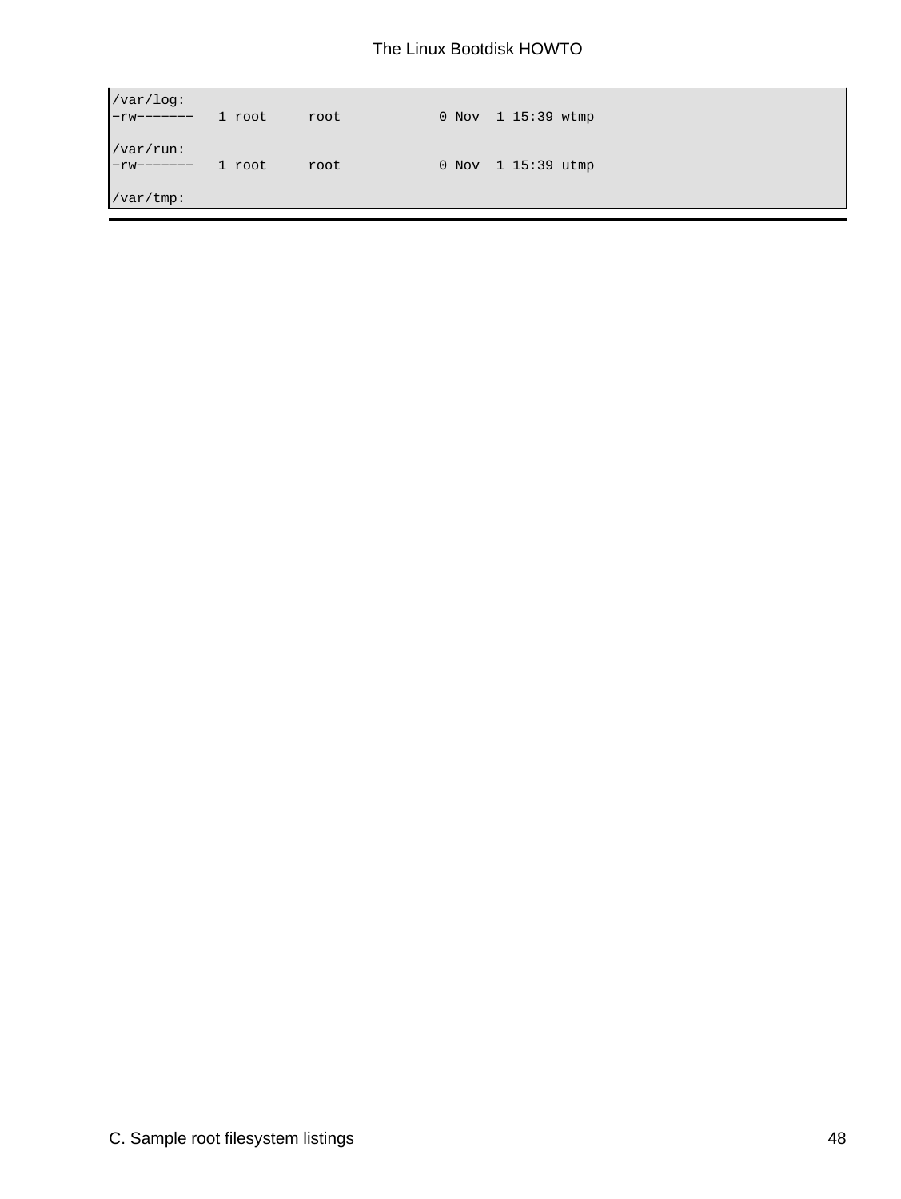```
/var/log:
-rw-------   1 root     root            0 Nov  1 15:39 wtmp

/var/run:
-rw-------   1 root     root            0 Nov  1 15:39 utmp

/var/tmp:
```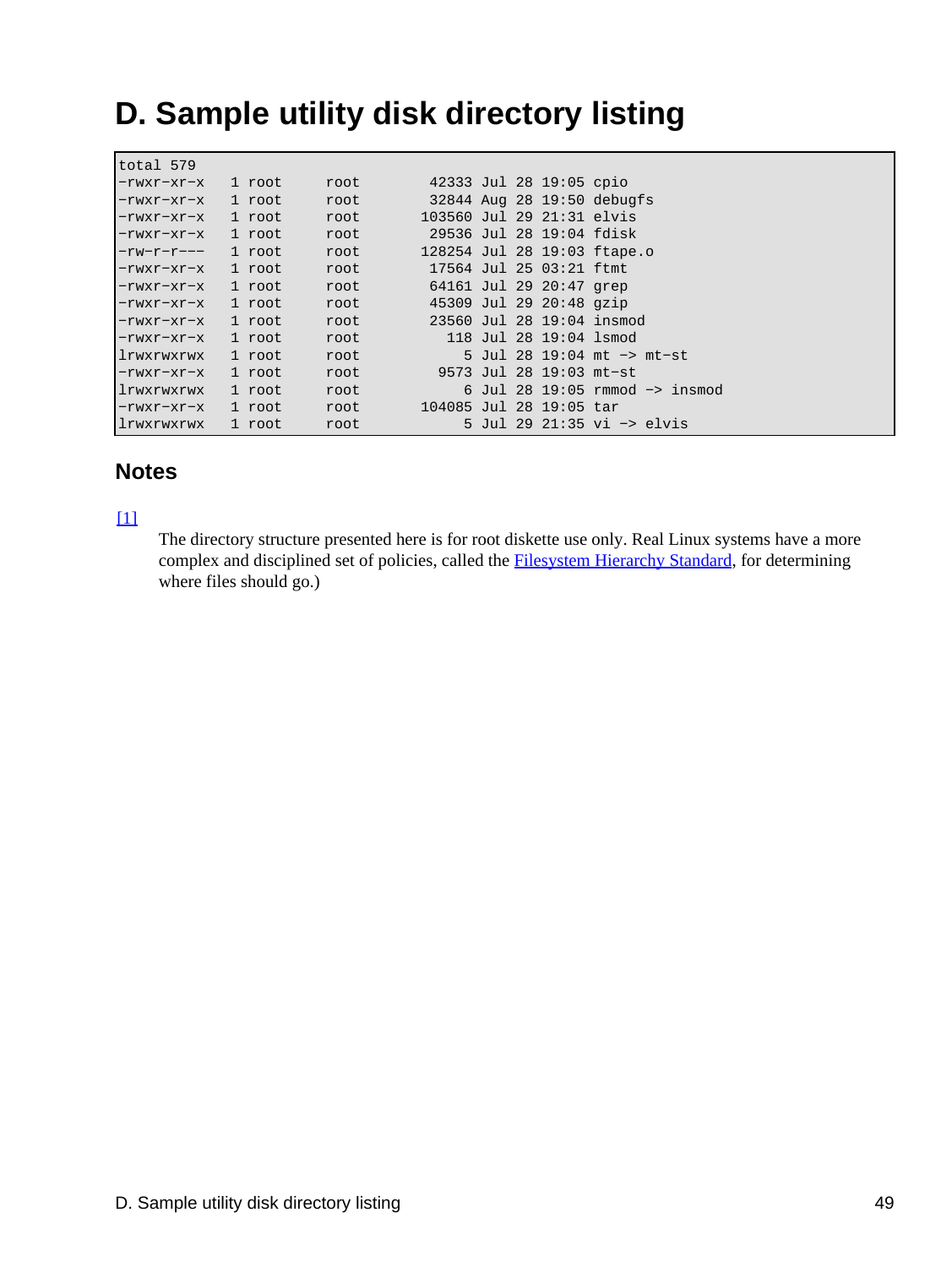# D. Sample utility disk directory listing

```
total 579
-rwxr-xr-x   1 root     root        42333 Jul 28 19:05 cpio
-rwxr-xr-x   1 root     root        32844 Aug 28 19:50 debugfs
-rwxr-xr-x   1 root     root       103560 Jul 29 21:31 elvis
-rwxr-xr-x   1 root     root        29536 Jul 28 19:04 fdisk
-rw-r--r--   1 root     root       128254 Jul 28 19:03 ftape.o
-rwxr-xr-x   1 root     root        17564 Jul 25 03:21 ftmt
-rwxr-xr-x   1 root     root        64161 Jul 29 20:47 grep
-rwxr-xr-x   1 root     root        45309 Jul 29 20:48 gzip
-rwxr-xr-x   1 root     root        23560 Jul 28 19:04 insmod
-rwxr-xr-x   1 root     root          118 Jul 28 19:04 lsmod
lrwxrwxrwx   1 root     root            5 Jul 28 19:04 mt -> mt-st
-rwxr-xr-x   1 root     root         9573 Jul 28 19:03 mt-st
lrwxrwxrwx   1 root     root            6 Jul 28 19:05 rmmod -> insmod
-rwxr-xr-x   1 root     root       104085 Jul 28 19:05 tar
lrwxrwxrwx   1 root     root            5 Jul 29 21:35 vi -> elvis
```

## Notes

[1]

The directory structure presented here is for root diskette use only. Real Linux systems have a more complex and disciplined set of policies, called the Filesystem Hierarchy Standard, for determining where files should go.)